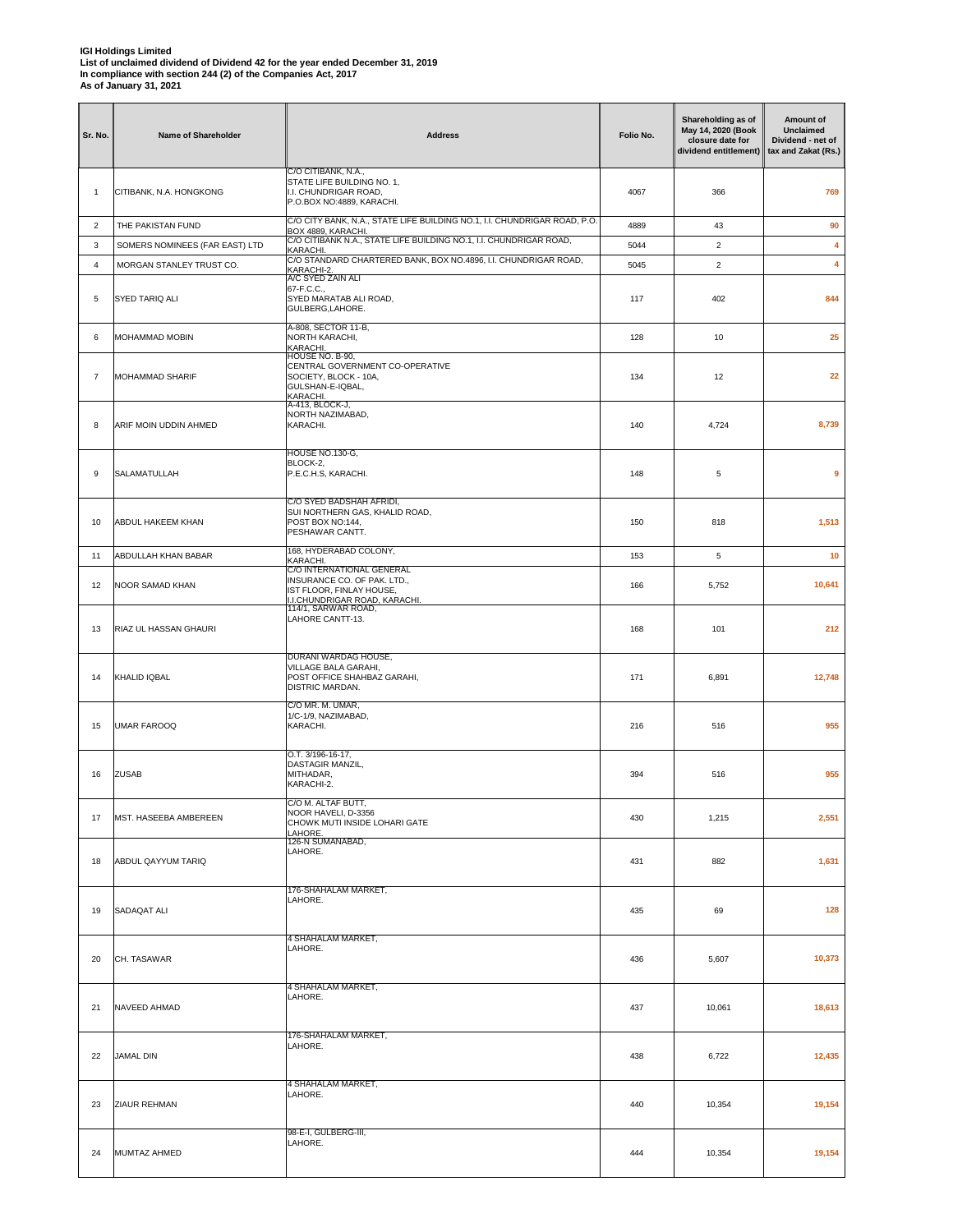**IGI Holdings Limited**
**List of unclaimed dividend of Dividend 42 for the year ended December 31, 2019**
**In compliance with section 244 (2) of the Companies Act, 2017**
**As of January 31, 2021**

| Sr. No. | Name of Shareholder | Address | Folio No. | Shareholding as of May 14, 2020 (Book closure date for dividend entitlement) | Amount of Unclaimed Dividend - net of tax and Zakat (Rs.) |
|---|---|---|---|---|---|
| 1 | CITIBANK, N.A. HONGKONG | C/O CITIBANK, N.A., STATE LIFE BUILDING NO. 1, I.I. CHUNDRIGAR ROAD, P.O.BOX NO:4889, KARACHI. | 4067 | 366 | 769 |
| 2 | THE PAKISTAN FUND | C/O CITY BANK, N.A., STATE LIFE BUILDING NO.1, I.I. CHUNDRIGAR ROAD, P.O. BOX 4889, KARACHI. | 4889 | 43 | 90 |
| 3 | SOMERS NOMINEES (FAR EAST) LTD | C/O CITIBANK N.A., STATE LIFE BUILDING NO.1, I.I. CHUNDRIGAR ROAD, KARACHI. | 5044 | 2 | 4 |
| 4 | MORGAN STANLEY TRUST CO. | C/O STANDARD CHARTERED BANK, BOX NO.4896, I.I. CHUNDRIGAR ROAD, KARACHI-2. | 5045 | 2 | 4 |
| 5 | SYED TARIQ ALI | A/C SYED ZAIN ALI 67-F.C.C., SYED MARATAB ALI ROAD, GULBERG,LAHORE. | 117 | 402 | 844 |
| 6 | MOHAMMAD MOBIN | A-808, SECTOR 11-B, NORTH KARACHI, KARACHI. | 128 | 10 | 25 |
| 7 | MOHAMMAD SHARIF | HOUSE NO. B-90, CENTRAL GOVERNMENT CO-OPERATIVE SOCIETY, BLOCK - 10A, GULSHAN-E-IQBAL, KARACHI. | 134 | 12 | 22 |
| 8 | ARIF MOIN UDDIN AHMED | A-413, BLOCK-J, NORTH NAZIMABAD, KARACHI. | 140 | 4,724 | 8,739 |
| 9 | SALAMATULLAH | HOUSE NO.130-G, BLOCK-2, P.E.C.H.S, KARACHI. | 148 | 5 | 9 |
| 10 | ABDUL HAKEEM KHAN | C/O SYED BADSHAH AFRIDI, SUI NORTHERN GAS, KHALID ROAD, POST BOX NO:144, PESHAWAR CANTT. | 150 | 818 | 1,513 |
| 11 | ABDULLAH KHAN BABAR | 168, HYDERABAD COLONY, KARACHI. | 153 | 5 | 10 |
| 12 | NOOR SAMAD KHAN | C/O INTERNATIONAL GENERAL INSURANCE CO. OF PAK. LTD., IST FLOOR, FINLAY HOUSE, I.I.CHUNDRIGAR ROAD, KARACHI. | 166 | 5,752 | 10,641 |
| 13 | RIAZ UL HASSAN GHAURI | 114/1, SARWAR ROAD, LAHORE CANTT-13. | 168 | 101 | 212 |
| 14 | KHALID IQBAL | DURANI WARDAG HOUSE, VILLAGE BALA GARAHI, POST OFFICE SHAHBAZ GARAHI, DISTRIC MARDAN. | 171 | 6,891 | 12,748 |
| 15 | UMAR FAROOQ | C/O MR. M. UMAR, 1/C-1/9, NAZIMABAD, KARACHI. | 216 | 516 | 955 |
| 16 | ZUSAB | O.T. 3/196-16-17, DASTAGIR MANZIL, MITHADAR, KARACHI-2. | 394 | 516 | 955 |
| 17 | MST. HASEEBA AMBEREEN | C/O M. ALTAF BUTT, NOOR HAVELI, D-3356 CHOWK MUTI INSIDE LOHARI GATE LAHORE. | 430 | 1,215 | 2,551 |
| 18 | ABDUL QAYYUM TARIQ | 126-N SUMANABAD, LAHORE. | 431 | 882 | 1,631 |
| 19 | SADAQAT ALI | 176-SHAHALAM MARKET, LAHORE. | 435 | 69 | 128 |
| 20 | CH. TASAWAR | 4 SHAHALAM MARKET, LAHORE. | 436 | 5,607 | 10,373 |
| 21 | NAVEED AHMAD | 4 SHAHALAM MARKET, LAHORE. | 437 | 10,061 | 18,613 |
| 22 | JAMAL DIN | 176-SHAHALAM MARKET, LAHORE. | 438 | 6,722 | 12,435 |
| 23 | ZIAUR REHMAN | 4 SHAHALAM MARKET, LAHORE. | 440 | 10,354 | 19,154 |
| 24 | MUMTAZ AHMED | 98-E-I, GULBERG-III, LAHORE. | 444 | 10,354 | 19,154 |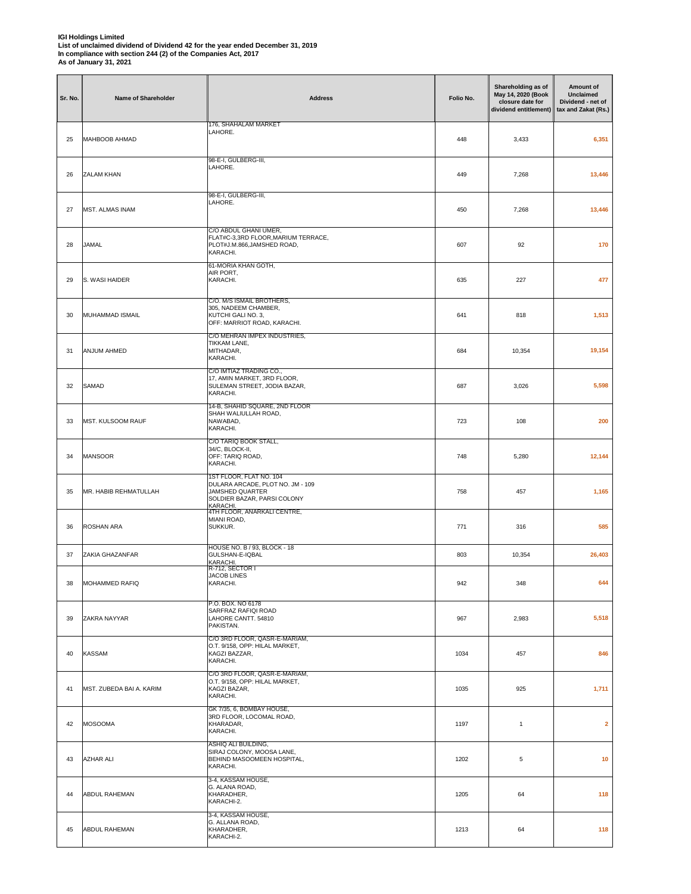**IGI Holdings Limited**
**List of unclaimed dividend of Dividend 42 for the year ended December 31, 2019**
**In compliance with section 244 (2) of the Companies Act, 2017**
**As of January 31, 2021**

| Sr. No. | Name of Shareholder | Address | Folio No. | Shareholding as of May 14, 2020 (Book closure date for dividend entitlement) | Amount of Unclaimed Dividend - net of tax and Zakat (Rs.) |
|---|---|---|---|---|---|
| 25 | MAHBOOB AHMAD | 176, SHAHALAM MARKET LAHORE. | 448 | 3,433 | 6,351 |
| 26 | ZALAM KHAN | 98-E-I, GULBERG-III, LAHORE. | 449 | 7,268 | 13,446 |
| 27 | MST. ALMAS INAM | 98-E-I, GULBERG-III, LAHORE. | 450 | 7,268 | 13,446 |
| 28 | JAMAL | C/O ABDUL GHANI UMER, FLAT#C-3,3RD FLOOR,MARIUM TERRACE, PLOT#J.M.866,JAMSHED ROAD, KARACHI. | 607 | 92 | 170 |
| 29 | S. WASI HAIDER | 61-MORIA KHAN GOTH, AIR PORT, KARACHI. | 635 | 227 | 477 |
| 30 | MUHAMMAD ISMAIL | C/O. M/S ISMAIL BROTHERS, 305, NADEEM CHAMBER, KUTCHI GALI NO. 3, OFF: MARRIOT ROAD, KARACHI. | 641 | 818 | 1,513 |
| 31 | ANJUM AHMED | C/O MEHRAN IMPEX INDUSTRIES, TIKKAM LANE, MITHADAR, KARACHI. | 684 | 10,354 | 19,154 |
| 32 | SAMAD | C/O IMTIAZ TRADING CO., 17, AMIN MARKET, 3RD FLOOR, SULEMAN STREET, JODIA BAZAR, KARACHI. | 687 | 3,026 | 5,598 |
| 33 | MST. KULSOOM RAUF | 14-B, SHAHID SQUARE, 2ND FLOOR SHAH WALIULLAH ROAD, NAWABAD, KARACHI. | 723 | 108 | 200 |
| 34 | MANSOOR | C/O TARIQ BOOK STALL, 34/C, BLOCK-II, OFF: TARIQ ROAD, KARACHI. | 748 | 5,280 | 12,144 |
| 35 | MR. HABIB REHMATULLAH | 1ST FLOOR, FLAT NO. 104 DULARA ARCADE, PLOT NO. JM - 109 JAMSHED QUARTER SOLDIER BAZAR, PARSI COLONY KARACHI. | 758 | 457 | 1,165 |
| 36 | ROSHAN ARA | 4TH FLOOR, ANARKALI CENTRE, MIANI ROAD, SUKKUR. | 771 | 316 | 585 |
| 37 | ZAKIA GHAZANFAR | HOUSE NO. B / 93, BLOCK - 18 GULSHAN-E-IQBAL KARACHI. | 803 | 10,354 | 26,403 |
| 38 | MOHAMMED RAFIQ | R-712, SECTOR I JACOB LINES KARACHI. | 942 | 348 | 644 |
| 39 | ZAKRA NAYYAR | P.O. BOX. NO 6178 SARFRAZ RAFIQI ROAD LAHORE CANTT. 54810 PAKISTAN. | 967 | 2,983 | 5,518 |
| 40 | KASSAM | C/O 3RD FLOOR, QASR-E-MARIAM, O.T. 9/158, OPP: HILAL MARKET, KAGZI BAZZAR, KARACHI. | 1034 | 457 | 846 |
| 41 | MST. ZUBEDA BAI A. KARIM | C/O 3RD FLOOR, QASR-E-MARIAM, O.T. 9/158, OPP: HILAL MARKET, KAGZI BAZAR, KARACHI. | 1035 | 925 | 1,711 |
| 42 | MOSOOMA | GK 7/35, 6, BOMBAY HOUSE, 3RD FLOOR, LOCOMAL ROAD, KHARADAR, KARACHI. | 1197 | 1 | 2 |
| 43 | AZHAR ALI | ASHIQ ALI BUILDING, SIRAJ COLONY, MOOSA LANE, BEHIND MASOOMEEN HOSPITAL, KARACHI. | 1202 | 5 | 10 |
| 44 | ABDUL RAHEMAN | 3-4, KASSAM HOUSE, G. ALANA ROAD, KHARADHER, KARACHI-2. | 1205 | 64 | 118 |
| 45 | ABDUL RAHEMAN | 3-4, KASSAM HOUSE, G. ALLANA ROAD, KHARADHER, KARACHI-2. | 1213 | 64 | 118 |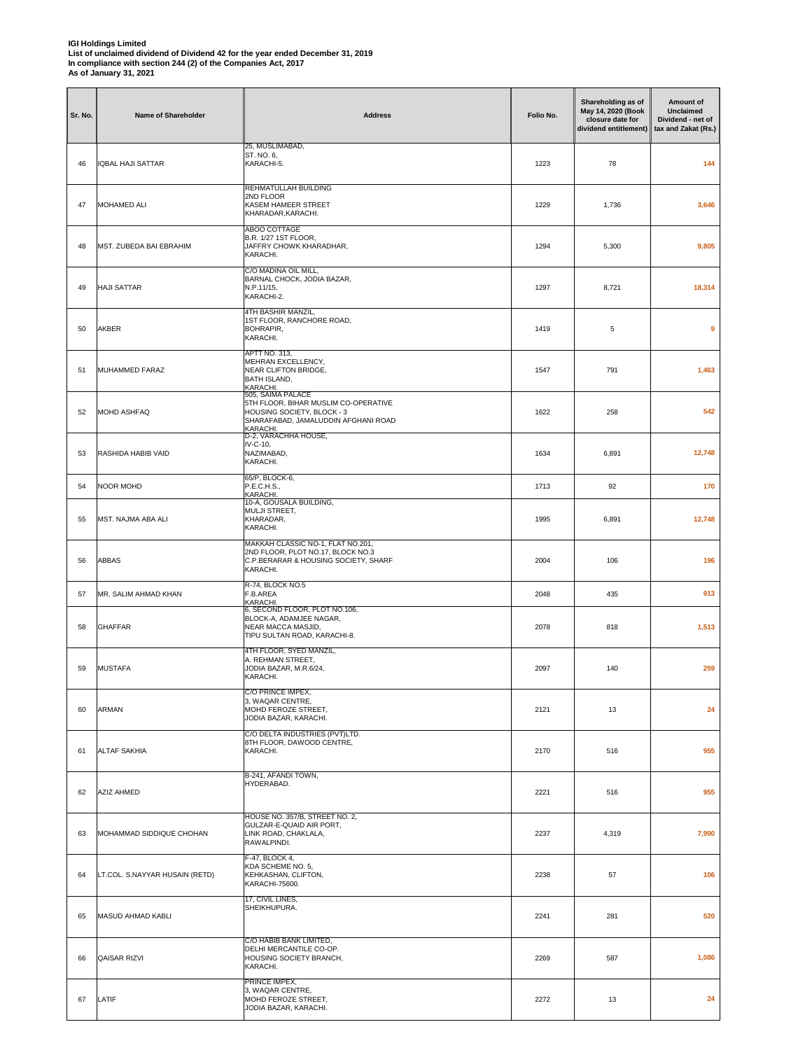**IGI Holdings Limited**
**List of unclaimed dividend of Dividend 42 for the year ended December 31, 2019**
**In compliance with section 244 (2) of the Companies Act, 2017**
**As of January 31, 2021**

| Sr. No. | Name of Shareholder | Address | Folio No. | Shareholding as of May 14, 2020 (Book closure date for dividend entitlement) | Amount of Unclaimed Dividend - net of tax and Zakat (Rs.) |
|---|---|---|---|---|---|
| 46 | IQBAL HAJI SATTAR | 25, MUSLIMABAD, ST. NO. 6, KARACHI-5. | 1223 | 78 | 144 |
| 47 | MOHAMED ALI | REHMATULLAH BUILDING 2ND FLOOR KASEM HAMEER STREET KHARADAR,KARACHI. | 1229 | 1,736 | 3,646 |
| 48 | MST. ZUBEDA BAI EBRAHIM | ABOO COTTAGE B.R. 1/27 1ST FLOOR, JAFFRY CHOWK KHARADHAR, KARACHI. | 1294 | 5,300 | 9,805 |
| 49 | HAJI SATTAR | C/O MADINA OIL MILL, BARNAL CHOCK, JODIA BAZAR, N.P.11/15, KARACHI-2. | 1297 | 8,721 | 18,314 |
| 50 | AKBER | 4TH BASHIR MANZIL, 1ST FLOOR, RANCHORE ROAD, BOHRAPIR, KARACHI. | 1419 | 5 | 9 |
| 51 | MUHAMMED FARAZ | APTT NO. 313, MEHRAN EXCELLENCY, NEAR CLIFTON BRIDGE, BATH ISLAND, KARACHI. | 1547 | 791 | 1,463 |
| 52 | MOHD ASHFAQ | 505, SAIMA PALACE 5TH FLOOR, BIHAR MUSLIM CO-OPERATIVE HOUSING SOCIETY, BLOCK - 3 SHARAFABAD, JAMALUDDIN AFGHANI ROAD KARACHI. | 1622 | 258 | 542 |
| 53 | RASHIDA HABIB VAID | D-2, VARACHHA HOUSE, IV-C-10, NAZIMABAD, KARACHI. | 1634 | 6,891 | 12,748 |
| 54 | NOOR MOHD | 65/P, BLOCK-6, P.E.C.H.S., KARACHI. | 1713 | 92 | 170 |
| 55 | MST. NAJMA ABA ALI | 10-A, GOUSALA BUILDING, MULJI STREET, KHARADAR, KARACHI. | 1995 | 6,891 | 12,748 |
| 56 | ABBAS | MAKKAH CLASSIC NO-1, FLAT NO.201, 2ND FLOOR, PLOT NO.17, BLOCK NO.3 C.P.BERARAR & HOUSING SOCIETY, SHARF KARACHI. | 2004 | 106 | 196 |
| 57 | MR. SALIM AHMAD KHAN | R-74, BLOCK NO.5 F.B.AREA KARACHI. | 2048 | 435 | 913 |
| 58 | GHAFFAR | 6, SECOND FLOOR, PLOT NO.106, BLOCK-A, ADAMJEE NAGAR, NEAR MACCA MASJID, TIPU SULTAN ROAD, KARACHI-8. | 2078 | 818 | 1,513 |
| 59 | MUSTAFA | 4TH FLOOR, SYED MANZIL, A. REHMAN STREET, JODIA BAZAR, M.R.6/24, KARACHI. | 2097 | 140 | 259 |
| 60 | ARMAN | C/O PRINCE IMPEX, 3, WAQAR CENTRE, MOHD FEROZE STREET, JODIA BAZAR, KARACHI. | 2121 | 13 | 24 |
| 61 | ALTAF SAKHIA | C/O DELTA INDUSTRIES (PVT)LTD. 8TH FLOOR, DAWOOD CENTRE, KARACHI. | 2170 | 516 | 955 |
| 62 | AZIZ AHMED | B-241, AFANDI TOWN, HYDERABAD. | 2221 | 516 | 955 |
| 63 | MOHAMMAD SIDDIQUE CHOHAN | HOUSE NO. 357/B, STREET NO. 2, GULZAR-E-QUAID AIR PORT, LINK ROAD, CHAKLALA, RAWALPINDI. | 2237 | 4,319 | 7,990 |
| 64 | LT.COL. S.NAYYAR HUSAIN (RETD) | F-47, BLOCK 4, KDA SCHEME NO. 5, KEHKASHAN, CLIFTON, KARACHI-75600. | 2238 | 57 | 106 |
| 65 | MASUD AHMAD KABLI | 17, CIVIL LINES, SHEIKHUPURA. | 2241 | 281 | 520 |
| 66 | QAISAR RIZVI | C/O HABIB BANK LIMITED, DELHI MERCANTILE CO-OP. HOUSING SOCIETY BRANCH, KARACHI. | 2269 | 587 | 1,086 |
| 67 | LATIF | PRINCE IMPEX, 3, WAQAR CENTRE, MOHD FEROZE STREET, JODIA BAZAR, KARACHI. | 2272 | 13 | 24 |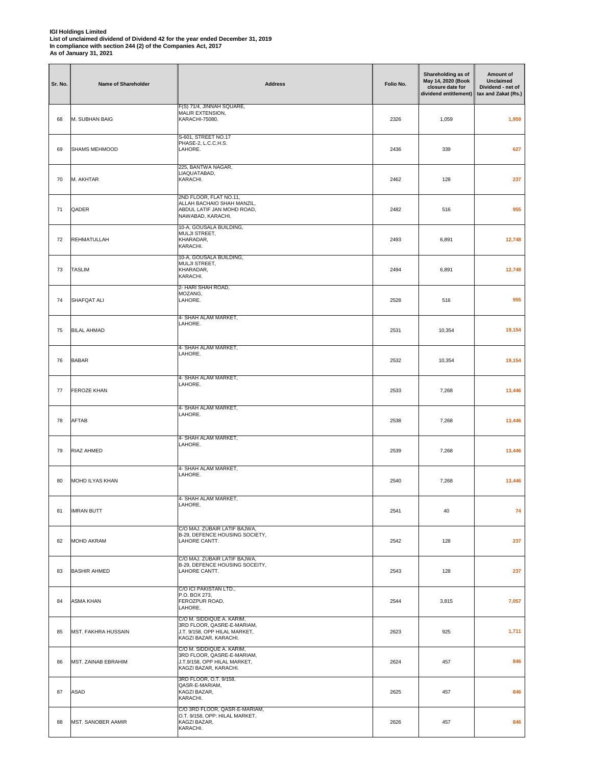**IGI Holdings Limited**
**List of unclaimed dividend of Dividend 42 for the year ended December 31, 2019**
**In compliance with section 244 (2) of the Companies Act, 2017**
**As of January 31, 2021**

| Sr. No. | Name of Shareholder | Address | Folio No. | Shareholding as of May 14, 2020 (Book closure date for dividend entitlement) | Amount of Unclaimed Dividend - net of tax and Zakat (Rs.) |
|---|---|---|---|---|---|
| 68 | M. SUBHAN BAIG | F(S) 71/4, JINNAH SQUARE, MALIR EXTENSION, KARACHI-75080. | 2326 | 1,059 | 1,959 |
| 69 | SHAMS MEHMOOD | S-601, STREET NO.17 PHASE-2, L.C.C.H.S. LAHORE. | 2436 | 339 | 627 |
| 70 | M. AKHTAR | 225, BANTWA NAGAR, LIAQUATABAD, KARACHI. | 2462 | 128 | 237 |
| 71 | QADER | 2ND FLOOR, FLAT NO.11, ALLAH BACHAIO SHAH MANZIL, ABDUL LATIF JAN MOHD ROAD, NAWABAD, KARACHI. | 2482 | 516 | 955 |
| 72 | REHMATULLAH | 10-A, GOUSALA BUILDING, MULJI STREET, KHARADAR, KARACHI. | 2493 | 6,891 | 12,748 |
| 73 | TASLIM | 10-A, GOUSALA BUILDING, MULJI STREET, KHARADAR, KARACHI. | 2494 | 6,891 | 12,748 |
| 74 | SHAFQAT ALI | 2- HARI SHAH ROAD, MOZANG, LAHORE. | 2528 | 516 | 955 |
| 75 | BILAL AHMAD | 4- SHAH ALAM MARKET, LAHORE. | 2531 | 10,354 | 19,154 |
| 76 | BABAR | 4- SHAH ALAM MARKET, LAHORE. | 2532 | 10,354 | 19,154 |
| 77 | FEROZE KHAN | 4- SHAH ALAM MARKET, LAHORE. | 2533 | 7,268 | 13,446 |
| 78 | AFTAB | 4- SHAH ALAM MARKET, LAHORE. | 2538 | 7,268 | 13,446 |
| 79 | RIAZ AHMED | 4- SHAH ALAM MARKET, LAHORE. | 2539 | 7,268 | 13,446 |
| 80 | MOHD ILYAS KHAN | 4- SHAH ALAM MARKET, LAHORE. | 2540 | 7,268 | 13,446 |
| 81 | IMRAN BUTT | 4- SHAH ALAM MARKET, LAHORE. | 2541 | 40 | 74 |
| 82 | MOHD AKRAM | C/O MAJ. ZUBAIR LATIF BAJWA, B-29, DEFENCE HOUSING SOCIETY, LAHORE CANTT. | 2542 | 128 | 237 |
| 83 | BASHIR AHMED | C/O MAJ. ZUBAIR LATIF BAJWA, B-29, DEFENCE HOUSING SOCEITY, LAHORE CANTT. | 2543 | 128 | 237 |
| 84 | ASMA KHAN | C/O ICI PAKISTAN LTD., P.O. BOX 273, FEROZPUR ROAD, LAHORE. | 2544 | 3,815 | 7,057 |
| 85 | MST. FAKHRA HUSSAIN | C/O M. SIDDIQUE A. KARIM, 3RD FLOOR, QASRE-E-MARIAM, J.T. 9/158, OPP HILAL MARKET, KAGZI BAZAR, KARACHI. | 2623 | 925 | 1,711 |
| 86 | MST. ZAINAB EBRAHIM | C/O M. SIDDIQUE A. KARIM, 3RD FLOOR, QASRE-E-MARIAM, J.T.9/158, OPP HILAL MARKET, KAGZI BAZAR, KARACHI. | 2624 | 457 | 846 |
| 87 | ASAD | 3RD FLOOR, O.T. 9/158, QASR-E-MARIAM, KAGZI BAZAR, KARACHI. | 2625 | 457 | 846 |
| 88 | MST. SANOBER AAMIR | C/O 3RD FLOOR, QASR-E-MARIAM, O.T. 9/158, OPP: HILAL MARKET, KAGZI BAZAR, KARACHI. | 2626 | 457 | 846 |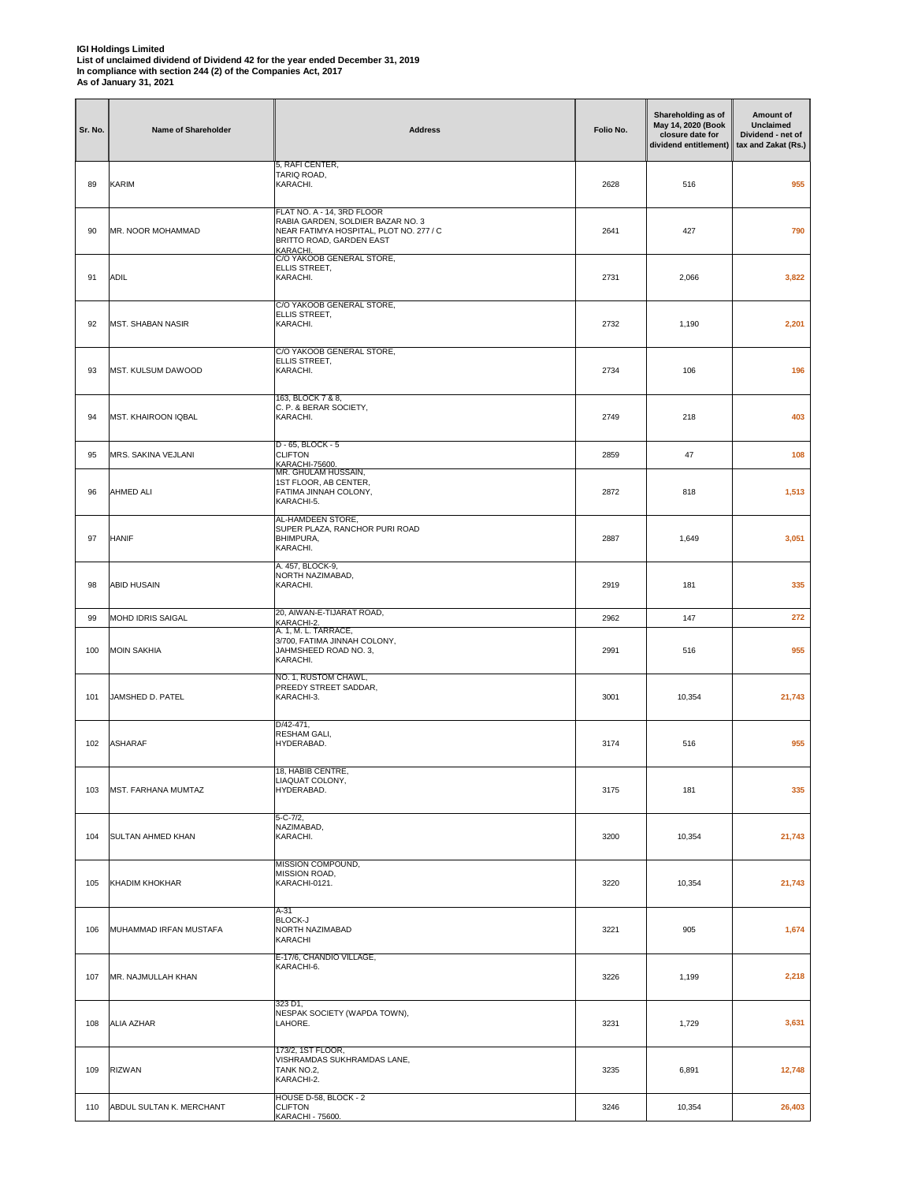**IGI Holdings Limited**
**List of unclaimed dividend of Dividend 42 for the year ended December 31, 2019**
**In compliance with section 244 (2) of the Companies Act, 2017**
**As of January 31, 2021**

| Sr. No. | Name of Shareholder | Address | Folio No. | Shareholding as of May 14, 2020 (Book closure date for dividend entitlement) | Amount of Unclaimed Dividend - net of tax and Zakat (Rs.) |
|---|---|---|---|---|---|
| 89 | KARIM | 5, RAFI CENTER, TARIQ ROAD, KARACHI. | 2628 | 516 | 955 |
| 90 | MR. NOOR MOHAMMAD | FLAT NO. A - 14, 3RD FLOOR RABIA GARDEN, SOLDIER BAZAR NO. 3 NEAR FATIMYA HOSPITAL, PLOT NO. 277 / C BRITTO ROAD, GARDEN EAST KARACHI. | 2641 | 427 | 790 |
| 91 | ADIL | C/O YAKOOB GENERAL STORE, ELLIS STREET, KARACHI. | 2731 | 2,066 | 3,822 |
| 92 | MST. SHABAN NASIR | C/O YAKOOB GENERAL STORE, ELLIS STREET, KARACHI. | 2732 | 1,190 | 2,201 |
| 93 | MST. KULSUM DAWOOD | C/O YAKOOB GENERAL STORE, ELLIS STREET, KARACHI. | 2734 | 106 | 196 |
| 94 | MST. KHAIROON IQBAL | 163, BLOCK 7 & 8, C. P. & BERAR SOCIETY, KARACHI. | 2749 | 218 | 403 |
| 95 | MRS. SAKINA VEJLANI | D - 65, BLOCK - 5 CLIFTON KARACHI-75600. | 2859 | 47 | 108 |
| 96 | AHMED ALI | MR. GHULAM HUSSAIN, 1ST FLOOR, AB CENTER, FATIMA JINNAH COLONY, KARACHI-5. | 2872 | 818 | 1,513 |
| 97 | HANIF | AL-HAMDEEN STORE, SUPER PLAZA, RANCHOR PURI ROAD BHIMPURA, KARACHI. | 2887 | 1,649 | 3,051 |
| 98 | ABID HUSAIN | A. 457, BLOCK-9, NORTH NAZIMABAD, KARACHI. | 2919 | 181 | 335 |
| 99 | MOHD IDRIS SAIGAL | 20, AIWAN-E-TIJARAT ROAD, KARACHI-2. | 2962 | 147 | 272 |
| 100 | MOIN SAKHIA | A. 1, M. L. TARRACE, 3/700, FATIMA JINNAH COLONY, JAHMSHEED ROAD NO. 3, KARACHI. | 2991 | 516 | 955 |
| 101 | JAMSHED D. PATEL | NO. 1, RUSTOM CHAWL, PREEDY STREET SADDAR, KARACHI-3. | 3001 | 10,354 | 21,743 |
| 102 | ASHARAF | D/42-471, RESHAM GALI, HYDERABAD. | 3174 | 516 | 955 |
| 103 | MST. FARHANA MUMTAZ | 18, HABIB CENTRE, LIAQUAT COLONY, HYDERABAD. | 3175 | 181 | 335 |
| 104 | SULTAN AHMED KHAN | 5-C-7/2, NAZIMABAD, KARACHI. | 3200 | 10,354 | 21,743 |
| 105 | KHADIM KHOKHAR | MISSION COMPOUND, MISSION ROAD, KARACHI-0121. | 3220 | 10,354 | 21,743 |
| 106 | MUHAMMAD IRFAN MUSTAFA | A-31 BLOCK-J NORTH NAZIMABAD KARACHI | 3221 | 905 | 1,674 |
| 107 | MR. NAJMULLAH KHAN | E-17/6, CHANDIO VILLAGE, KARACHI-6. | 3226 | 1,199 | 2,218 |
| 108 | ALIA AZHAR | 323 D1, NESPAK SOCIETY (WAPDA TOWN), LAHORE. | 3231 | 1,729 | 3,631 |
| 109 | RIZWAN | 173/2, 1ST FLOOR, VISHRAMDAS SUKHRAMDAS LANE, TANK NO.2, KARACHI-2. | 3235 | 6,891 | 12,748 |
| 110 | ABDUL SULTAN K. MERCHANT | HOUSE D-58, BLOCK - 2 CLIFTON KARACHI - 75600. | 3246 | 10,354 | 26,403 |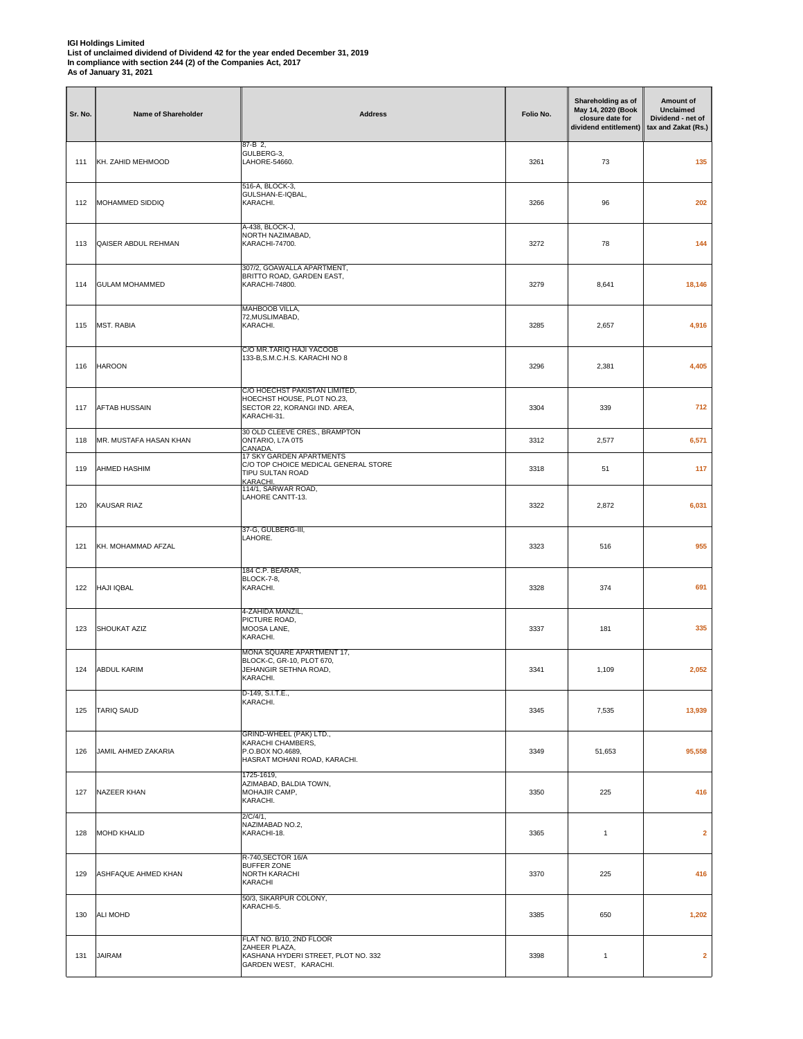**IGI Holdings Limited**
**List of unclaimed dividend of Dividend 42 for the year ended December 31, 2019**
**In compliance with section 244 (2) of the Companies Act, 2017**
**As of January 31, 2021**

| Sr. No. | Name of Shareholder | Address | Folio No. | Shareholding as of May 14, 2020 (Book closure date for dividend entitlement) | Amount of Unclaimed Dividend - net of tax and Zakat (Rs.) |
|---|---|---|---|---|---|
| 111 | KH. ZAHID MEHMOOD | 87-B 2, GULBERG-3, LAHORE-54660. | 3261 | 73 | 135 |
| 112 | MOHAMMED SIDDIQ | 516-A, BLOCK-3, GULSHAN-E-IQBAL, KARACHI. | 3266 | 96 | 202 |
| 113 | QAISER ABDUL REHMAN | A-438, BLOCK-J, NORTH NAZIMABAD, KARACHI-74700. | 3272 | 78 | 144 |
| 114 | GULAM MOHAMMED | 307/2, GOAWALLA APARTMENT, BRITTO ROAD, GARDEN EAST, KARACHI-74800. | 3279 | 8,641 | 18,146 |
| 115 | MST. RABIA | MAHBOOB VILLA, 72,MUSLIMABAD, KARACHI. | 3285 | 2,657 | 4,916 |
| 116 | HAROON | C/O MR.TARIQ HAJI YACOOB 133-B,S.M.C.H.S. KARACHI NO 8 | 3296 | 2,381 | 4,405 |
| 117 | AFTAB HUSSAIN | C/O HOECHST PAKISTAN LIMITED, HOECHST HOUSE, PLOT NO.23, SECTOR 22, KORANGI IND. AREA, KARACHI-31. | 3304 | 339 | 712 |
| 118 | MR. MUSTAFA HASAN KHAN | 30 OLD CLEEVE CRES., BRAMPTON ONTARIO, L7A 0T5 CANADA. | 3312 | 2,577 | 6,571 |
| 119 | AHMED HASHIM | 17 SKY GARDEN APARTMENTS C/O TOP CHOICE MEDICAL GENERAL STORE TIPU SULTAN ROAD KARACHI. | 3318 | 51 | 117 |
| 120 | KAUSAR RIAZ | 114/1, SARWAR ROAD, LAHORE CANTT-13. | 3322 | 2,872 | 6,031 |
| 121 | KH. MOHAMMAD AFZAL | 37-G, GULBERG-III, LAHORE. | 3323 | 516 | 955 |
| 122 | HAJI IQBAL | 184 C.P. BEARAR, BLOCK-7-8, KARACHI. | 3328 | 374 | 691 |
| 123 | SHOUKAT AZIZ | 4-ZAHIDA MANZIL, PICTURE ROAD, MOOSA LANE, KARACHI. | 3337 | 181 | 335 |
| 124 | ABDUL KARIM | MONA SQUARE APARTMENT 17, BLOCK-C, GR-10, PLOT 670, JEHANGIR SETHNA ROAD, KARACHI. | 3341 | 1,109 | 2,052 |
| 125 | TARIQ SAUD | D-149, S.I.T.E., KARACHI. | 3345 | 7,535 | 13,939 |
| 126 | JAMIL AHMED ZAKARIA | GRIND-WHEEL (PAK) LTD., KARACHI CHAMBERS, P.O.BOX NO.4689, HASRAT MOHANI ROAD, KARACHI. | 3349 | 51,653 | 95,558 |
| 127 | NAZEER KHAN | 1725-1619, AZIMABAD, BALDIA TOWN, MOHAJIR CAMP, KARACHI. | 3350 | 225 | 416 |
| 128 | MOHD KHALID | 2/C/4/1, NAZIMABAD NO.2, KARACHI-18. | 3365 | 1 | 2 |
| 129 | ASHFAQUE AHMED KHAN | R-740,SECTOR 16/A BUFFER ZONE NORTH KARACHI KARACHI | 3370 | 225 | 416 |
| 130 | ALI MOHD | 50/3, SIKARPUR COLONY, KARACHI-5. | 3385 | 650 | 1,202 |
| 131 | JAIRAM | FLAT NO. B/10, 2ND FLOOR ZAHEER PLAZA, KASHANA HYDERI STREET, PLOT NO. 332 GARDEN WEST, KARACHI. | 3398 | 1 | 2 |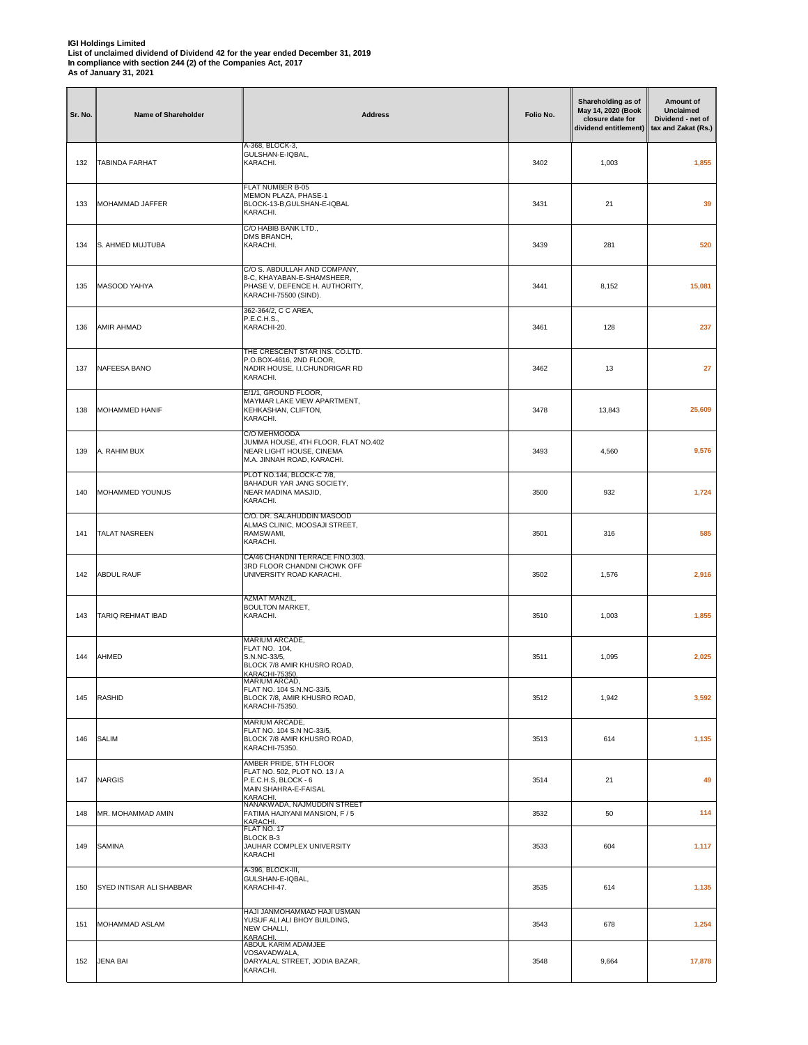**IGI Holdings Limited**
**List of unclaimed dividend of Dividend 42 for the year ended December 31, 2019**
**In compliance with section 244 (2) of the Companies Act, 2017**
**As of January 31, 2021**

| Sr. No. | Name of Shareholder | Address | Folio No. | Shareholding as of May 14, 2020 (Book closure date for dividend entitlement) | Amount of Unclaimed Dividend - net of tax and Zakat (Rs.) |
|---|---|---|---|---|---|
| 132 | TABINDA FARHAT | A-368, BLOCK-3, GULSHAN-E-IQBAL, KARACHI. | 3402 | 1,003 | 1,855 |
| 133 | MOHAMMAD JAFFER | FLAT NUMBER B-05 MEMON PLAZA, PHASE-1 BLOCK-13-B,GULSHAN-E-IQBAL KARACHI. | 3431 | 21 | 39 |
| 134 | S. AHMED MUJTUBA | C/O HABIB BANK LTD., DMS BRANCH, KARACHI. | 3439 | 281 | 520 |
| 135 | MASOOD YAHYA | C/O S. ABDULLAH AND COMPANY, 8-C, KHAYABAN-E-SHAMSHEER, PHASE V, DEFENCE H. AUTHORITY, KARACHI-75500 (SIND). | 3441 | 8,152 | 15,081 |
| 136 | AMIR AHMAD | 362-364/2, C C AREA, P.E.C.H.S., KARACHI-20. | 3461 | 128 | 237 |
| 137 | NAFEESA BANO | THE CRESCENT STAR INS. CO.LTD. P.O.BOX-4616, 2ND FLOOR, NADIR HOUSE, I.I.CHUNDRIGAR RD KARACHI. | 3462 | 13 | 27 |
| 138 | MOHAMMED HANIF | E/1/1, GROUND FLOOR, MAYMAR LAKE VIEW APARTMENT, KEHKASHAN, CLIFTON, KARACHI. | 3478 | 13,843 | 25,609 |
| 139 | A. RAHIM BUX | C/O MEHMOODA JUMMA HOUSE, 4TH FLOOR, FLAT NO.402 NEAR LIGHT HOUSE, CINEMA M.A. JINNAH ROAD, KARACHI. | 3493 | 4,560 | 9,576 |
| 140 | MOHAMMED YOUNUS | PLOT NO.144, BLOCK-C 7/8, BAHADUR YAR JANG SOCIETY, NEAR MADINA MASJID, KARACHI. | 3500 | 932 | 1,724 |
| 141 | TALAT NASREEN | C/O. DR. SALAHUDDIN MASOOD ALMAS CLINIC, MOOSAJI STREET, RAMSWAMI, KARACHI. | 3501 | 316 | 585 |
| 142 | ABDUL RAUF | CA/46 CHANDNI TERRACE F/NO.303. 3RD FLOOR CHANDNI CHOWK OFF UNIVERSITY ROAD KARACHI. | 3502 | 1,576 | 2,916 |
| 143 | TARIQ REHMAT IBAD | AZMAT MANZIL, BOULTON MARKET, KARACHI. | 3510 | 1,003 | 1,855 |
| 144 | AHMED | MARIUM ARCADE, FLAT NO. 104, S.N.NC-33/5, BLOCK 7/8 AMIR KHUSRO ROAD, KARACHI-75350. | 3511 | 1,095 | 2,025 |
| 145 | RASHID | MARIUM ARCAD, FLAT NO. 104 S.N.NC-33/5, BLOCK 7/8, AMIR KHUSRO ROAD, KARACHI-75350. | 3512 | 1,942 | 3,592 |
| 146 | SALIM | MARIUM ARCADE, FLAT NO. 104 S.N NC-33/5, BLOCK 7/8 AMIR KHUSRO ROAD, KARACHI-75350. | 3513 | 614 | 1,135 |
| 147 | NARGIS | AMBER PRIDE, 5TH FLOOR FLAT NO. 502, PLOT NO. 13 / A P.E.C.H.S, BLOCK - 6 MAIN SHAHRA-E-FAISAL KARACHI. | 3514 | 21 | 49 |
| 148 | MR. MOHAMMAD AMIN | NANAKWADA, NAJMUDDIN STREET FATIMA HAJIYANI MANSION, F / 5 KARACHI. | 3532 | 50 | 114 |
| 149 | SAMINA | FLAT NO. 17 BLOCK B-3 JAUHAR COMPLEX UNIVERSITY KARACHI | 3533 | 604 | 1,117 |
| 150 | SYED INTISAR ALI SHABBAR | A-396, BLOCK-III, GULSHAN-E-IQBAL, KARACHI-47. | 3535 | 614 | 1,135 |
| 151 | MOHAMMAD ASLAM | HAJI JANMOHAMMAD HAJI USMAN YUSUF ALI ALI BHOY BUILDING, NEW CHALLI, KARACHI. | 3543 | 678 | 1,254 |
| 152 | JENA BAI | ABDUL KARIM ADAMJEE VOSAVADWALA, DARYALAL STREET, JODIA BAZAR, KARACHI. | 3548 | 9,664 | 17,878 |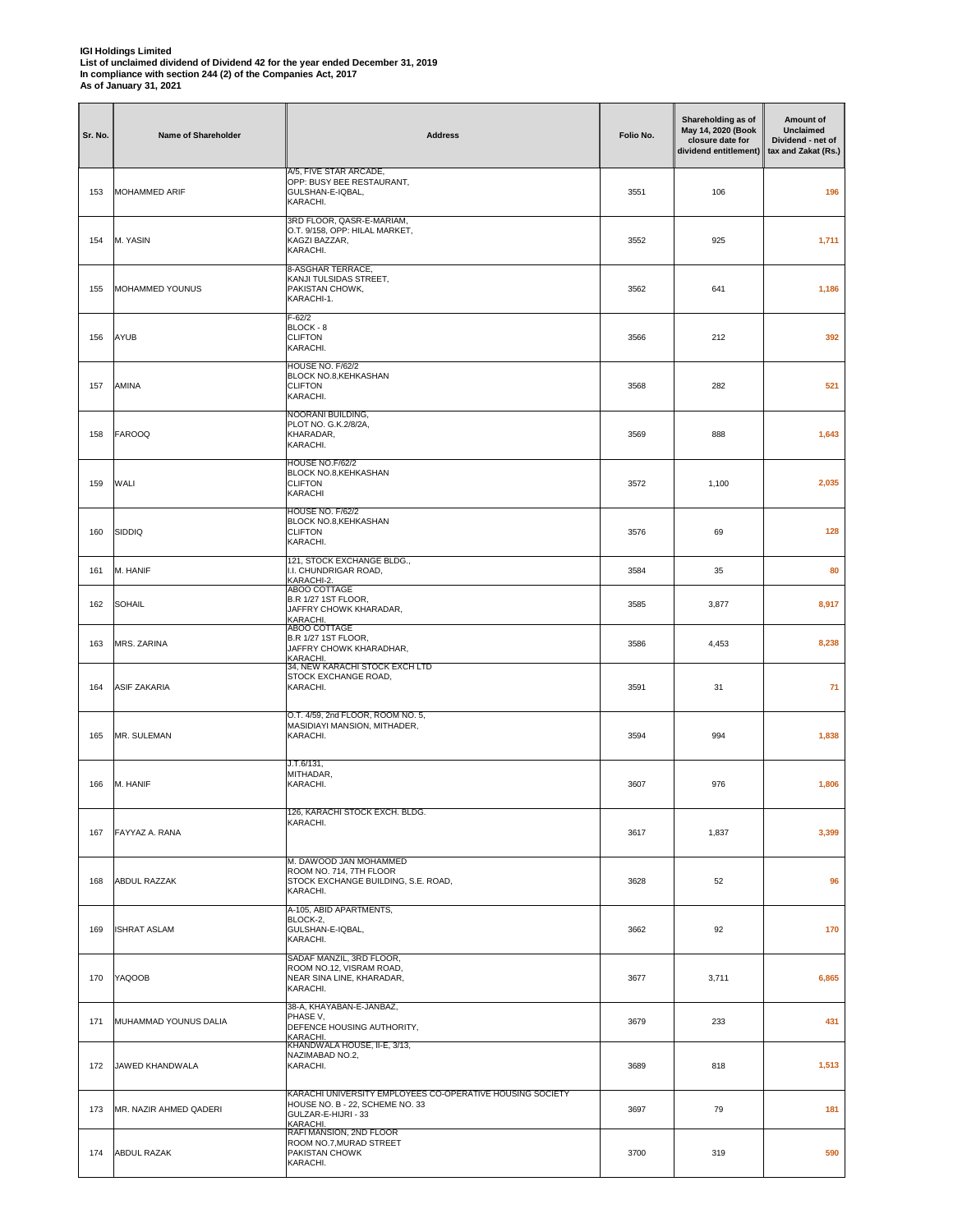**IGI Holdings Limited**
**List of unclaimed dividend of Dividend 42 for the year ended December 31, 2019**
**In compliance with section 244 (2) of the Companies Act, 2017**
**As of January 31, 2021**

| Sr. No. | Name of Shareholder | Address | Folio No. | Shareholding as of May 14, 2020 (Book closure date for dividend entitlement) | Amount of Unclaimed Dividend - net of tax and Zakat (Rs.) |
|---|---|---|---|---|---|
| 153 | MOHAMMED ARIF | A/5, FIVE STAR ARCADE, OPP: BUSY BEE RESTAURANT, GULSHAN-E-IQBAL, KARACHI. | 3551 | 106 | 196 |
| 154 | M. YASIN | 3RD FLOOR, QASR-E-MARIAM, O.T. 9/158, OPP: HILAL MARKET, KAGZI BAZZAR, KARACHI. | 3552 | 925 | 1,711 |
| 155 | MOHAMMED YOUNUS | 8-ASGHAR TERRACE, KANJI TULSIDAS STREET, PAKISTAN CHOWK, KARACHI-1. | 3562 | 641 | 1,186 |
| 156 | AYUB | F-62/2 BLOCK - 8 CLIFTON KARACHI. | 3566 | 212 | 392 |
| 157 | AMINA | HOUSE NO. F/62/2 BLOCK NO.8,KEHKASHAN CLIFTON KARACHI. | 3568 | 282 | 521 |
| 158 | FAROOQ | NOORANI BUILDING, PLOT NO. G.K.2/8/2A, KHARADAR, KARACHI. | 3569 | 888 | 1,643 |
| 159 | WALI | HOUSE NO.F/62/2 BLOCK NO.8,KEHKASHAN CLIFTON KARACHI | 3572 | 1,100 | 2,035 |
| 160 | SIDDIQ | HOUSE NO. F/62/2 BLOCK NO.8,KEHKASHAN CLIFTON KARACHI. | 3576 | 69 | 128 |
| 161 | M. HANIF | 121, STOCK EXCHANGE BLDG., I.I. CHUNDRIGAR ROAD, KARACHI-2. | 3584 | 35 | 80 |
| 162 | SOHAIL | ABOO COTTAGE B.R 1/27 1ST FLOOR, JAFFRY CHOWK KHARADAR, KARACHI. | 3585 | 3,877 | 8,917 |
| 163 | MRS. ZARINA | ABOO COTTAGE B.R 1/27 1ST FLOOR, JAFFRY CHOWK KHARADHAR, KARACHI. | 3586 | 4,453 | 8,238 |
| 164 | ASIF ZAKARIA | 34, NEW KARACHI STOCK EXCH LTD STOCK EXCHANGE ROAD, KARACHI. | 3591 | 31 | 71 |
| 165 | MR. SULEMAN | O.T. 4/59, 2nd FLOOR, ROOM NO. 5, MASIDIAYI MANSION, MITHADER, KARACHI. | 3594 | 994 | 1,838 |
| 166 | M. HANIF | J.T.6/131, MITHADAR, KARACHI. | 3607 | 976 | 1,806 |
| 167 | FAYYAZ A. RANA | 126, KARACHI STOCK EXCH. BLDG. KARACHI. | 3617 | 1,837 | 3,399 |
| 168 | ABDUL RAZZAK | M. DAWOOD JAN MOHAMMED ROOM NO. 714, 7TH FLOOR STOCK EXCHANGE BUILDING, S.E. ROAD, KARACHI. | 3628 | 52 | 96 |
| 169 | ISHRAT ASLAM | A-105, ABID APARTMENTS, BLOCK-2, GULSHAN-E-IQBAL, KARACHI. | 3662 | 92 | 170 |
| 170 | YAQOOB | SADAF MANZIL, 3RD FLOOR, ROOM NO.12, VISRAM ROAD, NEAR SINA LINE, KHARADAR, KARACHI. | 3677 | 3,711 | 6,865 |
| 171 | MUHAMMAD YOUNUS DALIA | 38-A, KHAYABAN-E-JANBAZ, PHASE V, DEFENCE HOUSING AUTHORITY, KARACHI. | 3679 | 233 | 431 |
| 172 | JAWED KHANDWALA | KHANDWALA HOUSE, II-E, 3/13, NAZIMABAD NO.2, KARACHI. | 3689 | 818 | 1,513 |
| 173 | MR. NAZIR AHMED QADERI | KARACHI UNIVERSITY EMPLOYEES CO-OPERATIVE HOUSING SOCIETY HOUSE NO. B - 22, SCHEME NO. 33 GULZAR-E-HIJRI - 33 KARACHI. | 3697 | 79 | 181 |
| 174 | ABDUL RAZAK | RAFI MANSION, 2ND FLOOR ROOM NO.7,MURAD STREET PAKISTAN CHOWK KARACHI. | 3700 | 319 | 590 |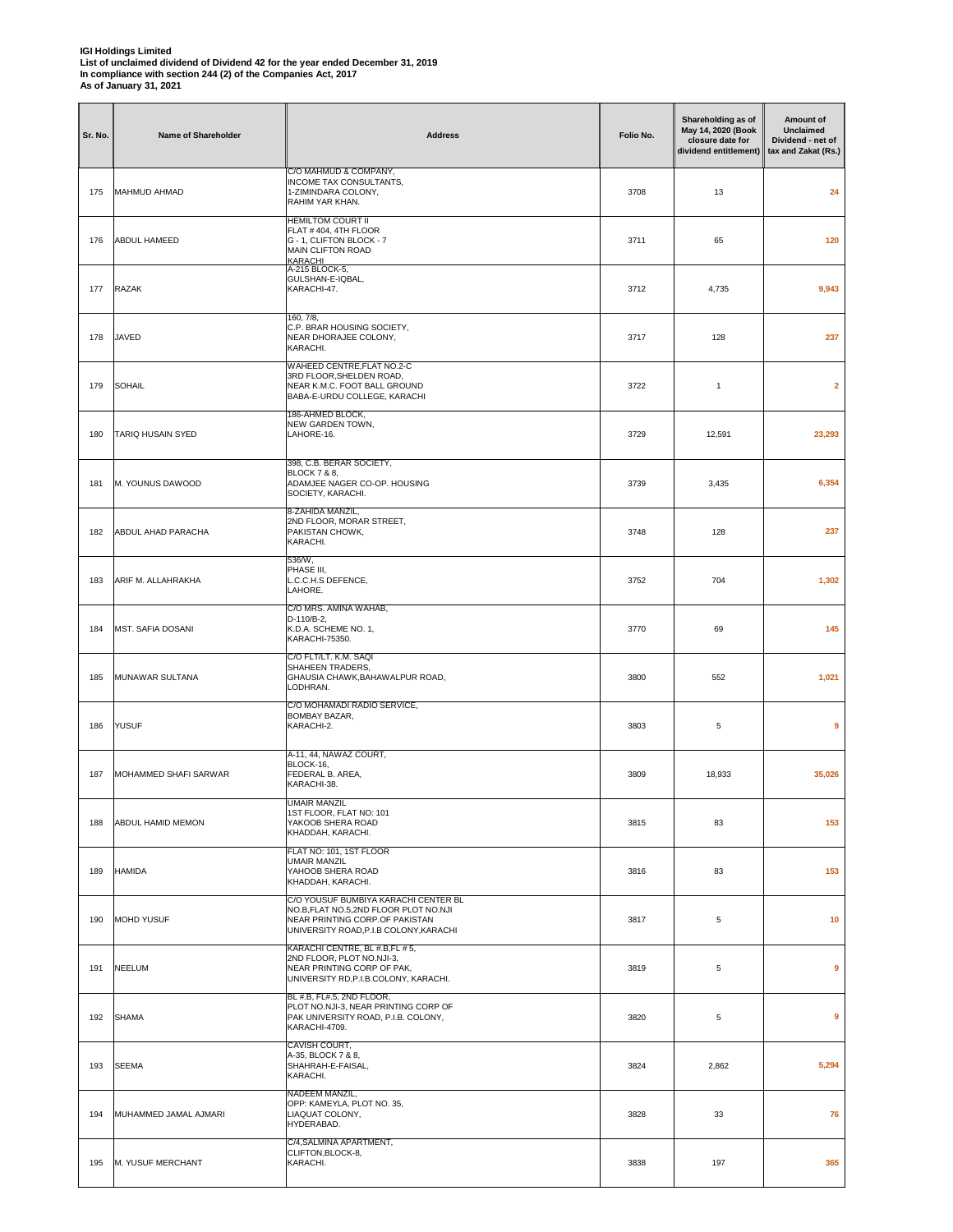**IGI Holdings Limited**
**List of unclaimed dividend of Dividend 42 for the year ended December 31, 2019**
**In compliance with section 244 (2) of the Companies Act, 2017**
**As of January 31, 2021**

| Sr. No. | Name of Shareholder | Address | Folio No. | Shareholding as of May 14, 2020 (Book closure date for dividend entitlement) | Amount of Unclaimed Dividend - net of tax and Zakat (Rs.) |
|---|---|---|---|---|---|
| 175 | MAHMUD AHMAD | C/O MAHMUD & COMPANY, INCOME TAX CONSULTANTS, 1-ZIMINDARA COLONY, RAHIM YAR KHAN. | 3708 | 13 | 24 |
| 176 | ABDUL HAMEED | HEMILTOM COURT II FLAT # 404, 4TH FLOOR G - 1, CLIFTON BLOCK - 7 MAIN CLIFTON ROAD KARACHI | 3711 | 65 | 120 |
| 177 | RAZAK | A-215 BLOCK-5, GULSHAN-E-IQBAL, KARACHI-47. | 3712 | 4,735 | 9,943 |
| 178 | JAVED | 160, 7/8, C.P. BRAR HOUSING SOCIETY, NEAR DHORAJEE COLONY, KARACHI. | 3717 | 128 | 237 |
| 179 | SOHAIL | WAHEED CENTRE,FLAT NO.2-C 3RD FLOOR,SHELDEN ROAD, NEAR K.M.C. FOOT BALL GROUND BABA-E-URDU COLLEGE, KARACHI | 3722 | 1 | 2 |
| 180 | TARIQ HUSAIN SYED | 186-AHMED BLOCK, NEW GARDEN TOWN, LAHORE-16. | 3729 | 12,591 | 23,293 |
| 181 | M. YOUNUS DAWOOD | 398, C.B. BERAR SOCIETY, BLOCK 7 & 8, ADAMJEE NAGER CO-OP. HOUSING SOCIETY, KARACHI. | 3739 | 3,435 | 6,354 |
| 182 | ABDUL AHAD PARACHA | 8-ZAHIDA MANZIL, 2ND FLOOR, MORAR STREET, PAKISTAN CHOWK, KARACHI. | 3748 | 128 | 237 |
| 183 | ARIF M. ALLAHRAKHA | 536/W, PHASE III, L.C.C.H.S DEFENCE, LAHORE. | 3752 | 704 | 1,302 |
| 184 | MST. SAFIA DOSANI | C/O MRS. AMINA WAHAB, D-110/B-2, K.D.A. SCHEME NO. 1, KARACHI-75350. | 3770 | 69 | 145 |
| 185 | MUNAWAR SULTANA | C/O FLT/LT. K.M. SAQI SHAHEEN TRADERS, GHAUSIA CHAWK,BAHAWALPUR ROAD, LODHRAN. | 3800 | 552 | 1,021 |
| 186 | YUSUF | C/O MOHAMADI RADIO SERVICE, BOMBAY BAZAR, KARACHI-2. | 3803 | 5 | 9 |
| 187 | MOHAMMED SHAFI SARWAR | A-11, 44, NAWAZ COURT, BLOCK-16, FEDERAL B. AREA, KARACHI-38. | 3809 | 18,933 | 35,026 |
| 188 | ABDUL HAMID MEMON | UMAIR MANZIL 1ST FLOOR, FLAT NO: 101 YAKOOB SHERA ROAD KHADDAH, KARACHI. | 3815 | 83 | 153 |
| 189 | HAMIDA | FLAT NO: 101, 1ST FLOOR UMAIR MANZIL YAHOOB SHERA ROAD KHADDAH, KARACHI. | 3816 | 83 | 153 |
| 190 | MOHD YUSUF | C/O YOUSUF BUMBIYA KARACHI CENTER BL NO.B,FLAT NO.5,2ND FLOOR PLOT NO.NJI NEAR PRINTING CORP.OF PAKISTAN UNIVERSITY ROAD,P.I.B COLONY,KARACHI | 3817 | 5 | 10 |
| 191 | NEELUM | KARACHI CENTRE, BL #.B,FL # 5, 2ND FLOOR, PLOT NO.NJI-3, NEAR PRINTING CORP OF PAK, UNIVERSITY RD,P.I.B.COLONY, KARACHI. | 3819 | 5 | 9 |
| 192 | SHAMA | BL #.B, FL#.5, 2ND FLOOR, PLOT NO.NJI-3, NEAR PRINTING CORP OF PAK UNIVERSITY ROAD, P.I.B. COLONY, KARACHI-4709. | 3820 | 5 | 9 |
| 193 | SEEMA | CAVISH COURT, A-35, BLOCK 7 & 8, SHAHRAH-E-FAISAL, KARACHI. | 3824 | 2,862 | 5,294 |
| 194 | MUHAMMED JAMAL AJMARI | NADEEM MANZIL, OPP: KAMEYLA, PLOT NO. 35, LIAQUAT COLONY, HYDERABAD. | 3828 | 33 | 76 |
| 195 | M. YUSUF MERCHANT | C/4,SALMINA APARTMENT, CLIFTON,BLOCK-8, KARACHI. | 3838 | 197 | 365 |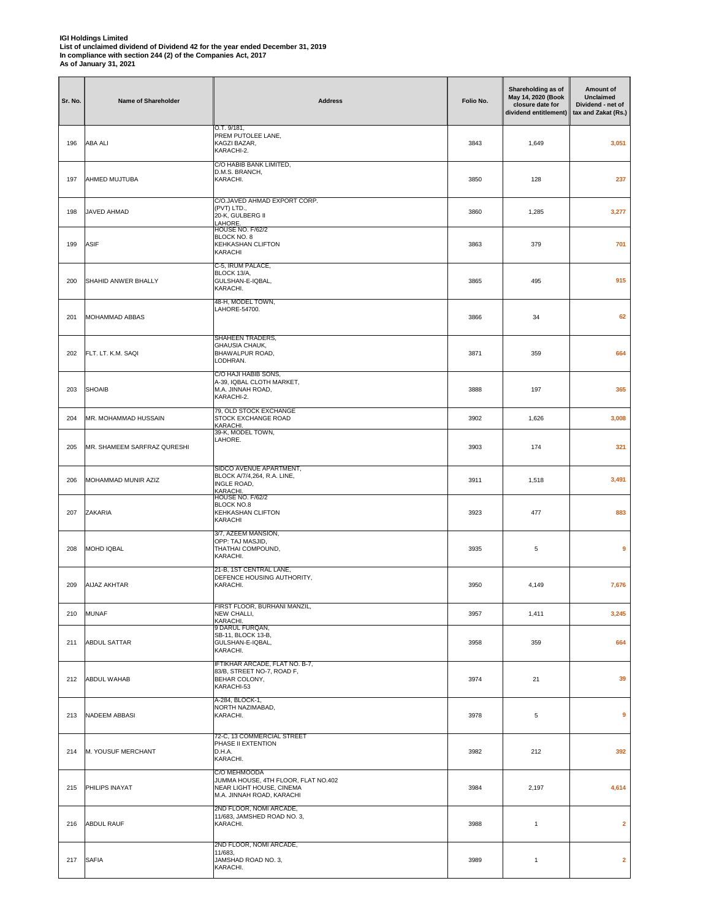**IGI Holdings Limited**
**List of unclaimed dividend of Dividend 42 for the year ended December 31, 2019**
**In compliance with section 244 (2) of the Companies Act, 2017**
**As of January 31, 2021**

| Sr. No. | Name of Shareholder | Address | Folio No. | Shareholding as of May 14, 2020 (Book closure date for dividend entitlement) | Amount of Unclaimed Dividend - net of tax and Zakat (Rs.) |
|---|---|---|---|---|---|
| 196 | ABA ALI | O.T. 9/181, PREM PUTOLEE LANE, KAGZI BAZAR, KARACHI-2. | 3843 | 1,649 | 3,051 |
| 197 | AHMED MUJTUBA | C/O HABIB BANK LIMITED, D.M.S. BRANCH, KARACHI. | 3850 | 128 | 237 |
| 198 | JAVED AHMAD | C/O.JAVED AHMAD EXPORT CORP. (PVT) LTD., 20-K, GULBERG II LAHORE. | 3860 | 1,285 | 3,277 |
| 199 | ASIF | HOUSE NO. F/62/2 BLOCK NO. 8 KEHKASHAN CLIFTON KARACHI | 3863 | 379 | 701 |
| 200 | SHAHID ANWER BHALLY | C-5, IRUM PALACE, BLOCK 13/A, GULSHAN-E-IQBAL, KARACHI. | 3865 | 495 | 915 |
| 201 | MOHAMMAD ABBAS | 48-H, MODEL TOWN, LAHORE-54700. | 3866 | 34 | 62 |
| 202 | FLT. LT. K.M. SAQI | SHAHEEN TRADERS, GHAUSIA CHAUK, BHAWALPUR ROAD, LODHRAN. | 3871 | 359 | 664 |
| 203 | SHOAIB | C/O HAJI HABIB SONS, A-39, IQBAL CLOTH MARKET, M.A. JINNAH ROAD, KARACHI-2. | 3888 | 197 | 365 |
| 204 | MR. MOHAMMAD HUSSAIN | 79, OLD STOCK EXCHANGE STOCK EXCHANGE ROAD KARACHI. | 3902 | 1,626 | 3,008 |
| 205 | MR. SHAMEEM SARFRAZ QURESHI | 39-K, MODEL TOWN, LAHORE. | 3903 | 174 | 321 |
| 206 | MOHAMMAD MUNIR AZIZ | SIDCO AVENUE APARTMENT, BLOCK A/7/4,264, R.A. LINE, INGLE ROAD, KARACHI. | 3911 | 1,518 | 3,491 |
| 207 | ZAKARIA | HOUSE NO. F/62/2 BLOCK NO.8 KEHKASHAN CLIFTON KARACHI | 3923 | 477 | 883 |
| 208 | MOHD IQBAL | 3/7, AZEEM MANSION, OPP: TAJ MASJID, THATHAI COMPOUND, KARACHI. | 3935 | 5 | 9 |
| 209 | AIJAZ AKHTAR | 21-B, 1ST CENTRAL LANE, DEFENCE HOUSING AUTHORITY, KARACHI. | 3950 | 4,149 | 7,676 |
| 210 | MUNAF | FIRST FLOOR, BURHANI MANZIL, NEW CHALLI, KARACHI. | 3957 | 1,411 | 3,245 |
| 211 | ABDUL SATTAR | 9 DARUL FURQAN, SB-11, BLOCK 13-B, GULSHAN-E-IQBAL, KARACHI. | 3958 | 359 | 664 |
| 212 | ABDUL WAHAB | IFTIKHAR ARCADE, FLAT NO. B-7, 83/B, STREET NO-7, ROAD F, BEHAR COLONY, KARACHI-53 | 3974 | 21 | 39 |
| 213 | NADEEM ABBASI | A-284, BLOCK-1, NORTH NAZIMABAD, KARACHI. | 3978 | 5 | 9 |
| 214 | M. YOUSUF MERCHANT | 72-C, 13 COMMERCIAL STREET PHASE II EXTENTION D.H.A. KARACHI. | 3982 | 212 | 392 |
| 215 | PHILIPS INAYAT | C/O MEHMOODA JUMMA HOUSE, 4TH FLOOR, FLAT NO.402 NEAR LIGHT HOUSE, CINEMA M.A. JINNAH ROAD, KARACHI | 3984 | 2,197 | 4,614 |
| 216 | ABDUL RAUF | 2ND FLOOR, NOMI ARCADE, 11/683, JAMSHED ROAD NO. 3, KARACHI. | 3988 | 1 | 2 |
| 217 | SAFIA | 2ND FLOOR, NOMI ARCADE, 11/683, JAMSHAD ROAD NO. 3, KARACHI. | 3989 | 1 | 2 |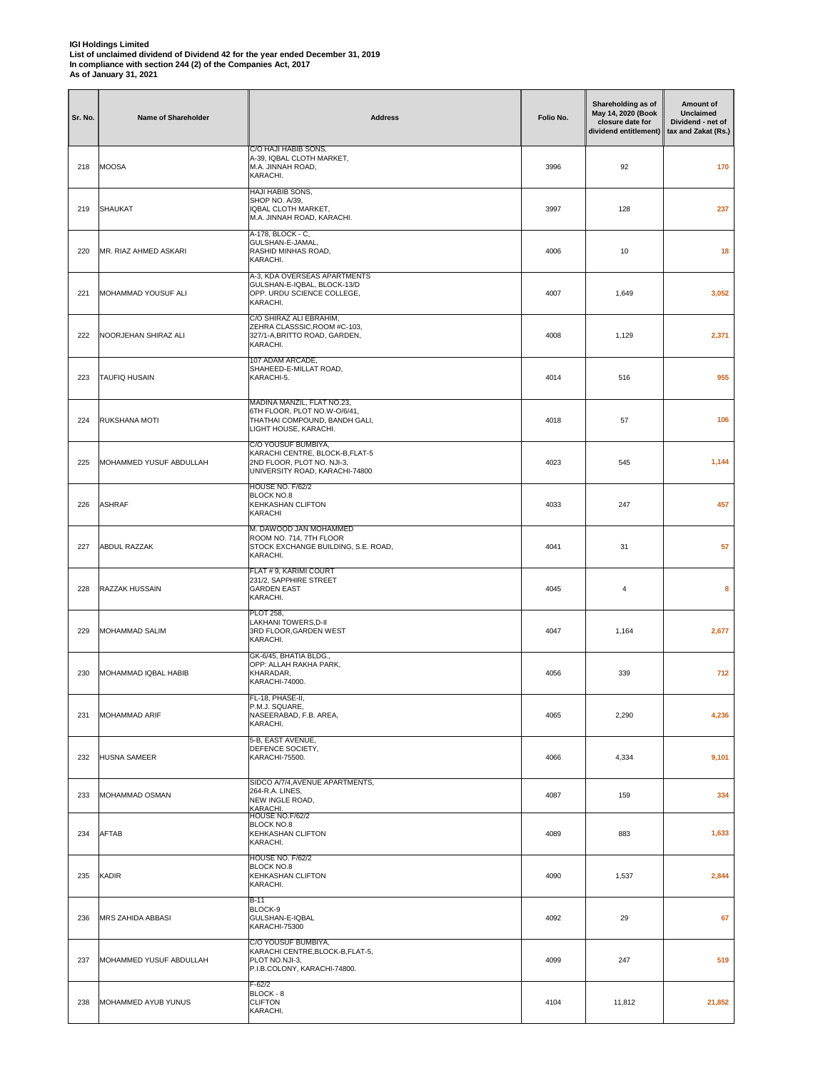**IGI Holdings Limited**
**List of unclaimed dividend of Dividend 42 for the year ended December 31, 2019**
**In compliance with section 244 (2) of the Companies Act, 2017**
**As of January 31, 2021**

| Sr. No. | Name of Shareholder | Address | Folio No. | Shareholding as of May 14, 2020 (Book closure date for dividend entitlement) | Amount of Unclaimed Dividend - net of tax and Zakat (Rs.) |
|---|---|---|---|---|---|
| 218 | MOOSA | C/O HAJI HABIB SONS, A-39, IQBAL CLOTH MARKET, M.A. JINNAH ROAD, KARACHI. | 3996 | 92 | 170 |
| 219 | SHAUKAT | HAJI HABIB SONS, SHOP NO. A/39, IQBAL CLOTH MARKET, M.A. JINNAH ROAD, KARACHI. | 3997 | 128 | 237 |
| 220 | MR. RIAZ AHMED ASKARI | A-178, BLOCK - C, GULSHAN-E-JAMAL, RASHID MINHAS ROAD, KARACHI. | 4006 | 10 | 18 |
| 221 | MOHAMMAD YOUSUF ALI | A-3, KDA OVERSEAS APARTMENTS GULSHAN-E-IQBAL, BLOCK-13/D OPP. URDU SCIENCE COLLEGE, KARACHI. | 4007 | 1,649 | 3,052 |
| 222 | NOORJEHAN SHIRAZ ALI | C/O SHIRAZ ALI EBRAHIM, ZEHRA CLASSSIC,ROOM #C-103, 327/1-A,BRITTO ROAD, GARDEN, KARACHI. | 4008 | 1,129 | 2,371 |
| 223 | TAUFIQ HUSAIN | 107 ADAM ARCADE, SHAHEED-E-MILLAT ROAD, KARACHI-5. | 4014 | 516 | 955 |
| 224 | RUKSHANA MOTI | MADINA MANZIL, FLAT NO.23, 6TH FLOOR, PLOT NO.W-O/6/41, THATHAI COMPOUND, BANDH GALI, LIGHT HOUSE, KARACHI. | 4018 | 57 | 106 |
| 225 | MOHAMMED YUSUF ABDULLAH | C/O YOUSUF BUMBIYA, KARACHI CENTRE, BLOCK-B,FLAT-5 2ND FLOOR, PLOT NO. NJI-3, UNIVERSITY ROAD, KARACHI-74800 | 4023 | 545 | 1,144 |
| 226 | ASHRAF | HOUSE NO. F/62/2 BLOCK NO.8 KEHKASHAN CLIFTON KARACHI | 4033 | 247 | 457 |
| 227 | ABDUL RAZZAK | M. DAWOOD JAN MOHAMMED ROOM NO. 714, 7TH FLOOR STOCK EXCHANGE BUILDING, S.E. ROAD, KARACHI. | 4041 | 31 | 57 |
| 228 | RAZZAK HUSSAIN | FLAT # 9, KARIMI COURT 231/2, SAPPHIRE STREET GARDEN EAST KARACHI. | 4045 | 4 | 8 |
| 229 | MOHAMMAD SALIM | PLOT 258, LAKHANI TOWERS,D-II 3RD FLOOR,GARDEN WEST KARACHI. | 4047 | 1,164 | 2,677 |
| 230 | MOHAMMAD IQBAL HABIB | GK-6/45, BHATIA BLDG., OPP: ALLAH RAKHA PARK, KHARADAR, KARACHI-74000. | 4056 | 339 | 712 |
| 231 | MOHAMMAD ARIF | FL-18, PHASE-II, P.M.J. SQUARE, NASEERABAD, F.B. AREA, KARACHI. | 4065 | 2,290 | 4,236 |
| 232 | HUSNA SAMEER | 5-B, EAST AVENUE, DEFENCE SOCIETY, KARACHI-75500. | 4066 | 4,334 | 9,101 |
| 233 | MOHAMMAD OSMAN | SIDCO A/7/4,AVENUE APARTMENTS, 264-R.A. LINES, NEW INGLE ROAD, KARACHI. | 4087 | 159 | 334 |
| 234 | AFTAB | HOUSE NO.F/62/2 BLOCK NO.8 KEHKASHAN CLIFTON KARACHI. | 4089 | 883 | 1,633 |
| 235 | KADIR | HOUSE NO. F/62/2 BLOCK NO.8 KEHKASHAN CLIFTON KARACHI. | 4090 | 1,537 | 2,844 |
| 236 | MRS ZAHIDA ABBASI | B-11 BLOCK-9 GULSHAN-E-IQBAL KARACHI-75300 | 4092 | 29 | 67 |
| 237 | MOHAMMED YUSUF ABDULLAH | C/O YOUSUF BUMBIYA, KARACHI CENTRE,BLOCK-B,FLAT-5, PLOT NO.NJI-3, P.I.B.COLONY, KARACHI-74800. | 4099 | 247 | 519 |
| 238 | MOHAMMED AYUB YUNUS | F-62/2 BLOCK - 8 CLIFTON KARACHI. | 4104 | 11,812 | 21,852 |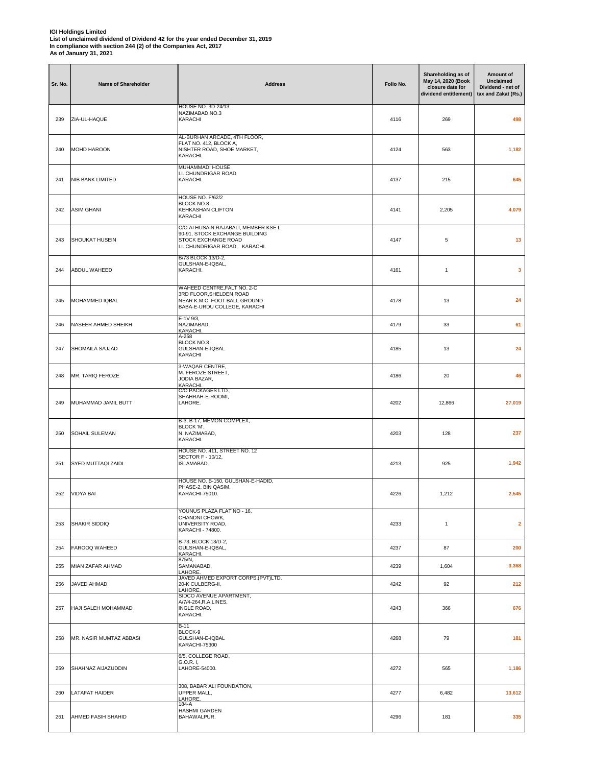**IGI Holdings Limited**
**List of unclaimed dividend of Dividend 42 for the year ended December 31, 2019**
**In compliance with section 244 (2) of the Companies Act, 2017**
**As of January 31, 2021**

| Sr. No. | Name of Shareholder | Address | Folio No. | Shareholding as of May 14, 2020 (Book closure date for dividend entitlement) | Amount of Unclaimed Dividend - net of tax and Zakat (Rs.) |
|---|---|---|---|---|---|
| 239 | ZIA-UL-HAQUE | HOUSE NO. 3D-24/13 NAZIMABAD NO.3 KARACHI | 4116 | 269 | 498 |
| 240 | MOHD HAROON | AL-BURHAN ARCADE, 4TH FLOOR, FLAT NO. 412, BLOCK A, NISHTER ROAD, SHOE MARKET, KARACHI. | 4124 | 563 | 1,182 |
| 241 | NIB BANK LIMITED | MUHAMMADI HOUSE I.I. CHUNDRIGAR ROAD KARACHI. | 4137 | 215 | 645 |
| 242 | ASIM GHANI | HOUSE NO. F/62/2 BLOCK NO.8 KEHKASHAN CLIFTON KARACHI | 4141 | 2,205 | 4,079 |
| 243 | SHOUKAT HUSEIN | C/O AI HUSAIN RAJABALI, MEMBER KSE L 90-91, STOCK EXCHANGE BUILDING STOCK EXCHANGE ROAD I.I. CHUNDRIGAR ROAD, KARACHI. | 4147 | 5 | 13 |
| 244 | ABDUL WAHEED | B/73 BLOCK 13/D-2, GULSHAN-E-IQBAL, KARACHI. | 4161 | 1 | 3 |
| 245 | MOHAMMED IQBAL | WAHEED CENTRE,FALT NO. 2-C 3RD FLOOR,SHELDEN ROAD NEAR K.M.C. FOOT BALL GROUND BABA-E-URDU COLLEGE, KARACHI | 4178 | 13 | 24 |
| 246 | NASEER AHMED SHEIKH | E-1V 9/3, NAZIMABAD, KARACHI. | 4179 | 33 | 61 |
| 247 | SHOMAILA SAJJAD | A-258 BLOCK NO.3 GULSHAN-E-IQBAL KARACHI | 4185 | 13 | 24 |
| 248 | MR. TARIQ FEROZE | 3-WAQAR CENTRE, M. FEROZE STREET, JODIA BAZAR, KARACHI. | 4186 | 20 | 46 |
| 249 | MUHAMMAD JAMIL BUTT | C/O PACKAGES LTD., SHAHRAH-E-ROOMI, LAHORE. | 4202 | 12,866 | 27,019 |
| 250 | SOHAIL SULEMAN | B-3, B-17, MEMON COMPLEX, BLOCK 'M', N. NAZIMABAD, KARACHI. | 4203 | 128 | 237 |
| 251 | SYED MUTTAQI ZAIDI | HOUSE NO. 411, STREET NO. 12 SECTOR F - 10/12, ISLAMABAD. | 4213 | 925 | 1,942 |
| 252 | VIDYA BAI | HOUSE NO. B-150, GULSHAN-E-HADID, PHASE-2, BIN QASIM, KARACHI-75010. | 4226 | 1,212 | 2,545 |
| 253 | SHAKIR SIDDIQ | YOUNUS PLAZA FLAT NO - 16, CHANDNI CHOWK, UNIVERSITY ROAD, KARACHI - 74800. | 4233 | 1 | 2 |
| 254 | FAROOQ WAHEED | B-73, BLOCK 13/D-2, GULSHAN-E-IQBAL, KARACHI. | 4237 | 87 | 200 |
| 255 | MIAN ZAFAR AHMAD | 875/N, SAMANABAD, LAHORE. | 4239 | 1,604 | 3,368 |
| 256 | JAVED AHMAD | JAVED AHMED EXPORT CORPS.(PVT)LTD. 20-K CULBERG-II, LAHORE. | 4242 | 92 | 212 |
| 257 | HAJI SALEH MOHAMMAD | SIDCO AVENUE APARTMENT, A/7/4-264,R.A.LINES, INGLE ROAD, KARACHI. | 4243 | 366 | 676 |
| 258 | MR. NASIR MUMTAZ ABBASI | B-11 BLOCK-9 GULSHAN-E-IQBAL KARACHI-75300 | 4268 | 79 | 181 |
| 259 | SHAHNAZ AIJAZUDDIN | 6/5, COLLEGE ROAD, G.O.R. I, LAHORE-54000. | 4272 | 565 | 1,186 |
| 260 | LATAFAT HAIDER | 308, BABAR ALI FOUNDATION, UPPER MALL, LAHORE. | 4277 | 6,482 | 13,612 |
| 261 | AHMED FASIH SHAHID | 184-A HASHMI GARDEN BAHAWALPUR. | 4296 | 181 | 335 |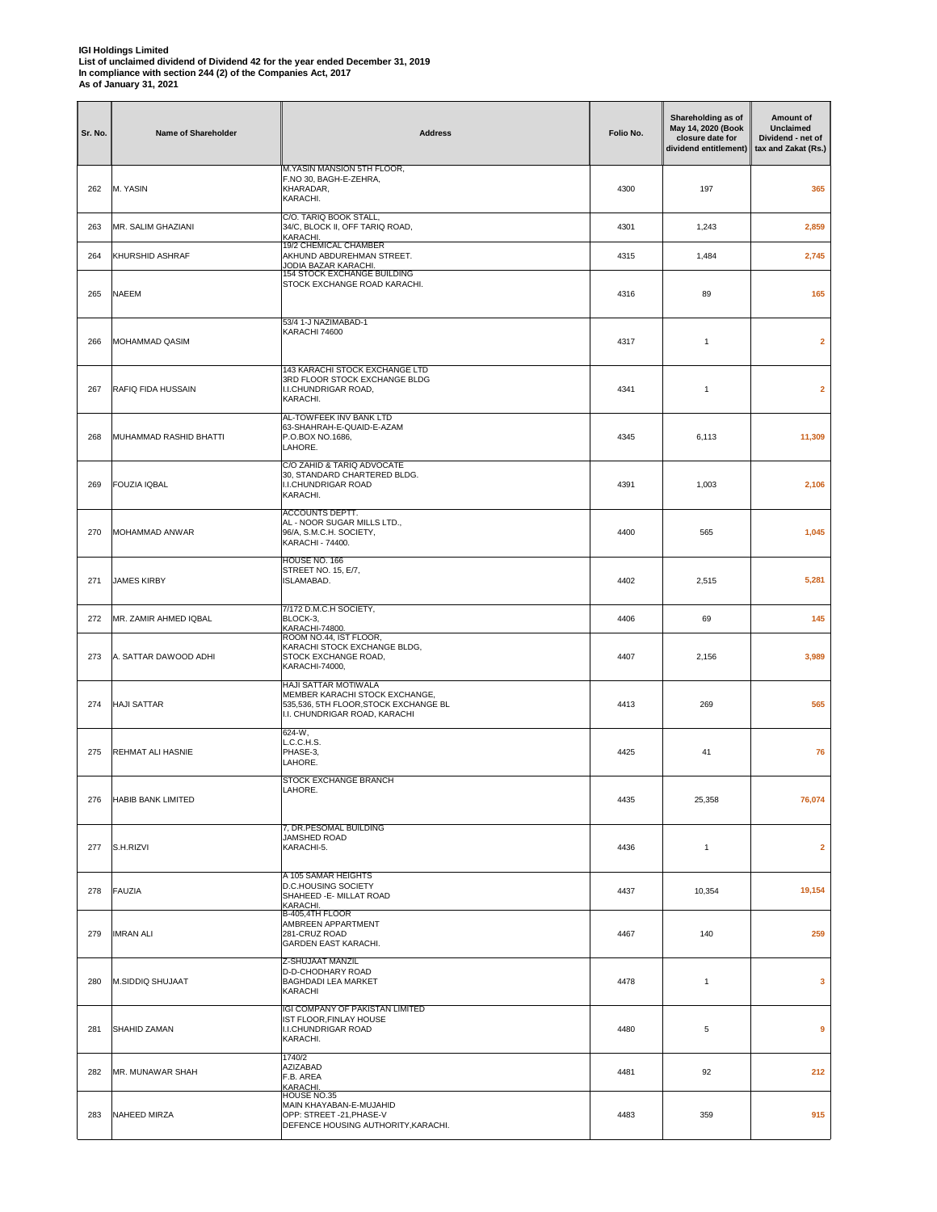**IGI Holdings Limited**
**List of unclaimed dividend of Dividend 42 for the year ended December 31, 2019**
**In compliance with section 244 (2) of the Companies Act, 2017**
**As of January 31, 2021**

| Sr. No. | Name of Shareholder | Address | Folio No. | Shareholding as of May 14, 2020 (Book closure date for dividend entitlement) | Amount of Unclaimed Dividend - net of tax and Zakat (Rs.) |
|---|---|---|---|---|---|
| 262 | M. YASIN | M.YASIN MANSION 5TH FLOOR, F.NO 30, BAGH-E-ZEHRA, KHARADAR, KARACHI. | 4300 | 197 | 365 |
| 263 | MR. SALIM GHAZIANI | C/O. TARIQ BOOK STALL, 34/C, BLOCK II, OFF TARIQ ROAD, KARACHI. | 4301 | 1,243 | 2,859 |
| 264 | KHURSHID ASHRAF | 19/2 CHEMICAL CHAMBER AKHUND ABDUREHMAN STREET. JODIA BAZAR KARACHI. | 4315 | 1,484 | 2,745 |
| 265 | NAEEM | 154 STOCK EXCHANGE BUILDING STOCK EXCHANGE ROAD KARACHI. | 4316 | 89 | 165 |
| 266 | MOHAMMAD QASIM | 53/4 1-J NAZIMABAD-1 KARACHI 74600 | 4317 | 1 | 2 |
| 267 | RAFIQ FIDA HUSSAIN | 143 KARACHI STOCK EXCHANGE LTD 3RD FLOOR STOCK EXCHANGE BLDG I.I.CHUNDRIGAR ROAD, KARACHI. | 4341 | 1 | 2 |
| 268 | MUHAMMAD RASHID BHATTI | AL-TOWFEEK INV BANK LTD 63-SHAHRAH-E-QUAID-E-AZAM P.O.BOX NO.1686, LAHORE. | 4345 | 6,113 | 11,309 |
| 269 | FOUZIA IQBAL | C/O ZAHID & TARIQ ADVOCATE 30, STANDARD CHARTERED BLDG. I.I.CHUNDRIGAR ROAD KARACHI. | 4391 | 1,003 | 2,106 |
| 270 | MOHAMMAD ANWAR | ACCOUNTS DEPTT. AL - NOOR SUGAR MILLS LTD., 96/A, S.M.C.H. SOCIETY, KARACHI - 74400. | 4400 | 565 | 1,045 |
| 271 | JAMES KIRBY | HOUSE NO. 166 STREET NO. 15, E/7, ISLAMABAD. | 4402 | 2,515 | 5,281 |
| 272 | MR. ZAMIR AHMED IQBAL | 7/172 D.M.C.H SOCIETY, BLOCK-3, KARACHI-74800. | 4406 | 69 | 145 |
| 273 | A. SATTAR DAWOOD ADHI | ROOM NO.44, IST FLOOR, KARACHI STOCK EXCHANGE BLDG, STOCK EXCHANGE ROAD, KARACHI-74000, | 4407 | 2,156 | 3,989 |
| 274 | HAJI SATTAR | HAJI SATTAR MOTIWALA MEMBER KARACHI STOCK EXCHANGE, 535,536, 5TH FLOOR,STOCK EXCHANGE BL I.I. CHUNDRIGAR ROAD, KARACHI | 4413 | 269 | 565 |
| 275 | REHMAT ALI HASNIE | 624-W, L.C.C.H.S. PHASE-3, LAHORE. | 4425 | 41 | 76 |
| 276 | HABIB BANK LIMITED | STOCK EXCHANGE BRANCH LAHORE. | 4435 | 25,358 | 76,074 |
| 277 | S.H.RIZVI | 7, DR.PESOMAL BUILDING JAMSHED ROAD KARACHI-5. | 4436 | 1 | 2 |
| 278 | FAUZIA | A 105 SAMAR HEIGHTS D.C.HOUSING SOCIETY SHAHEED -E- MILLAT ROAD KARACHI. | 4437 | 10,354 | 19,154 |
| 279 | IMRAN ALI | B-405,4TH FLOOR AMBREEN APPARTMENT 281-CRUZ ROAD GARDEN EAST KARACHI. | 4467 | 140 | 259 |
| 280 | M.SIDDIQ SHUJAAT | Z-SHUJAAT MANZIL D-D-CHODHARY ROAD BAGHDADI LEA MARKET KARACHI | 4478 | 1 | 3 |
| 281 | SHAHID ZAMAN | IGI COMPANY OF PAKISTAN LIMITED IST FLOOR,FINLAY HOUSE I.I.CHUNDRIGAR ROAD KARACHI. | 4480 | 5 | 9 |
| 282 | MR. MUNAWAR SHAH | 1740/2 AZIZABAD F.B. AREA KARACHI. | 4481 | 92 | 212 |
| 283 | NAHEED MIRZA | HOUSE NO.35 MAIN KHAYABAN-E-MUJAHID OPP: STREET -21,PHASE-V DEFENCE HOUSING AUTHORITY,KARACHI. | 4483 | 359 | 915 |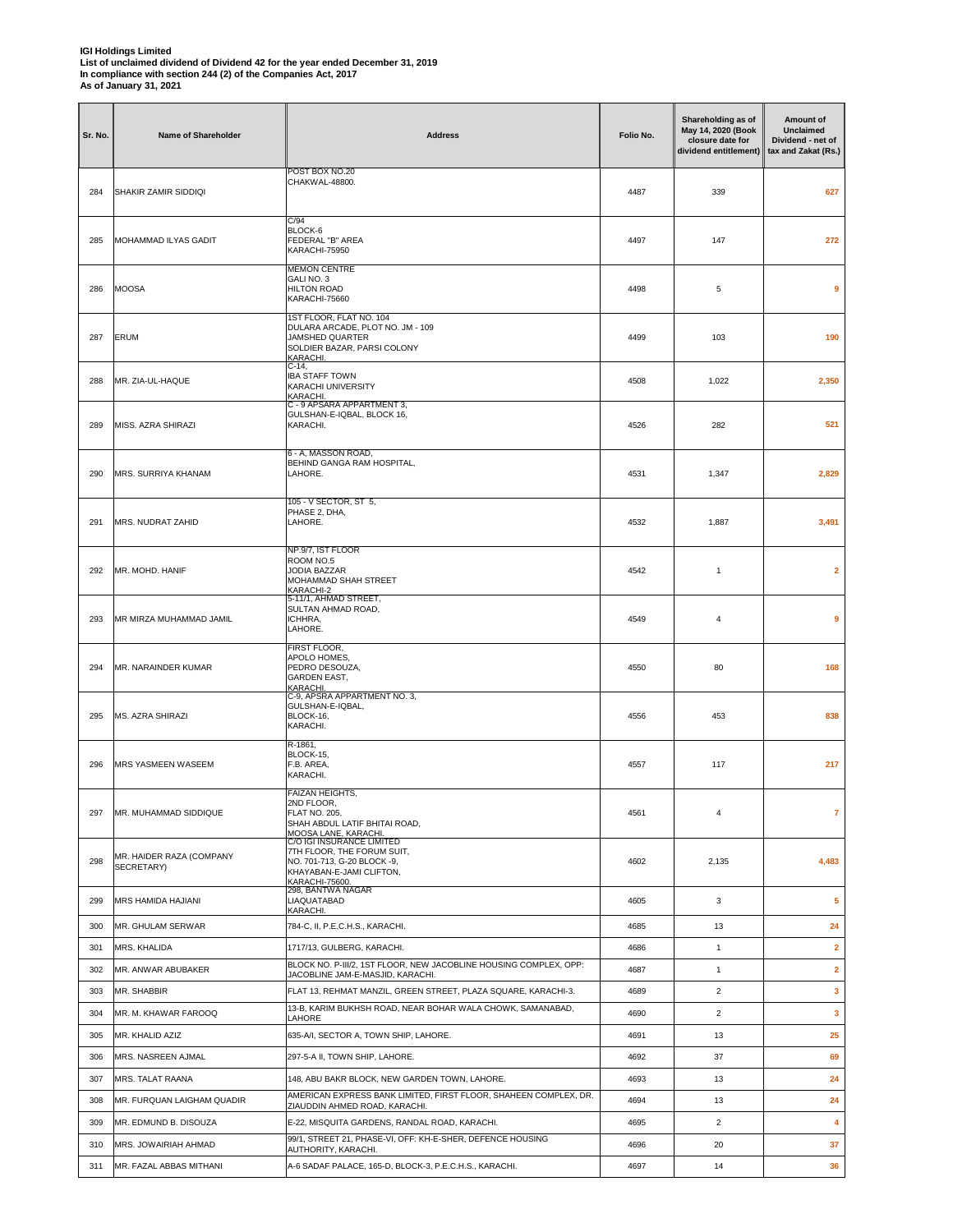**IGI Holdings Limited**
**List of unclaimed dividend of Dividend 42 for the year ended December 31, 2019**
**In compliance with section 244 (2) of the Companies Act, 2017**
**As of January 31, 2021**

| Sr. No. | Name of Shareholder | Address | Folio No. | Shareholding as of May 14, 2020 (Book closure date for dividend entitlement) | Amount of Unclaimed Dividend - net of tax and Zakat (Rs.) |
|---|---|---|---|---|---|
| 284 | SHAKIR ZAMIR SIDDIQI | POST BOX NO.20 CHAKWAL-48800. | 4487 | 339 | 627 |
| 285 | MOHAMMAD ILYAS GADIT | C/94 BLOCK-6 FEDERAL "B" AREA KARACHI-75950 | 4497 | 147 | 272 |
| 286 | MOOSA | MEMON CENTRE GALI NO. 3 HILTON ROAD KARACHI-75660 | 4498 | 5 | 9 |
| 287 | ERUM | 1ST FLOOR, FLAT NO. 104 DULARA ARCADE, PLOT NO. JM - 109 JAMSHED QUARTER SOLDIER BAZAR, PARSI COLONY KARACHI. | 4499 | 103 | 190 |
| 288 | MR. ZIA-UL-HAQUE | C-14, IBA STAFF TOWN KARACHI UNIVERSITY KARACHI. | 4508 | 1,022 | 2,350 |
| 289 | MISS. AZRA SHIRAZI | C - 9 APSARA APPARTMENT 3, GULSHAN-E-IQBAL, BLOCK 16, KARACHI. | 4526 | 282 | 521 |
| 290 | MRS. SURRIYA KHANAM | 6 - A, MASSON ROAD, BEHIND GANGA RAM HOSPITAL, LAHORE. | 4531 | 1,347 | 2,829 |
| 291 | MRS. NUDRAT ZAHID | 105 - V SECTOR, ST 5, PHASE 2, DHA, LAHORE. | 4532 | 1,887 | 3,491 |
| 292 | MR. MOHD. HANIF | NP.9/7, IST FLOOR ROOM NO.5 JODIA BAZZAR MOHAMMAD SHAH STREET KARACHI-2 | 4542 | 1 | 2 |
| 293 | MR MIRZA MUHAMMAD JAMIL | 5-11/1, AHMAD STREET, SULTAN AHMAD ROAD, ICHHRA, LAHORE. | 4549 | 4 | 9 |
| 294 | MR. NARAINDER KUMAR | FIRST FLOOR, APOLO HOMES, PEDRO DESOUZA, GARDEN EAST, KARACHI. | 4550 | 80 | 168 |
| 295 | MS. AZRA SHIRAZI | C-9, APSRA APPARTMENT NO. 3, GULSHAN-E-IQBAL, BLOCK-16, KARACHI. | 4556 | 453 | 838 |
| 296 | MRS YASMEEN WASEEM | R-1861, BLOCK-15, F.B. AREA, KARACHI. | 4557 | 117 | 217 |
| 297 | MR. MUHAMMAD SIDDIQUE | FAIZAN HEIGHTS, 2ND FLOOR, FLAT NO. 205, SHAH ABDUL LATIF BHITAI ROAD, MOOSA LANE, KARACHI. | 4561 | 4 | 7 |
| 298 | MR. HAIDER RAZA (COMPANY SECRETARY) | C/O IGI INSURANCE LIMITED 7TH FLOOR, THE FORUM SUIT, NO. 701-713, G-20 BLOCK -9, KHAYABAN-E-JAMI CLIFTON, KARACHI-75600. | 4602 | 2,135 | 4,483 |
| 299 | MRS HAMIDA HAJIANI | 298, BANTWA NAGAR LIAQUATABAD KARACHI. | 4605 | 3 | 5 |
| 300 | MR. GHULAM SERWAR | 784-C, II, P.E.C.H.S., KARACHI. | 4685 | 13 | 24 |
| 301 | MRS. KHALIDA | 1717/13, GULBERG, KARACHI. | 4686 | 1 | 2 |
| 302 | MR. ANWAR ABUBAKER | BLOCK NO. P-III/2, 1ST FLOOR, NEW JACOBLINE HOUSING COMPLEX, OPP: JACOBLINE JAM-E-MASJID, KARACHI. | 4687 | 1 | 2 |
| 303 | MR. SHABBIR | FLAT 13, REHMAT MANZIL, GREEN STREET, PLAZA SQUARE, KARACHI-3. | 4689 | 2 | 3 |
| 304 | MR. M. KHAWAR FAROOQ | 13-B, KARIM BUKHSH ROAD, NEAR BOHAR WALA CHOWK, SAMANABAD, LAHORE | 4690 | 2 | 3 |
| 305 | MR. KHALID AZIZ | 635-A/I, SECTOR A, TOWN SHIP, LAHORE. | 4691 | 13 | 25 |
| 306 | MRS. NASREEN AJMAL | 297-5-A II, TOWN SHIP, LAHORE. | 4692 | 37 | 69 |
| 307 | MRS. TALAT RAANA | 148, ABU BAKR BLOCK, NEW GARDEN TOWN, LAHORE. | 4693 | 13 | 24 |
| 308 | MR. FURQUAN LAIGHAM QUADIR | AMERICAN EXPRESS BANK LIMITED, FIRST FLOOR, SHAHEEN COMPLEX, DR. ZIAUDDIN AHMED ROAD, KARACHI. | 4694 | 13 | 24 |
| 309 | MR. EDMUND B. DISOUZA | E-22, MISQUITA GARDENS, RANDAL ROAD, KARACHI. | 4695 | 2 | 4 |
| 310 | MRS. JOWAIRIAH AHMAD | 99/1, STREET 21, PHASE-VI, OFF: KH-E-SHER, DEFENCE HOUSING AUTHORITY, KARACHI. | 4696 | 20 | 37 |
| 311 | MR. FAZAL ABBAS MITHANI | A-6 SADAF PALACE, 165-D, BLOCK-3, P.E.C.H.S., KARACHI. | 4697 | 14 | 36 |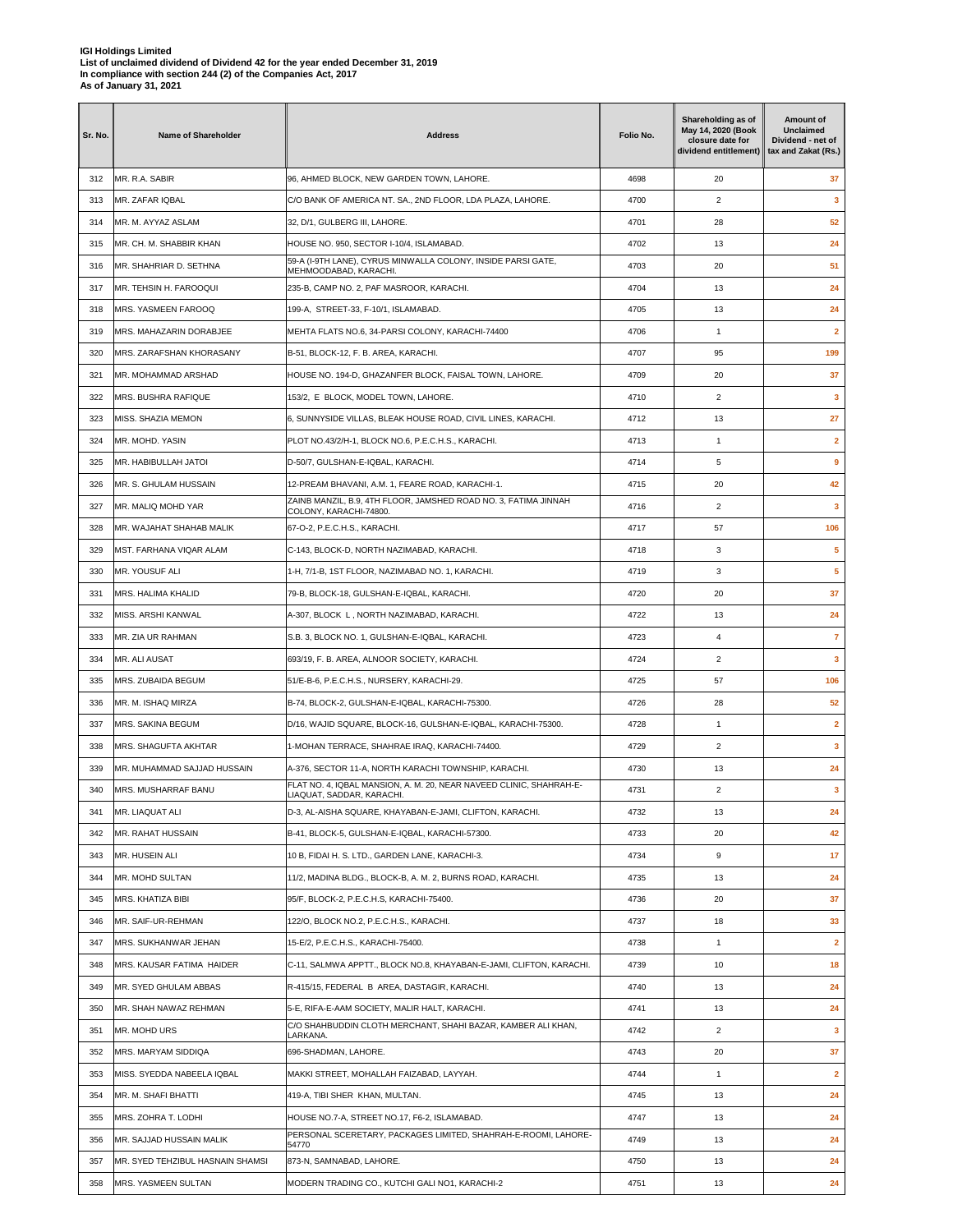**IGI Holdings Limited**
**List of unclaimed dividend of Dividend 42 for the year ended December 31, 2019**
**In compliance with section 244 (2) of the Companies Act, 2017**
**As of January 31, 2021**

| Sr. No. | Name of Shareholder | Address | Folio No. | Shareholding as of May 14, 2020 (Book closure date for dividend entitlement) | Amount of Unclaimed Dividend - net of tax and Zakat (Rs.) |
|---|---|---|---|---|---|
| 312 | MR. R.A. SABIR | 96, AHMED BLOCK, NEW GARDEN TOWN, LAHORE. | 4698 | 20 | 37 |
| 313 | MR. ZAFAR IQBAL | C/O BANK OF AMERICA NT. SA., 2ND FLOOR, LDA PLAZA, LAHORE. | 4700 | 2 | 3 |
| 314 | MR. M. AYYAZ ASLAM | 32, D/1, GULBERG III, LAHORE. | 4701 | 28 | 52 |
| 315 | MR. CH. M. SHABBIR KHAN | HOUSE NO. 950, SECTOR I-10/4, ISLAMABAD. | 4702 | 13 | 24 |
| 316 | MR. SHAHRIAR D. SETHNA | 59-A (I-9TH LANE), CYRUS MINWALLA COLONY, INSIDE PARSI GATE, MEHMOODABAD, KARACHI. | 4703 | 20 | 51 |
| 317 | MR. TEHSIN H. FAROOQUI | 235-B, CAMP NO. 2, PAF MASROOR, KARACHI. | 4704 | 13 | 24 |
| 318 | MRS. YASMEEN FAROOQ | 199-A, STREET-33, F-10/1, ISLAMABAD. | 4705 | 13 | 24 |
| 319 | MRS. MAHAZARIN DORABJEE | MEHTA FLATS NO.6, 34-PARSI COLONY, KARACHI-74400 | 4706 | 1 | 2 |
| 320 | MRS. ZARAFSHAN KHORASANY | B-51, BLOCK-12, F. B. AREA, KARACHI. | 4707 | 95 | 199 |
| 321 | MR. MOHAMMAD ARSHAD | HOUSE NO. 194-D, GHAZANFER BLOCK, FAISAL TOWN, LAHORE. | 4709 | 20 | 37 |
| 322 | MRS. BUSHRA RAFIQUE | 153/2, E BLOCK, MODEL TOWN, LAHORE. | 4710 | 2 | 3 |
| 323 | MISS. SHAZIA MEMON | 6, SUNNYSIDE VILLAS, BLEAK HOUSE ROAD, CIVIL LINES, KARACHI. | 4712 | 13 | 27 |
| 324 | MR. MOHD. YASIN | PLOT NO.43/2/H-1, BLOCK NO.6, P.E.C.H.S., KARACHI. | 4713 | 1 | 2 |
| 325 | MR. HABIBULLAH JATOI | D-50/7, GULSHAN-E-IQBAL, KARACHI. | 4714 | 5 | 9 |
| 326 | MR. S. GHULAM HUSSAIN | 12-PREAM BHAVANI, A.M. 1, FEARE ROAD, KARACHI-1. | 4715 | 20 | 42 |
| 327 | MR. MALIQ MOHD YAR | ZAINB MANZIL, B.9, 4TH FLOOR, JAMSHED ROAD NO. 3, FATIMA JINNAH COLONY, KARACHI-74800. | 4716 | 2 | 3 |
| 328 | MR. WAJAHAT SHAHAB MALIK | 67-O-2, P.E.C.H.S., KARACHI. | 4717 | 57 | 106 |
| 329 | MST. FARHANA VIQAR ALAM | C-143, BLOCK-D, NORTH NAZIMABAD, KARACHI. | 4718 | 3 | 5 |
| 330 | MR. YOUSUF ALI | 1-H, 7/1-B, 1ST FLOOR, NAZIMABAD NO. 1, KARACHI. | 4719 | 3 | 5 |
| 331 | MRS. HALIMA KHALID | 79-B, BLOCK-18, GULSHAN-E-IQBAL, KARACHI. | 4720 | 20 | 37 |
| 332 | MISS. ARSHI KANWAL | A-307, BLOCK L , NORTH NAZIMABAD, KARACHI. | 4722 | 13 | 24 |
| 333 | MR. ZIA UR RAHMAN | S.B. 3, BLOCK NO. 1, GULSHAN-E-IQBAL, KARACHI. | 4723 | 4 | 7 |
| 334 | MR. ALI AUSAT | 693/19, F. B. AREA, ALNOOR SOCIETY, KARACHI. | 4724 | 2 | 3 |
| 335 | MRS. ZUBAIDA BEGUM | 51/E-B-6, P.E.C.H.S., NURSERY, KARACHI-29. | 4725 | 57 | 106 |
| 336 | MR. M. ISHAQ MIRZA | B-74, BLOCK-2, GULSHAN-E-IQBAL, KARACHI-75300. | 4726 | 28 | 52 |
| 337 | MRS. SAKINA BEGUM | D/16, WAJID SQUARE, BLOCK-16, GULSHAN-E-IQBAL, KARACHI-75300. | 4728 | 1 | 2 |
| 338 | MRS. SHAGUFTA AKHTAR | 1-MOHAN TERRACE, SHAHRAE IRAQ, KARACHI-74400. | 4729 | 2 | 3 |
| 339 | MR. MUHAMMAD SAJJAD HUSSAIN | A-376, SECTOR 11-A, NORTH KARACHI TOWNSHIP, KARACHI. | 4730 | 13 | 24 |
| 340 | MRS. MUSHARRAF BANU | FLAT NO. 4, IQBAL MANSION, A. M. 20, NEAR NAVEED CLINIC, SHAHRAH-E-LIAQUAT, SADDAR, KARACHI. | 4731 | 2 | 3 |
| 341 | MR. LIAQUAT ALI | D-3, AL-AISHA SQUARE, KHAYABAN-E-JAMI, CLIFTON, KARACHI. | 4732 | 13 | 24 |
| 342 | MR. RAHAT HUSSAIN | B-41, BLOCK-5, GULSHAN-E-IQBAL, KARACHI-57300. | 4733 | 20 | 42 |
| 343 | MR. HUSEIN ALI | 10 B, FIDAI H. S. LTD., GARDEN LANE, KARACHI-3. | 4734 | 9 | 17 |
| 344 | MR. MOHD SULTAN | 11/2, MADINA BLDG., BLOCK-B, A. M. 2, BURNS ROAD, KARACHI. | 4735 | 13 | 24 |
| 345 | MRS. KHATIZA BIBI | 95/F, BLOCK-2, P.E.C.H.S, KARACHI-75400. | 4736 | 20 | 37 |
| 346 | MR. SAIF-UR-REHMAN | 122/O, BLOCK NO.2, P.E.C.H.S., KARACHI. | 4737 | 18 | 33 |
| 347 | MRS. SUKHANWAR JEHAN | 15-E/2, P.E.C.H.S., KARACHI-75400. | 4738 | 1 | 2 |
| 348 | MRS. KAUSAR FATIMA HAIDER | C-11, SALMWA APPTT., BLOCK NO.8, KHAYABAN-E-JAMI, CLIFTON, KARACHI. | 4739 | 10 | 18 |
| 349 | MR. SYED GHULAM ABBAS | R-415/15, FEDERAL B AREA, DASTAGIR, KARACHI. | 4740 | 13 | 24 |
| 350 | MR. SHAH NAWAZ REHMAN | 5-E, RIFA-E-AAM SOCIETY, MALIR HALT, KARACHI. | 4741 | 13 | 24 |
| 351 | MR. MOHD URS | C/O SHAHBUDDIN CLOTH MERCHANT, SHAHI BAZAR, KAMBER ALI KHAN, LARKANA. | 4742 | 2 | 3 |
| 352 | MRS. MARYAM SIDDIQA | 696-SHADMAN, LAHORE. | 4743 | 20 | 37 |
| 353 | MISS. SYEDDA NABEELA IQBAL | MAKKI STREET, MOHALLAH FAIZABAD, LAYYAH. | 4744 | 1 | 2 |
| 354 | MR. M. SHAFI BHATTI | 419-A, TIBI SHER KHAN, MULTAN. | 4745 | 13 | 24 |
| 355 | MRS. ZOHRA T. LODHI | HOUSE NO.7-A, STREET NO.17, F6-2, ISLAMABAD. | 4747 | 13 | 24 |
| 356 | MR. SAJJAD HUSSAIN MALIK | PERSONAL SCERETARY, PACKAGES LIMITED, SHAHRAH-E-ROOMI, LAHORE-54770 | 4749 | 13 | 24 |
| 357 | MR. SYED TEHZIBUL HASNAIN SHAMSI | 873-N, SAMNABAD, LAHORE. | 4750 | 13 | 24 |
| 358 | MRS. YASMEEN SULTAN | MODERN TRADING CO., KUTCHI GALI NO1, KARACHI-2 | 4751 | 13 | 24 |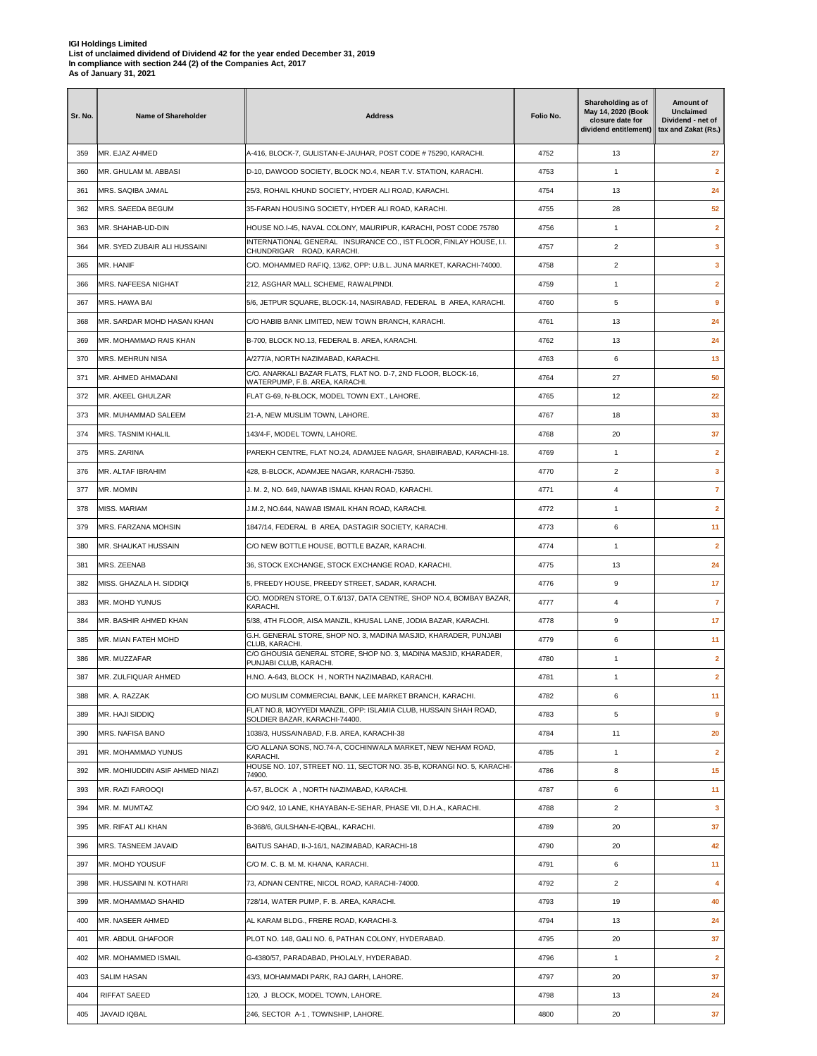**IGI Holdings Limited**
**List of unclaimed dividend of Dividend 42 for the year ended December 31, 2019**
**In compliance with section 244 (2) of the Companies Act, 2017**
**As of January 31, 2021**

| Sr. No. | Name of Shareholder | Address | Folio No. | Shareholding as of May 14, 2020 (Book closure date for dividend entitlement) | Amount of Unclaimed Dividend - net of tax and Zakat (Rs.) |
|---|---|---|---|---|---|
| 359 | MR. EJAZ AHMED | A-416, BLOCK-7, GULISTAN-E-JAUHAR, POST CODE # 75290, KARACHI. | 4752 | 13 | 27 |
| 360 | MR. GHULAM M. ABBASI | D-10, DAWOOD SOCIETY, BLOCK NO.4, NEAR T.V. STATION, KARACHI. | 4753 | 1 | 2 |
| 361 | MRS. SAQIBA JAMAL | 25/3, ROHAIL KHUND SOCIETY, HYDER ALI ROAD, KARACHI. | 4754 | 13 | 24 |
| 362 | MRS. SAEEDA BEGUM | 35-FARAN HOUSING SOCIETY, HYDER ALI ROAD, KARACHI. | 4755 | 28 | 52 |
| 363 | MR. SHAHAB-UD-DIN | HOUSE NO.I-45, NAVAL COLONY, MAURIPUR, KARACHI, POST CODE 75780 | 4756 | 1 | 2 |
| 364 | MR. SYED ZUBAIR ALI HUSSAINI | INTERNATIONAL GENERAL INSURANCE CO., IST FLOOR, FINLAY HOUSE, I.I. CHUNDRIGAR ROAD, KARACHI. | 4757 | 2 | 3 |
| 365 | MR. HANIF | C/O. MOHAMMED RAFIQ, 13/62, OPP: U.B.L. JUNA MARKET, KARACHI-74000. | 4758 | 2 | 3 |
| 366 | MRS. NAFEESA NIGHAT | 212, ASGHAR MALL SCHEME, RAWALPINDI. | 4759 | 1 | 2 |
| 367 | MRS. HAWA BAI | 5/6, JETPUR SQUARE, BLOCK-14, NASIRABAD, FEDERAL B AREA, KARACHI. | 4760 | 5 | 9 |
| 368 | MR. SARDAR MOHD HASAN KHAN | C/O HABIB BANK LIMITED, NEW TOWN BRANCH, KARACHI. | 4761 | 13 | 24 |
| 369 | MR. MOHAMMAD RAIS KHAN | B-700, BLOCK NO.13, FEDERAL B. AREA, KARACHI. | 4762 | 13 | 24 |
| 370 | MRS. MEHRUN NISA | A/277/A, NORTH NAZIMABAD, KARACHI. | 4763 | 6 | 13 |
| 371 | MR. AHMED AHMADANI | C/O. ANARKALI BAZAR FLATS, FLAT NO. D-7, 2ND FLOOR, BLOCK-16, WATERPUMP, F.B. AREA, KARACHI. | 4764 | 27 | 50 |
| 372 | MR. AKEEL GHULZAR | FLAT G-69, N-BLOCK, MODEL TOWN EXT., LAHORE. | 4765 | 12 | 22 |
| 373 | MR. MUHAMMAD SALEEM | 21-A, NEW MUSLIM TOWN, LAHORE. | 4767 | 18 | 33 |
| 374 | MRS. TASNIM KHALIL | 143/4-F, MODEL TOWN, LAHORE. | 4768 | 20 | 37 |
| 375 | MRS. ZARINA | PAREKH CENTRE, FLAT NO.24, ADAMJEE NAGAR, SHABIRABAD, KARACHI-18. | 4769 | 1 | 2 |
| 376 | MR. ALTAF IBRAHIM | 428, B-BLOCK, ADAMJEE NAGAR, KARACHI-75350. | 4770 | 2 | 3 |
| 377 | MR. MOMIN | J. M. 2, NO. 649, NAWAB ISMAIL KHAN ROAD, KARACHI. | 4771 | 4 | 7 |
| 378 | MISS. MARIAM | J.M.2, NO.644, NAWAB ISMAIL KHAN ROAD, KARACHI. | 4772 | 1 | 2 |
| 379 | MRS. FARZANA MOHSIN | 1847/14, FEDERAL B AREA, DASTAGIR SOCIETY, KARACHI. | 4773 | 6 | 11 |
| 380 | MR. SHAUKAT HUSSAIN | C/O NEW BOTTLE HOUSE, BOTTLE BAZAR, KARACHI. | 4774 | 1 | 2 |
| 381 | MRS. ZEENAB | 36, STOCK EXCHANGE, STOCK EXCHANGE ROAD, KARACHI. | 4775 | 13 | 24 |
| 382 | MISS. GHAZALA H. SIDDIQI | 5, PREEDY HOUSE, PREEDY STREET, SADAR, KARACHI. | 4776 | 9 | 17 |
| 383 | MR. MOHD YUNUS | C/O. MODREN STORE, O.T.6/137, DATA CENTRE, SHOP NO.4, BOMBAY BAZAR, KARACHI. | 4777 | 4 | 7 |
| 384 | MR. BASHIR AHMED KHAN | 5/38, 4TH FLOOR, AISA MANZIL, KHUSAL LANE, JODIA BAZAR, KARACHI. | 4778 | 9 | 17 |
| 385 | MR. MIAN FATEH MOHD | G.H. GENERAL STORE, SHOP NO. 3, MADINA MASJID, KHARADER, PUNJABI CLUB, KARACHI. | 4779 | 6 | 11 |
| 386 | MR. MUZZAFAR | C/O GHOUSIA GENERAL STORE, SHOP NO. 3, MADINA MASJID, KHARADER, PUNJABI CLUB, KARACHI. | 4780 | 1 | 2 |
| 387 | MR. ZULFIQUAR AHMED | H.NO. A-643, BLOCK H , NORTH NAZIMABAD, KARACHI. | 4781 | 1 | 2 |
| 388 | MR. A. RAZZAK | C/O MUSLIM COMMERCIAL BANK, LEE MARKET BRANCH, KARACHI. | 4782 | 6 | 11 |
| 389 | MR. HAJI SIDDIQ | FLAT NO.8, MOYYEDI MANZIL, OPP: ISLAMIA CLUB, HUSSAIN SHAH ROAD, SOLDIER BAZAR, KARACHI-74400. | 4783 | 5 | 9 |
| 390 | MRS. NAFISA BANO | 1038/3, HUSSAINABAD, F.B. AREA, KARACHI-38 | 4784 | 11 | 20 |
| 391 | MR. MOHAMMAD YUNUS | C/O ALLANA SONS, NO.74-A, COCHINWALA MARKET, NEW NEHAM ROAD, KARACHI. | 4785 | 1 | 2 |
| 392 | MR. MOHIUDDIN ASIF AHMED NIAZI | HOUSE NO. 107, STREET NO. 11, SECTOR NO. 35-B, KORANGI NO. 5, KARACHI-74900. | 4786 | 8 | 15 |
| 393 | MR. RAZI FAROOQI | A-57, BLOCK A , NORTH NAZIMABAD, KARACHI. | 4787 | 6 | 11 |
| 394 | MR. M. MUMTAZ | C/O 94/2, 10 LANE, KHAYABAN-E-SEHAR, PHASE VII, D.H.A., KARACHI. | 4788 | 2 | 3 |
| 395 | MR. RIFAT ALI KHAN | B-368/6, GULSHAN-E-IQBAL, KARACHI. | 4789 | 20 | 37 |
| 396 | MRS. TASNEEM JAVAID | BAITUS SAHAD, II-J-16/1, NAZIMABAD, KARACHI-18 | 4790 | 20 | 42 |
| 397 | MR. MOHD YOUSUF | C/O M. C. B. M. M. KHANA, KARACHI. | 4791 | 6 | 11 |
| 398 | MR. HUSSAINI N. KOTHARI | 73, ADNAN CENTRE, NICOL ROAD, KARACHI-74000. | 4792 | 2 | 4 |
| 399 | MR. MOHAMMAD SHAHID | 728/14, WATER PUMP, F. B. AREA, KARACHI. | 4793 | 19 | 40 |
| 400 | MR. NASEER AHMED | AL KARAM BLDG., FRERE ROAD, KARACHI-3. | 4794 | 13 | 24 |
| 401 | MR. ABDUL GHAFOOR | PLOT NO. 148, GALI NO. 6, PATHAN COLONY, HYDERABAD. | 4795 | 20 | 37 |
| 402 | MR. MOHAMMED ISMAIL | G-4380/57, PARADABAD, PHOLALY, HYDERABAD. | 4796 | 1 | 2 |
| 403 | SALIM HASAN | 43/3, MOHAMMADI PARK, RAJ GARH, LAHORE. | 4797 | 20 | 37 |
| 404 | RIFFAT SAEED | 120, J BLOCK, MODEL TOWN, LAHORE. | 4798 | 13 | 24 |
| 405 | JAVAID IQBAL | 246, SECTOR A-1 , TOWNSHIP, LAHORE. | 4800 | 20 | 37 |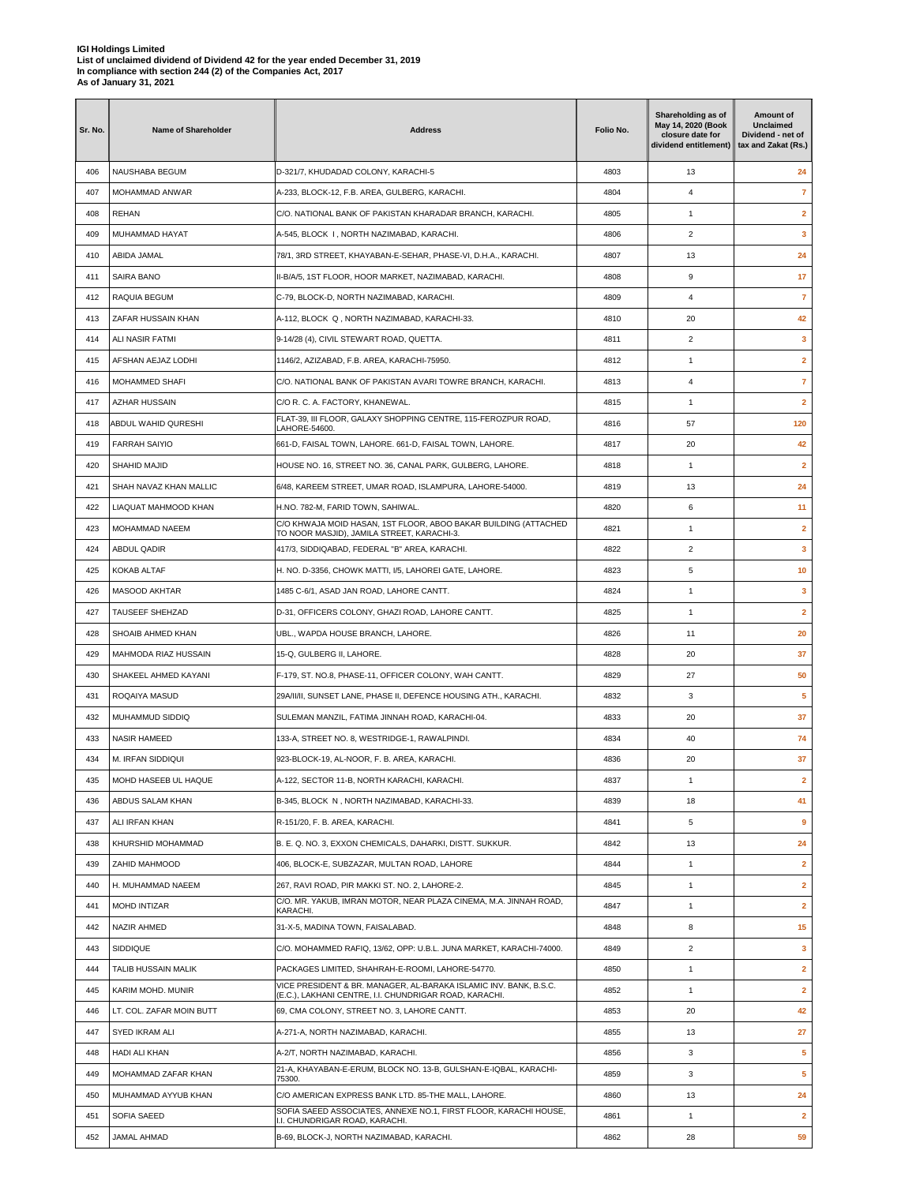**IGI Holdings Limited**
**List of unclaimed dividend of Dividend 42 for the year ended December 31, 2019**
**In compliance with section 244 (2) of the Companies Act, 2017**
**As of January 31, 2021**

| Sr. No. | Name of Shareholder | Address | Folio No. | Shareholding as of May 14, 2020 (Book closure date for dividend entitlement) | Amount of Unclaimed Dividend - net of tax and Zakat (Rs.) |
|---|---|---|---|---|---|
| 406 | NAUSHABA BEGUM | D-321/7, KHUDADAD COLONY, KARACHI-5 | 4803 | 13 | 24 |
| 407 | MOHAMMAD ANWAR | A-233, BLOCK-12, F.B. AREA, GULBERG, KARACHI. | 4804 | 4 | 7 |
| 408 | REHAN | C/O. NATIONAL BANK OF PAKISTAN KHARADAR BRANCH, KARACHI. | 4805 | 1 | 2 |
| 409 | MUHAMMAD HAYAT | A-545, BLOCK I , NORTH NAZIMABAD, KARACHI. | 4806 | 2 | 3 |
| 410 | ABIDA JAMAL | 78/1, 3RD STREET, KHAYABAN-E-SEHAR, PHASE-VI, D.H.A., KARACHI. | 4807 | 13 | 24 |
| 411 | SAIRA BANO | II-B/A/5, 1ST FLOOR, HOOR MARKET, NAZIMABAD, KARACHI. | 4808 | 9 | 17 |
| 412 | RAQUIA BEGUM | C-79, BLOCK-D, NORTH NAZIMABAD, KARACHI. | 4809 | 4 | 7 |
| 413 | ZAFAR HUSSAIN KHAN | A-112, BLOCK Q , NORTH NAZIMABAD, KARACHI-33. | 4810 | 20 | 42 |
| 414 | ALI NASIR FATMI | 9-14/28 (4), CIVIL STEWART ROAD, QUETTA. | 4811 | 2 | 3 |
| 415 | AFSHAN AEJAZ LODHI | 1146/2, AZIZABAD, F.B. AREA, KARACHI-75950. | 4812 | 1 | 2 |
| 416 | MOHAMMED SHAFI | C/O. NATIONAL BANK OF PAKISTAN AVARI TOWRE BRANCH, KARACHI. | 4813 | 4 | 7 |
| 417 | AZHAR HUSSAIN | C/O R. C. A. FACTORY, KHANEWAL. | 4815 | 1 | 2 |
| 418 | ABDUL WAHID QURESHI | FLAT-39, III FLOOR, GALAXY SHOPPING CENTRE, 115-FEROZPUR ROAD, LAHORE-54600. | 4816 | 57 | 120 |
| 419 | FARRAH SAIYIO | 661-D, FAISAL TOWN, LAHORE. 661-D, FAISAL TOWN, LAHORE. | 4817 | 20 | 42 |
| 420 | SHAHID MAJID | HOUSE NO. 16, STREET NO. 36, CANAL PARK, GULBERG, LAHORE. | 4818 | 1 | 2 |
| 421 | SHAH NAVAZ KHAN MALLIC | 6/48, KAREEM STREET, UMAR ROAD, ISLAMPURA, LAHORE-54000. | 4819 | 13 | 24 |
| 422 | LIAQUAT MAHMOOD KHAN | H.NO. 782-M, FARID TOWN, SAHIWAL. | 4820 | 6 | 11 |
| 423 | MOHAMMAD NAEEM | C/O KHWAJA MOID HASAN, 1ST FLOOR, ABOO BAKAR BUILDING (ATTACHED TO NOOR MASJID), JAMILA STREET, KARACHI-3. | 4821 | 1 | 2 |
| 424 | ABDUL QADIR | 417/3, SIDDIQABAD, FEDERAL "B" AREA, KARACHI. | 4822 | 2 | 3 |
| 425 | KOKAB ALTAF | H. NO. D-3356, CHOWK MATTI, I/5, LAHOREI GATE, LAHORE. | 4823 | 5 | 10 |
| 426 | MASOOD AKHTAR | 1485 C-6/1, ASAD JAN ROAD, LAHORE CANTT. | 4824 | 1 | 3 |
| 427 | TAUSEEF SHEHZAD | D-31, OFFICERS COLONY, GHAZI ROAD, LAHORE CANTT. | 4825 | 1 | 2 |
| 428 | SHOAIB AHMED KHAN | UBL., WAPDA HOUSE BRANCH, LAHORE. | 4826 | 11 | 20 |
| 429 | MAHMODA RIAZ HUSSAIN | 15-Q, GULBERG II, LAHORE. | 4828 | 20 | 37 |
| 430 | SHAKEEL AHMED KAYANI | F-179, ST. NO.8, PHASE-11, OFFICER COLONY, WAH CANTT. | 4829 | 27 | 50 |
| 431 | ROQAIYA MASUD | 29A/II/II, SUNSET LANE, PHASE II, DEFENCE HOUSING ATH., KARACHI. | 4832 | 3 | 5 |
| 432 | MUHAMMUD SIDDIQ | SULEMAN MANZIL, FATIMA JINNAH ROAD, KARACHI-04. | 4833 | 20 | 37 |
| 433 | NASIR HAMEED | 133-A, STREET NO. 8, WESTRIDGE-1, RAWALPINDI. | 4834 | 40 | 74 |
| 434 | M. IRFAN SIDDIQUI | 923-BLOCK-19, AL-NOOR, F. B. AREA, KARACHI. | 4836 | 20 | 37 |
| 435 | MOHD HASEEB UL HAQUE | A-122, SECTOR 11-B, NORTH KARACHI, KARACHI. | 4837 | 1 | 2 |
| 436 | ABDUS SALAM KHAN | B-345, BLOCK N , NORTH NAZIMABAD, KARACHI-33. | 4839 | 18 | 41 |
| 437 | ALI IRFAN KHAN | R-151/20, F. B. AREA, KARACHI. | 4841 | 5 | 9 |
| 438 | KHURSHID MOHAMMAD | B. E. Q. NO. 3, EXXON CHEMICALS, DAHARKI, DISTT. SUKKUR. | 4842 | 13 | 24 |
| 439 | ZAHID MAHMOOD | 406, BLOCK-E, SUBZAZAR, MULTAN ROAD, LAHORE | 4844 | 1 | 2 |
| 440 | H. MUHAMMAD NAEEM | 267, RAVI ROAD, PIR MAKKI ST. NO. 2, LAHORE-2. | 4845 | 1 | 2 |
| 441 | MOHD INTIZAR | C/O. MR. YAKUB, IMRAN MOTOR, NEAR PLAZA CINEMA, M.A. JINNAH ROAD, KARACHI. | 4847 | 1 | 2 |
| 442 | NAZIR AHMED | 31-X-5, MADINA TOWN, FAISALABAD. | 4848 | 8 | 15 |
| 443 | SIDDIQUE | C/O. MOHAMMED RAFIQ, 13/62, OPP: U.B.L. JUNA MARKET, KARACHI-74000. | 4849 | 2 | 3 |
| 444 | TALIB HUSSAIN MALIK | PACKAGES LIMITED, SHAHRAH-E-ROOMI, LAHORE-54770. | 4850 | 1 | 2 |
| 445 | KARIM MOHD. MUNIR | VICE PRESIDENT & BR. MANAGER, AL-BARAKA ISLAMIC INV. BANK, B.S.C. (E.C.), LAKHANI CENTRE, I.I. CHUNDRIGAR ROAD, KARACHI. | 4852 | 1 | 2 |
| 446 | LT. COL. ZAFAR MOIN BUTT | 69, CMA COLONY, STREET NO. 3, LAHORE CANTT. | 4853 | 20 | 42 |
| 447 | SYED IKRAM ALI | A-271-A, NORTH NAZIMABAD, KARACHI. | 4855 | 13 | 27 |
| 448 | HADI ALI KHAN | A-2/T, NORTH NAZIMABAD, KARACHI. | 4856 | 3 | 5 |
| 449 | MOHAMMAD ZAFAR KHAN | 21-A, KHAYABAN-E-ERUM, BLOCK NO. 13-B, GULSHAN-E-IQBAL, KARACHI-75300. | 4859 | 3 | 5 |
| 450 | MUHAMMAD AYYUB KHAN | C/O AMERICAN EXPRESS BANK LTD. 85-THE MALL, LAHORE. | 4860 | 13 | 24 |
| 451 | SOFIA SAEED | SOFIA SAEED ASSOCIATES, ANNEXE NO.1, FIRST FLOOR, KARACHI HOUSE, I.I. CHUNDRIGAR ROAD, KARACHI. | 4861 | 1 | 2 |
| 452 | JAMAL AHMAD | B-69, BLOCK-J, NORTH NAZIMABAD, KARACHI. | 4862 | 28 | 59 |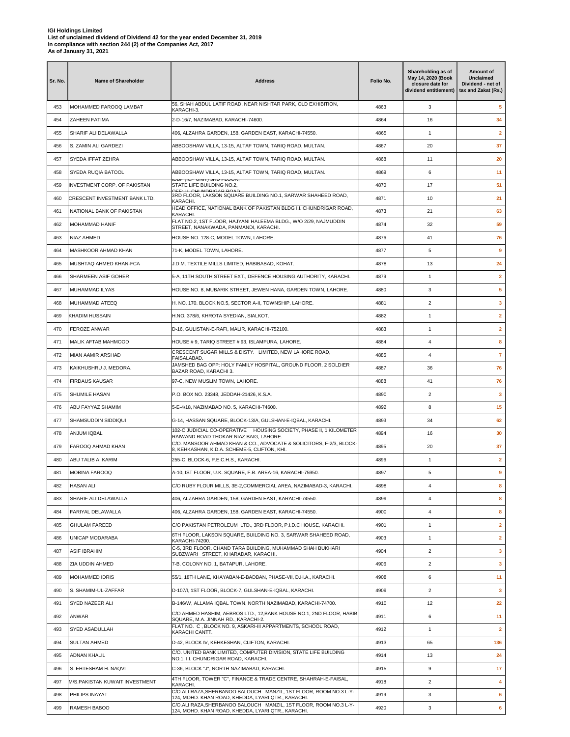**IGI Holdings Limited**
**List of unclaimed dividend of Dividend 42 for the year ended December 31, 2019**
**In compliance with section 244 (2) of the Companies Act, 2017**
**As of January 31, 2021**

| Sr. No. | Name of Shareholder | Address | Folio No. | Shareholding as of May 14, 2020 (Book closure date for dividend entitlement) | Amount of Unclaimed Dividend - net of tax and Zakat (Rs.) |
|---|---|---|---|---|---|
| 453 | MOHAMMED FAROOQ LAMBAT | 56, SHAH ABDUL LATIF ROAD, NEAR NISHTAR PARK, OLD EXHIBITION, KARACHI-3. | 4863 | 3 | 5 |
| 454 | ZAHEEN FATIMA | 2-D-16/7, NAZIMABAD, KARACHI-74600. | 4864 | 16 | 34 |
| 455 | SHARIF ALI DELAWALLA | 406, ALZAHRA GARDEN, 158, GARDEN EAST, KARACHI-74550. | 4865 | 1 | 2 |
| 456 | S. ZAMIN ALI GARDEZI | ABBOOSHAW VILLA, 13-15, ALTAF TOWN, TARIQ ROAD, MULTAN. | 4867 | 20 | 37 |
| 457 | SYEDA IFFAT ZEHRA | ABBOOSHAW VILLA, 13-15, ALTAF TOWN, TARIQ ROAD, MULTAN. | 4868 | 11 | 20 |
| 458 | SYEDA RUQIA BATOOL | ABBOOSHAW VILLA, 13-15, ALTAF TOWN, TARIQ ROAD, MULTAN. | 4869 | 6 | 11 |
| 459 | INVESTMENT CORP. OF PAKISTAN | IDBP (ICP UNIT) 3RD FLOOR, STATE LIFE BUILDING NO.2, OFF: I.I. CHUNDRIGAR ROAD | 4870 | 17 | 51 |
| 460 | CRESCENT INVESTMENT BANK LTD. | 3RD FLOOR, LAKSON SQUARE BUILDING NO.1, SARWAR SHAHEED ROAD, KARACHI. | 4871 | 10 | 21 |
| 461 | NATIONAL BANK OF PAKISTAN | HEAD OFFICE, NATIONAL BANK OF PAKISTAN BLDG I.I. CHUNDRIGAR ROAD, KARACHI. | 4873 | 21 | 63 |
| 462 | MOHAMMAD HANIF | FLAT NO.2, 1ST FLOOR, HAJYANI HALEEMA BLDG., W/O 2/29, NAJMUDDIN STREET, NANAKWADA, PANMANDI, KARACHI. | 4874 | 32 | 59 |
| 463 | NIAZ AHMED | HOUSE NO. 128-C, MODEL TOWN, LAHORE. | 4876 | 41 | 76 |
| 464 | MASHKOOR AHMAD KHAN | 71-K, MODEL TOWN, LAHORE. | 4877 | 5 | 9 |
| 465 | MUSHTAQ AHMED KHAN-FCA | J.D.M. TEXTILE MILLS LIMITED, HABIBABAD, KOHAT. | 4878 | 13 | 24 |
| 466 | SHARMEEN ASIF GOHER | 5-A, 11TH SOUTH STREET EXT., DEFENCE HOUSING AUTHORITY, KARACHI. | 4879 | 1 | 2 |
| 467 | MUHAMMAD ILYAS | HOUSE NO. 8, MUBARIK STREET, JEWEN HANA, GARDEN TOWN, LAHORE. | 4880 | 3 | 5 |
| 468 | MUHAMMAD ATEEQ | H. NO. 170. BLOCK NO.5, SECTOR A-II, TOWNSHIP, LAHORE. | 4881 | 2 | 3 |
| 469 | KHADIM HUSSAIN | H.NO. 378/6, KHROTA SYEDIAN, SIALKOT. | 4882 | 1 | 2 |
| 470 | FEROZE ANWAR | D-16, GULISTAN-E-RAFI, MALIR, KARACHI-752100. | 4883 | 1 | 2 |
| 471 | MALIK AFTAB MAHMOOD | HOUSE # 9, TARIQ STREET # 93, ISLAMPURA, LAHORE. | 4884 | 4 | 8 |
| 472 | MIAN AAMIR ARSHAD | CRESCENT SUGAR MILLS & DISTY. LIMITED, NEW LAHORE ROAD, FAISALABAD. | 4885 | 4 | 7 |
| 473 | KAIKHUSHRU J. MEDORA. | JAMSHED BAG OPP: HOLY FAMILY HOSPITAL, GROUND FLOOR, 2 SOLDIER BAZAR ROAD, KARACHI 3. | 4887 | 36 | 76 |
| 474 | FIRDAUS KAUSAR | 97-C, NEW MUSLIM TOWN, LAHORE. | 4888 | 41 | 76 |
| 475 | SHUMILE HASAN | P.O. BOX NO. 23348, JEDDAH-21426, K.S.A. | 4890 | 2 | 3 |
| 476 | ABU FAYYAZ SHAMIM | 5-E-4/18, NAZIMABAD NO. 5, KARACHI-74600. | 4892 | 8 | 15 |
| 477 | SHAMSUDDIN SIDDIQUI | G-14, HASSAN SQUARE, BLOCK-13/A, GULSHAN-E-IQBAL, KARACHI. | 4893 | 34 | 62 |
| 478 | ANJUM IQBAL | 102-C JUDICIAL CO-OPERATIVE HOUSING SOCIETY, PHASE II, 1 KILOMETER RAIWAND ROAD THOKAR NIAZ BAIG, LAHORE. | 4894 | 16 | 30 |
| 479 | FAROOQ AHMAD KHAN | C/O. MANSOOR AHMAD KHAN & CO., ADVOCATE & SOLICITORS, F-2/3, BLOCK-8, KEHKASHAN, K.D.A. SCHEME-5, CLIFTON, KHI. | 4895 | 20 | 37 |
| 480 | ABU TALIB A. KARIM | 255-C, BLOCK-6, P.E.C.H.S., KARACHI. | 4896 | 1 | 2 |
| 481 | MOBINA FAROOQ | A-10, IST FLOOR, U.K. SQUARE, F.B. AREA-16, KARACHI-75950. | 4897 | 5 | 9 |
| 482 | HASAN ALI | C/O RUBY FLOUR MILLS, 3E-2,COMMERCIAL AREA, NAZIMABAD-3, KARACHI. | 4898 | 4 | 8 |
| 483 | SHARIF ALI DELAWALLA | 406, ALZAHRA GARDEN, 158, GARDEN EAST, KARACHI-74550. | 4899 | 4 | 8 |
| 484 | FARIYAL DELAWALLA | 406, ALZAHRA GARDEN, 158, GARDEN EAST, KARACHI-74550. | 4900 | 4 | 8 |
| 485 | GHULAM FAREED | C/O PAKISTAN PETROLEUM LTD., 3RD FLOOR, P.I.D.C HOUSE, KARACHI. | 4901 | 1 | 2 |
| 486 | UNICAP MODARABA | 6TH FLOOR, LAKSON SQUARE, BUILDING NO. 3, SARWAR SHAHEED ROAD, KARACHI-74200. | 4903 | 1 | 2 |
| 487 | ASIF IBRAHIM | C-5, 3RD FLOOR, CHAND TARA BUILDING, MUHAMMAD SHAH BUKHARI SUBZWARI STREET, KHARADAR, KARACHI. | 4904 | 2 | 3 |
| 488 | ZIA UDDIN AHMED | 7-B, COLONY NO. 1, BATAPUR, LAHORE. | 4906 | 2 | 3 |
| 489 | MOHAMMED IDRIS | 55/1, 18TH LANE, KHAYABAN-E-BADBAN, PHASE-VII, D.H.A., KARACHI. | 4908 | 6 | 11 |
| 490 | S. SHAMIM-UL-ZAFFAR | D-107/I, 1ST FLOOR, BLOCK-7, GULSHAN-E-IQBAL, KARACHI. | 4909 | 2 | 3 |
| 491 | SYED NAZEER ALI | B-146/W, ALLAMA IQBAL TOWN, NORTH NAZIMABAD, KARACHI-74700. | 4910 | 12 | 22 |
| 492 | ANWAR | C/O AHMED HASHIM, AEBROS LTD., 12,BANK HOUSE NO.1, 2ND FLOOR, HABIB SQUARE, M.A. JINNAH RD., KARACHI-2. | 4911 | 6 | 11 |
| 493 | SYED ASADULLAH | FLAT NO. C , BLOCK NO. 9, ASKARI-III APPARTMENTS, SCHOOL ROAD, KARACHI CANTT. | 4912 | 1 | 2 |
| 494 | SULTAN AHMED | D-42, BLOCK IV, KEHKESHAN, CLIFTON, KARACHI. | 4913 | 65 | 136 |
| 495 | ADNAN KHALIL | C/O. UNITED BANK LIMITED, COMPUTER DIVISION, STATE LIFE BUILDING NO.1, I.I. CHUNDRIGAR ROAD, KARACHI. | 4914 | 13 | 24 |
| 496 | S. EHTESHAM H. NAQVI | C-36, BLOCK "J", NORTH NAZIMABAD, KARACHI. | 4915 | 9 | 17 |
| 497 | M/S.PAKISTAN KUWAIT INVESTMENT | 4TH FLOOR, TOWER "C", FINANCE & TRADE CENTRE, SHAHRAH-E-FAISAL, KARACHI. | 4918 | 2 | 4 |
| 498 | PHILIPS INAYAT | C/O.ALI RAZA,SHERBANOO BALOUCH MANZIL, 1ST FLOOR, ROOM NO.3 L-Y-124, MOHD. KHAN ROAD, KHEDDA, LYARI QTR., KARACHI. | 4919 | 3 | 6 |
| 499 | RAMESH BABOO | C/O.ALI RAZA,SHERBANOO BALOUCH MANZIL, 1ST FLOOR, ROOM NO.3 L-Y-124, MOHD. KHAN ROAD, KHEDDA, LYARI QTR., KARACHI. | 4920 | 3 | 6 |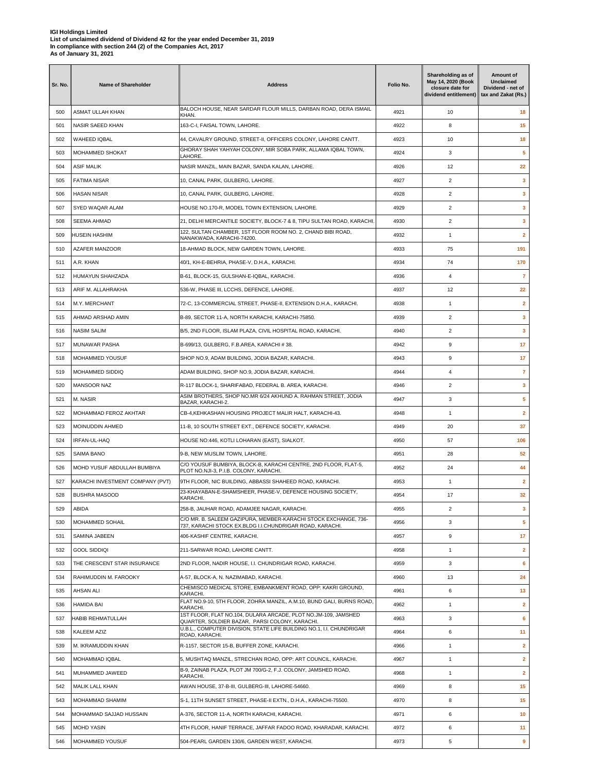**IGI Holdings Limited**
**List of unclaimed dividend of Dividend 42 for the year ended December 31, 2019**
**In compliance with section 244 (2) of the Companies Act, 2017**
**As of January 31, 2021**

| Sr. No. | Name of Shareholder | Address | Folio No. | Shareholding as of May 14, 2020 (Book closure date for dividend entitlement) | Amount of Unclaimed Dividend - net of tax and Zakat (Rs.) |
|---|---|---|---|---|---|
| 500 | ASMAT ULLAH KHAN | BALOCH HOUSE, NEAR SARDAR FLOUR MILLS, DARBAN ROAD, DERA ISMAIL KHAN. | 4921 | 10 | 18 |
| 501 | NASIR SAEED KHAN | 163-C-I, FAISAL TOWN, LAHORE. | 4922 | 8 | 15 |
| 502 | WAHEED IQBAL | 44, CAVALRY GROUND, STREET-II, OFFICERS COLONY, LAHORE CANTT. | 4923 | 10 | 18 |
| 503 | MOHAMMED SHOKAT | GHORAY SHAH YAHYAH COLONY, MIR SOBA PARK, ALLAMA IQBAL TOWN, LAHORE. | 4924 | 3 | 5 |
| 504 | ASIF MALIK | NASIR MANZIL, MAIN BAZAR, SANDA KALAN, LAHORE. | 4926 | 12 | 22 |
| 505 | FATIMA NISAR | 10, CANAL PARK, GULBERG, LAHORE. | 4927 | 2 | 3 |
| 506 | HASAN NISAR | 10, CANAL PARK, GULBERG, LAHORE. | 4928 | 2 | 3 |
| 507 | SYED WAQAR ALAM | HOUSE NO.170-R, MODEL TOWN EXTENSION, LAHORE. | 4929 | 2 | 3 |
| 508 | SEEMA AHMAD | 21, DELHI MERCANTILE SOCIETY, BLOCK-7 & 8, TIPU SULTAN ROAD, KARACHI. | 4930 | 2 | 3 |
| 509 | HUSEIN HASHIM | 122, SULTAN CHAMBER, 1ST FLOOR ROOM NO. 2, CHAND BIBI ROAD, NANAKWADA, KARACHI-74200. | 4932 | 1 | 2 |
| 510 | AZAFER MANZOOR | 18-AHMAD BLOCK, NEW GARDEN TOWN, LAHORE. | 4933 | 75 | 191 |
| 511 | A.R. KHAN | 40/1, KH-E-BEHRIA, PHASE-V, D.H.A., KARACHI. | 4934 | 74 | 170 |
| 512 | HUMAYUN SHAHZADA | B-61, BLOCK-15, GULSHAN-E-IQBAL, KARACHI. | 4936 | 4 | 7 |
| 513 | ARIF M. ALLAHRAKHA | 536-W, PHASE III, LCCHS, DEFENCE, LAHORE. | 4937 | 12 | 22 |
| 514 | M.Y. MERCHANT | 72-C, 13-COMMERCIAL STREET, PHASE-II, EXTENSION D.H.A., KARACHI. | 4938 | 1 | 2 |
| 515 | AHMAD ARSHAD AMIN | B-89, SECTOR 11-A, NORTH KARACHI, KARACHI-75850. | 4939 | 2 | 3 |
| 516 | NASIM SALIM | B/5, 2ND FLOOR, ISLAM PLAZA, CIVIL HOSPITAL ROAD, KARACHI. | 4940 | 2 | 3 |
| 517 | MUNAWAR PASHA | B-699/13, GULBERG, F.B.AREA, KARACHI # 38. | 4942 | 9 | 17 |
| 518 | MOHAMMED YOUSUF | SHOP NO.9, ADAM BUILDING, JODIA BAZAR, KARACHI. | 4943 | 9 | 17 |
| 519 | MOHAMMED SIDDIQ | ADAM BUILDING, SHOP NO.9, JODIA BAZAR, KARACHI. | 4944 | 4 | 7 |
| 520 | MANSOOR NAZ | R-117 BLOCK-1, SHARIFABAD, FEDERAL B. AREA, KARACHI. | 4946 | 2 | 3 |
| 521 | M. NASIR | ASIM BROTHERS, SHOP NO.MR 6/24 AKHUND A. RAHMAN STREET, JODIA BAZAR, KARACHI-2. | 4947 | 3 | 5 |
| 522 | MOHAMMAD FEROZ AKHTAR | CB-4,KEHKASHAN HOUSING PROJECT MALIR HALT, KARACHI-43. | 4948 | 1 | 2 |
| 523 | MOINUDDIN AHMED | 11-B, 10 SOUTH STREET EXT., DEFENCE SOCIETY, KARACHI. | 4949 | 20 | 37 |
| 524 | IRFAN-UL-HAQ | HOUSE NO:446, KOTLI LOHARAN (EAST), SIALKOT. | 4950 | 57 | 106 |
| 525 | SAIMA BANO | 9-B, NEW MUSLIM TOWN, LAHORE. | 4951 | 28 | 52 |
| 526 | MOHD YUSUF ABDULLAH BUMBIYA | C/O YOUSUF BUMBIYA, BLOCK-B, KARACHI CENTRE, 2ND FLOOR, FLAT-5, PLOT NO.NJI-3, P.I.B. COLONY, KARACHI. | 4952 | 24 | 44 |
| 527 | KARACHI INVESTMENT COMPANY (PVT) | 9TH FLOOR, NIC BUILDING, ABBASSI SHAHEED ROAD, KARACHI. | 4953 | 1 | 2 |
| 528 | BUSHRA MASOOD | 23-KHAYABAN-E-SHAMSHEER, PHASE-V, DEFENCE HOUSING SOCIETY, KARACHI. | 4954 | 17 | 32 |
| 529 | ABIDA | 258-B, JAUHAR ROAD, ADAMJEE NAGAR, KARACHI. | 4955 | 2 | 3 |
| 530 | MOHAMMED SOHAIL | C/O MR. B. SALEEM GAZIPURA, MEMBER-KARACHI STOCK EXCHANGE, 736-737, KARACHI STOCK EX.BLDG I.I.CHUNDRIGAR ROAD, KARACHI. | 4956 | 3 | 5 |
| 531 | SAMINA JABEEN | 406-KASHIF CENTRE, KARACHI. | 4957 | 9 | 17 |
| 532 | GOOL SIDDIQI | 211-SARWAR ROAD, LAHORE CANTT. | 4958 | 1 | 2 |
| 533 | THE CRESCENT STAR INSURANCE | 2ND FLOOR, NADIR HOUSE, I.I. CHUNDRIGAR ROAD, KARACHI. | 4959 | 3 | 6 |
| 534 | RAHIMUDDIN M. FAROOKY | A-57, BLOCK-A, N. NAZIMABAD, KARACHI. | 4960 | 13 | 24 |
| 535 | AHSAN ALI | CHEMISCO MEDICAL STORE, EMBANKMENT ROAD, OPP: KAKRI GROUND, KARACHI. | 4961 | 6 | 13 |
| 536 | HAMIDA BAI | FLAT NO.9-10, 5TH FLOOR, ZOHRA MANZIL, A.M.10, BUND GALI, BURNS ROAD, KARACHI. | 4962 | 1 | 2 |
| 537 | HABIB REHMATULLAH | 1ST FLOOR, FLAT NO.104, DULARA ARCADE, PLOT NO.JM-109, JAMSHED QUARTER, SOLDIER BAZAR, PARSI COLONY, KARACHI. | 4963 | 3 | 6 |
| 538 | KALEEM AZIZ | U.B.L., COMPUTER DIVISION, STATE LIFE BUILDING NO.1, I.I. CHUNDRIGAR ROAD, KARACHI. | 4964 | 6 | 11 |
| 539 | M. IKRAMUDDIN KHAN | R-1157, SECTOR 15-B, BUFFER ZONE, KARACHI. | 4966 | 1 | 2 |
| 540 | MOHAMMAD IQBAL | 5, MUSHTAQ MANZIL, STRECHAN ROAD, OPP: ART COUNCIL, KARACHI. | 4967 | 1 | 2 |
| 541 | MUHAMMED JAWEED | B-9, ZAINAB PLAZA, PLOT JM 700/G-2, F.J. COLONY, JAMSHED ROAD, KARACHI. | 4968 | 1 | 2 |
| 542 | MALIK LALL KHAN | AWAN HOUSE, 37-B-III, GULBERG-III, LAHORE-54660. | 4969 | 8 | 15 |
| 543 | MOHAMMAD SHAMIM | S-1, 11TH SUNSET STREET, PHASE-II EXTN., D.H.A., KARACHI-75500. | 4970 | 8 | 15 |
| 544 | MOHAMMAD SAJJAD HUSSAIN | A-376, SECTOR 11-A, NORTH KARACHI, KARACHI. | 4971 | 6 | 10 |
| 545 | MOHD YASIN | 4TH FLOOR, HANIF TERRACE, JAFFAR FADOO ROAD, KHARADAR, KARACHI. | 4972 | 6 | 11 |
| 546 | MOHAMMED YOUSUF | 504-PEARL GARDEN 130/6, GARDEN WEST, KARACHI. | 4973 | 5 | 9 |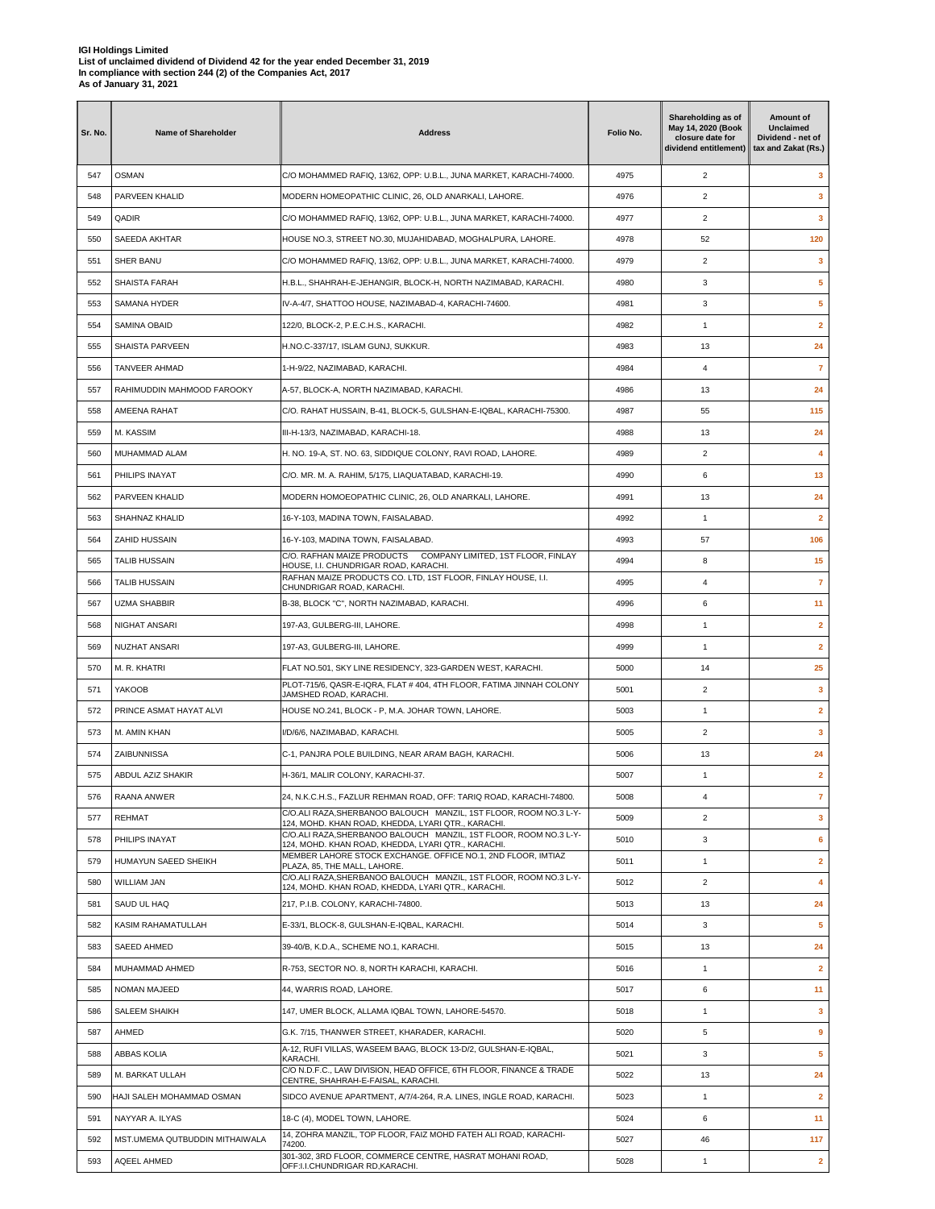**IGI Holdings Limited**
**List of unclaimed dividend of Dividend 42 for the year ended December 31, 2019**
**In compliance with section 244 (2) of the Companies Act, 2017**
**As of January 31, 2021**

| Sr. No. | Name of Shareholder | Address | Folio No. | Shareholding as of May 14, 2020 (Book closure date for dividend entitlement) | Amount of Unclaimed Dividend - net of tax and Zakat (Rs.) |
|---|---|---|---|---|---|
| 547 | OSMAN | C/O MOHAMMED RAFIQ, 13/62, OPP: U.B.L., JUNA MARKET, KARACHI-74000. | 4975 | 2 | 3 |
| 548 | PARVEEN KHALID | MODERN HOMEOPATHIC CLINIC, 26, OLD ANARKALI, LAHORE. | 4976 | 2 | 3 |
| 549 | QADIR | C/O MOHAMMED RAFIQ, 13/62, OPP: U.B.L., JUNA MARKET, KARACHI-74000. | 4977 | 2 | 3 |
| 550 | SAEEDA AKHTAR | HOUSE NO.3, STREET NO.30, MUJAHIDABAD, MOGHALPURA, LAHORE. | 4978 | 52 | 120 |
| 551 | SHER BANU | C/O MOHAMMED RAFIQ, 13/62, OPP: U.B.L., JUNA MARKET, KARACHI-74000. | 4979 | 2 | 3 |
| 552 | SHAISTA FARAH | H.B.L., SHAHRAH-E-JEHANGIR, BLOCK-H, NORTH NAZIMABAD, KARACHI. | 4980 | 3 | 5 |
| 553 | SAMANA HYDER | IV-A-4/7, SHATTOO HOUSE, NAZIMABAD-4, KARACHI-74600. | 4981 | 3 | 5 |
| 554 | SAMINA OBAID | 122/0, BLOCK-2, P.E.C.H.S., KARACHI. | 4982 | 1 | 2 |
| 555 | SHAISTA PARVEEN | H.NO.C-337/17, ISLAM GUNJ, SUKKUR. | 4983 | 13 | 24 |
| 556 | TANVEER AHMAD | 1-H-9/22, NAZIMABAD, KARACHI. | 4984 | 4 | 7 |
| 557 | RAHIMUDDIN MAHMOOD FAROOKY | A-57, BLOCK-A, NORTH NAZIMABAD, KARACHI. | 4986 | 13 | 24 |
| 558 | AMEENA RAHAT | C/O. RAHAT HUSSAIN, B-41, BLOCK-5, GULSHAN-E-IQBAL, KARACHI-75300. | 4987 | 55 | 115 |
| 559 | M. KASSIM | III-H-13/3, NAZIMABAD, KARACHI-18. | 4988 | 13 | 24 |
| 560 | MUHAMMAD ALAM | H. NO. 19-A, ST. NO. 63, SIDDIQUE COLONY, RAVI ROAD, LAHORE. | 4989 | 2 | 4 |
| 561 | PHILIPS INAYAT | C/O. MR. M. A. RAHIM, 5/175, LIAQUATABAD, KARACHI-19. | 4990 | 6 | 13 |
| 562 | PARVEEN KHALID | MODERN HOMOEOPATHIC CLINIC, 26, OLD ANARKALI, LAHORE. | 4991 | 13 | 24 |
| 563 | SHAHNAZ KHALID | 16-Y-103, MADINA TOWN, FAISALABAD. | 4992 | 1 | 2 |
| 564 | ZAHID HUSSAIN | 16-Y-103, MADINA TOWN, FAISALABAD. | 4993 | 57 | 106 |
| 565 | TALIB HUSSAIN | C/O. RAFHAN MAIZE PRODUCTS COMPANY LIMITED, 1ST FLOOR, FINLAY HOUSE, I.I. CHUNDRIGAR ROAD, KARACHI. | 4994 | 8 | 15 |
| 566 | TALIB HUSSAIN | RAFHAN MAIZE PRODUCTS CO. LTD, 1ST FLOOR, FINLAY HOUSE, I.I. CHUNDRIGAR ROAD, KARACHI. | 4995 | 4 | 7 |
| 567 | UZMA SHABBIR | B-38, BLOCK "C", NORTH NAZIMABAD, KARACHI. | 4996 | 6 | 11 |
| 568 | NIGHAT ANSARI | 197-A3, GULBERG-III, LAHORE. | 4998 | 1 | 2 |
| 569 | NUZHAT ANSARI | 197-A3, GULBERG-III, LAHORE. | 4999 | 1 | 2 |
| 570 | M. R. KHATRI | FLAT NO.501, SKY LINE RESIDENCY, 323-GARDEN WEST, KARACHI. | 5000 | 14 | 25 |
| 571 | YAKOOB | PLOT-715/6, QASR-E-IQRA, FLAT # 404, 4TH FLOOR, FATIMA JINNAH COLONY JAMSHED ROAD, KARACHI. | 5001 | 2 | 3 |
| 572 | PRINCE ASMAT HAYAT ALVI | HOUSE NO.241, BLOCK - P, M.A. JOHAR TOWN, LAHORE. | 5003 | 1 | 2 |
| 573 | M. AMIN KHAN | I/D/6/6, NAZIMABAD, KARACHI. | 5005 | 2 | 3 |
| 574 | ZAIBUNNISSA | C-1, PANJRA POLE BUILDING, NEAR ARAM BAGH, KARACHI. | 5006 | 13 | 24 |
| 575 | ABDUL AZIZ SHAKIR | H-36/1, MALIR COLONY, KARACHI-37. | 5007 | 1 | 2 |
| 576 | RAANA ANWER | 24, N.K.C.H.S., FAZLUR REHMAN ROAD, OFF: TARIQ ROAD, KARACHI-74800. | 5008 | 4 | 7 |
| 577 | REHMAT | C/O.ALI RAZA,SHERBANOO BALOUCH MANZIL, 1ST FLOOR, ROOM NO.3 L-Y-124, MOHD. KHAN ROAD, KHEDDA, LYARI QTR., KARACHI. | 5009 | 2 | 3 |
| 578 | PHILIPS INAYAT | C/O.ALI RAZA,SHERBANOO BALOUCH MANZIL, 1ST FLOOR, ROOM NO.3 L-Y-124, MOHD. KHAN ROAD, KHEDDA, LYARI QTR., KARACHI. | 5010 | 3 | 6 |
| 579 | HUMAYUN SAEED SHEIKH | MEMBER LAHORE STOCK EXCHANGE. OFFICE NO.1, 2ND FLOOR, IMTIAZ PLAZA, 85, THE MALL, LAHORE. | 5011 | 1 | 2 |
| 580 | WILLIAM JAN | C/O.ALI RAZA,SHERBANOO BALOUCH MANZIL, 1ST FLOOR, ROOM NO.3 L-Y-124, MOHD. KHAN ROAD, KHEDDA, LYARI QTR., KARACHI. | 5012 | 2 | 4 |
| 581 | SAUD UL HAQ | 217, P.I.B. COLONY, KARACHI-74800. | 5013 | 13 | 24 |
| 582 | KASIM RAHAMATULLAH | E-33/1, BLOCK-8, GULSHAN-E-IQBAL, KARACHI. | 5014 | 3 | 5 |
| 583 | SAEED AHMED | 39-40/B, K.D.A., SCHEME NO.1, KARACHI. | 5015 | 13 | 24 |
| 584 | MUHAMMAD AHMED | R-753, SECTOR NO. 8, NORTH KARACHI, KARACHI. | 5016 | 1 | 2 |
| 585 | NOMAN MAJEED | 44, WARRIS ROAD, LAHORE. | 5017 | 6 | 11 |
| 586 | SALEEM SHAIKH | 147, UMER BLOCK, ALLAMA IQBAL TOWN, LAHORE-54570. | 5018 | 1 | 3 |
| 587 | AHMED | G.K. 7/15, THANWER STREET, KHARADER, KARACHI. | 5020 | 5 | 9 |
| 588 | ABBAS KOLIA | A-12, RUFI VILLAS, WASEEM BAAG, BLOCK 13-D/2, GULSHAN-E-IQBAL, KARACHI. | 5021 | 3 | 5 |
| 589 | M. BARKAT ULLAH | C/O N.D.F.C., LAW DIVISION, HEAD OFFICE, 6TH FLOOR, FINANCE & TRADE CENTRE, SHAHRAH-E-FAISAL, KARACHI. | 5022 | 13 | 24 |
| 590 | HAJI SALEH MOHAMMAD OSMAN | SIDCO AVENUE APARTMENT, A/7/4-264, R.A. LINES, INGLE ROAD, KARACHI. | 5023 | 1 | 2 |
| 591 | NAYYAR A. ILYAS | 18-C (4), MODEL TOWN, LAHORE. | 5024 | 6 | 11 |
| 592 | MST.UMEMA QUTBUDDIN MITHAIWALA | 14, ZOHRA MANZIL, TOP FLOOR, FAIZ MOHD FATEH ALI ROAD, KARACHI-74200. | 5027 | 46 | 117 |
| 593 | AQEEL AHMED | 301-302, 3RD FLOOR, COMMERCE CENTRE, HASRAT MOHANI ROAD, OFF:I.I.CHUNDRIGAR RD,KARACHI. | 5028 | 1 | 2 |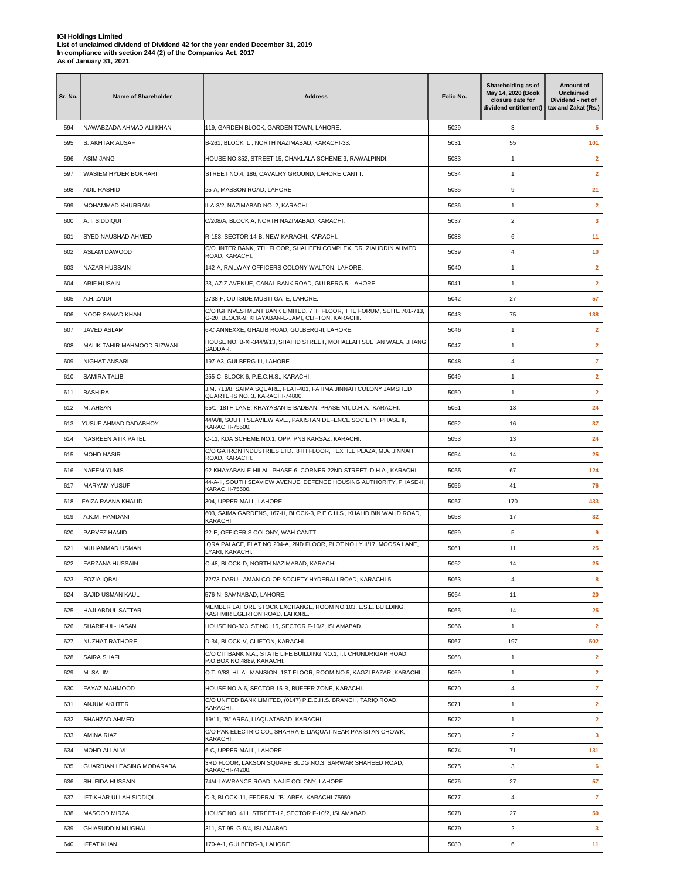**IGI Holdings Limited**
**List of unclaimed dividend of Dividend 42 for the year ended December 31, 2019**
**In compliance with section 244 (2) of the Companies Act, 2017**
**As of January 31, 2021**

| Sr. No. | Name of Shareholder | Address | Folio No. | Shareholding as of May 14, 2020 (Book closure date for dividend entitlement) | Amount of Unclaimed Dividend - net of tax and Zakat (Rs.) |
|---|---|---|---|---|---|
| 594 | NAWABZADA AHMAD ALI KHAN | 119, GARDEN BLOCK, GARDEN TOWN, LAHORE. | 5029 | 3 | 5 |
| 595 | S. AKHTAR AUSAF | B-261, BLOCK L , NORTH NAZIMABAD, KARACHI-33. | 5031 | 55 | 101 |
| 596 | ASIM JANG | HOUSE NO.352, STREET 15, CHAKLALA SCHEME 3, RAWALPINDI. | 5033 | 1 | 2 |
| 597 | WASIEM HYDER BOKHARI | STREET NO.4, 186, CAVALRY GROUND, LAHORE CANTT. | 5034 | 1 | 2 |
| 598 | ADIL RASHID | 25-A, MASSON ROAD, LAHORE | 5035 | 9 | 21 |
| 599 | MOHAMMAD KHURRAM | II-A-3/2, NAZIMABAD NO. 2, KARACHI. | 5036 | 1 | 2 |
| 600 | A. I. SIDDIQUI | C/208/A, BLOCK A, NORTH NAZIMABAD, KARACHI. | 5037 | 2 | 3 |
| 601 | SYED NAUSHAD AHMED | R-153, SECTOR 14-B, NEW KARACHI, KARACHI. | 5038 | 6 | 11 |
| 602 | ASLAM DAWOOD | C/O. INTER BANK, 7TH FLOOR, SHAHEEN COMPLEX, DR. ZIAUDDIN AHMED ROAD, KARACHI. | 5039 | 4 | 10 |
| 603 | NAZAR HUSSAIN | 142-A, RAILWAY OFFICERS COLONY WALTON, LAHORE. | 5040 | 1 | 2 |
| 604 | ARIF HUSAIN | 23, AZIZ AVENUE, CANAL BANK ROAD, GULBERG 5, LAHORE. | 5041 | 1 | 2 |
| 605 | A.H. ZAIDI | 2738-F, OUTSIDE MUSTI GATE, LAHORE. | 5042 | 27 | 57 |
| 606 | NOOR SAMAD KHAN | C/O IGI INVESTMENT BANK LIMITED, 7TH FLOOR, THE FORUM, SUITE 701-713, G-20, BLOCK-9, KHAYABAN-E-JAMI, CLIFTON, KARACHI. | 5043 | 75 | 138 |
| 607 | JAVED ASLAM | 6-C ANNEXXE, GHALIB ROAD, GULBERG-II, LAHORE. | 5046 | 1 | 2 |
| 608 | MALIK TAHIR MAHMOOD RIZWAN | HOUSE NO. B-XI-344/9/13, SHAHID STREET, MOHALLAH SULTAN WALA, JHANG SADDAR. | 5047 | 1 | 2 |
| 609 | NIGHAT ANSARI | 197-A3, GULBERG-III, LAHORE. | 5048 | 4 | 7 |
| 610 | SAMIRA TALIB | 255-C, BLOCK 6, P.E.C.H.S., KARACHI. | 5049 | 1 | 2 |
| 611 | BASHIRA | J.M. 713/8, SAIMA SQUARE, FLAT-401, FATIMA JINNAH COLONY JAMSHED QUARTERS NO. 3, KARACHI-74800. | 5050 | 1 | 2 |
| 612 | M. AHSAN | 55/1, 18TH LANE, KHAYABAN-E-BADBAN, PHASE-VII, D.H.A., KARACHI. | 5051 | 13 | 24 |
| 613 | YUSUF AHMAD DADABHOY | 44/A/II, SOUTH SEAVIEW AVE., PAKISTAN DEFENCE SOCIETY, PHASE II, KARACHI-75500. | 5052 | 16 | 37 |
| 614 | NASREEN ATIK PATEL | C-11, KDA SCHEME NO.1, OPP. PNS KARSAZ, KARACHI. | 5053 | 13 | 24 |
| 615 | MOHD NASIR | C/O GATRON INDUSTRIES LTD., 8TH FLOOR, TEXTILE PLAZA, M.A. JINNAH ROAD, KARACHI. | 5054 | 14 | 25 |
| 616 | NAEEM YUNIS | 92-KHAYABAN-E-HILAL, PHASE-6, CORNER 22ND STREET, D.H.A., KARACHI. | 5055 | 67 | 124 |
| 617 | MARYAM YUSUF | 44-A-II, SOUTH SEAVIEW AVENUE, DEFENCE HOUSING AUTHORITY, PHASE-II, KARACHI-75500. | 5056 | 41 | 76 |
| 618 | FAIZA RAANA KHALID | 304, UPPER MALL, LAHORE. | 5057 | 170 | 433 |
| 619 | A.K.M. HAMDANI | 603, SAIMA GARDENS, 167-H, BLOCK-3, P.E.C.H.S., KHALID BIN WALID ROAD, KARACHI | 5058 | 17 | 32 |
| 620 | PARVEZ HAMID | 22-E, OFFICER S COLONY, WAH CANTT. | 5059 | 5 | 9 |
| 621 | MUHAMMAD USMAN | IQRA PALACE, FLAT NO.204-A, 2ND FLOOR, PLOT NO.LY.II/17, MOOSA LANE, LYARI, KARACHI. | 5061 | 11 | 25 |
| 622 | FARZANA HUSSAIN | C-48, BLOCK-D, NORTH NAZIMABAD, KARACHI. | 5062 | 14 | 25 |
| 623 | FOZIA IQBAL | 72/73-DARUL AMAN CO-OP.SOCIETY HYDERALI ROAD, KARACHI-5. | 5063 | 4 | 8 |
| 624 | SAJID USMAN KAUL | 576-N, SAMNABAD, LAHORE. | 5064 | 11 | 20 |
| 625 | HAJI ABDUL SATTAR | MEMBER LAHORE STOCK EXCHANGE, ROOM NO.103, L.S.E. BUILDING, KASHMIR EGERTON ROAD, LAHORE. | 5065 | 14 | 25 |
| 626 | SHARIF-UL-HASAN | HOUSE NO-323, ST.NO. 15, SECTOR F-10/2, ISLAMABAD. | 5066 | 1 | 2 |
| 627 | NUZHAT RATHORE | D-34, BLOCK-V, CLIFTON, KARACHI. | 5067 | 197 | 502 |
| 628 | SAIRA SHAFI | C/O CITIBANK N.A., STATE LIFE BUILDING NO.1, I.I. CHUNDRIGAR ROAD, P.O.BOX NO.4889, KARACHI. | 5068 | 1 | 2 |
| 629 | M. SALIM | O.T. 9/83, HILAL MANSION, 1ST FLOOR, ROOM NO.5, KAGZI BAZAR, KARACHI. | 5069 | 1 | 2 |
| 630 | FAYAZ MAHMOOD | HOUSE NO.A-6, SECTOR 15-B, BUFFER ZONE, KARACHI. | 5070 | 4 | 7 |
| 631 | ANJUM AKHTER | C/O UNITED BANK LIMITED, (0147) P.E.C.H.S. BRANCH, TARIQ ROAD, KARACHI. | 5071 | 1 | 2 |
| 632 | SHAHZAD AHMED | 19/11, "B" AREA, LIAQUATABAD, KARACHI. | 5072 | 1 | 2 |
| 633 | AMINA RIAZ | C/O PAK ELECTRIC CO., SHAHRA-E-LIAQUAT NEAR PAKISTAN CHOWK, KARACHI. | 5073 | 2 | 3 |
| 634 | MOHD ALI ALVI | 6-C, UPPER MALL, LAHORE. | 5074 | 71 | 131 |
| 635 | GUARDIAN LEASING MODARABA | 3RD FLOOR, LAKSON SQUARE BLDG.NO.3, SARWAR SHAHEED ROAD, KARACHI-74200. | 5075 | 3 | 6 |
| 636 | SH. FIDA HUSSAIN | 74/4-LAWRANCE ROAD, NAJIF COLONY, LAHORE. | 5076 | 27 | 57 |
| 637 | IFTIKHAR ULLAH SIDDIQI | C-3, BLOCK-11, FEDERAL "B" AREA, KARACHI-75950. | 5077 | 4 | 7 |
| 638 | MASOOD MIRZA | HOUSE NO. 411, STREET-12, SECTOR F-10/2, ISLAMABAD. | 5078 | 27 | 50 |
| 639 | GHIASUDDIN MUGHAL | 311, ST.95, G-9/4, ISLAMABAD. | 5079 | 2 | 3 |
| 640 | IFFAT KHAN | 170-A-1, GULBERG-3, LAHORE. | 5080 | 6 | 11 |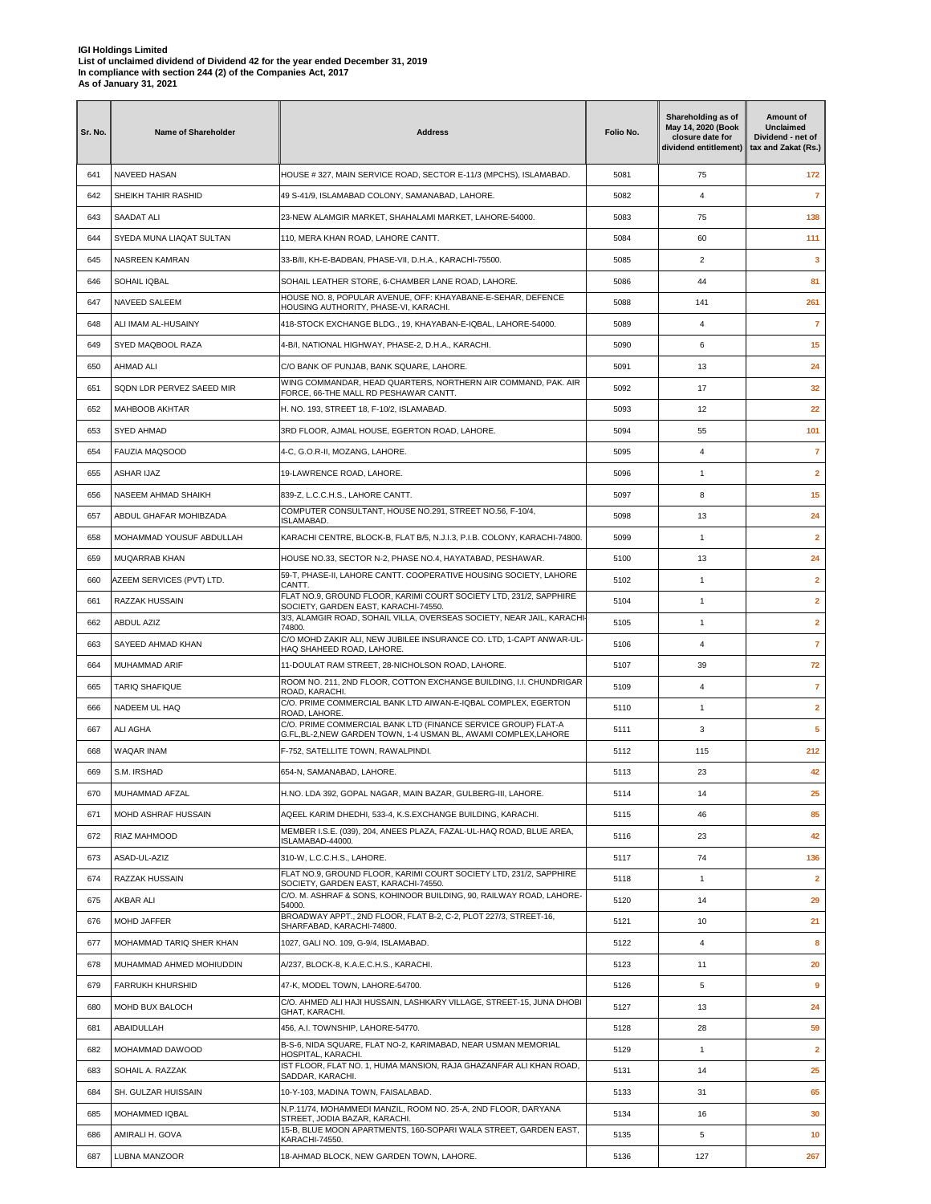**IGI Holdings Limited**
**List of unclaimed dividend of Dividend 42 for the year ended December 31, 2019**
**In compliance with section 244 (2) of the Companies Act, 2017**
**As of January 31, 2021**

| Sr. No. | Name of Shareholder | Address | Folio No. | Shareholding as of May 14, 2020 (Book closure date for dividend entitlement) | Amount of Unclaimed Dividend - net of tax and Zakat (Rs.) |
|---|---|---|---|---|---|
| 641 | NAVEED HASAN | HOUSE # 327, MAIN SERVICE ROAD, SECTOR E-11/3 (MPCHS), ISLAMABAD. | 5081 | 75 | 172 |
| 642 | SHEIKH TAHIR RASHID | 49 S-41/9, ISLAMABAD COLONY, SAMANABAD, LAHORE. | 5082 | 4 | 7 |
| 643 | SAADAT ALI | 23-NEW ALAMGIR MARKET, SHAHALAMI MARKET, LAHORE-54000. | 5083 | 75 | 138 |
| 644 | SYEDA MUNA LIAQAT SULTAN | 110, MERA KHAN ROAD, LAHORE CANTT. | 5084 | 60 | 111 |
| 645 | NASREEN KAMRAN | 33-B/II, KH-E-BADBAN, PHASE-VII, D.H.A., KARACHI-75500. | 5085 | 2 | 3 |
| 646 | SOHAIL IQBAL | SOHAIL LEATHER STORE, 6-CHAMBER LANE ROAD, LAHORE. | 5086 | 44 | 81 |
| 647 | NAVEED SALEEM | HOUSE NO. 8, POPULAR AVENUE, OFF: KHAYABANE-E-SEHAR, DEFENCE HOUSING AUTHORITY, PHASE-VI, KARACHI. | 5088 | 141 | 261 |
| 648 | ALI IMAM AL-HUSAINY | 418-STOCK EXCHANGE BLDG., 19, KHAYABAN-E-IQBAL, LAHORE-54000. | 5089 | 4 | 7 |
| 649 | SYED MAQBOOL RAZA | 4-B/I, NATIONAL HIGHWAY, PHASE-2, D.H.A., KARACHI. | 5090 | 6 | 15 |
| 650 | AHMAD ALI | C/O BANK OF PUNJAB, BANK SQUARE, LAHORE. | 5091 | 13 | 24 |
| 651 | SQDN LDR PERVEZ SAEED MIR | WING COMMANDAR, HEAD QUARTERS, NORTHERN AIR COMMAND, PAK. AIR FORCE, 66-THE MALL RD PESHAWAR CANTT. | 5092 | 17 | 32 |
| 652 | MAHBOOB AKHTAR | H. NO. 193, STREET 18, F-10/2, ISLAMABAD. | 5093 | 12 | 22 |
| 653 | SYED AHMAD | 3RD FLOOR, AJMAL HOUSE, EGERTON ROAD, LAHORE. | 5094 | 55 | 101 |
| 654 | FAUZIA MAQSOOD | 4-C, G.O.R-II, MOZANG, LAHORE. | 5095 | 4 | 7 |
| 655 | ASHAR IJAZ | 19-LAWRENCE ROAD, LAHORE. | 5096 | 1 | 2 |
| 656 | NASEEM AHMAD SHAIKH | 839-Z, L.C.C.H.S., LAHORE CANTT. | 5097 | 8 | 15 |
| 657 | ABDUL GHAFAR MOHIBZADA | COMPUTER CONSULTANT, HOUSE NO.291, STREET NO.56, F-10/4, ISLAMABAD. | 5098 | 13 | 24 |
| 658 | MOHAMMAD YOUSUF ABDULLAH | KARACHI CENTRE, BLOCK-B, FLAT B/5, N.J.I.3, P.I.B. COLONY, KARACHI-74800. | 5099 | 1 | 2 |
| 659 | MUQARRAB KHAN | HOUSE NO.33, SECTOR N-2, PHASE NO.4, HAYATABAD, PESHAWAR. | 5100 | 13 | 24 |
| 660 | AZEEM SERVICES (PVT) LTD. | 59-T, PHASE-II, LAHORE CANTT. COOPERATIVE HOUSING SOCIETY, LAHORE CANTT. | 5102 | 1 | 2 |
| 661 | RAZZAK HUSSAIN | FLAT NO.9, GROUND FLOOR, KARIMI COURT SOCIETY LTD, 231/2, SAPPHIRE SOCIETY, GARDEN EAST, KARACHI-74550. | 5104 | 1 | 2 |
| 662 | ABDUL AZIZ | 3/3, ALAMGIR ROAD, SOHAIL VILLA, OVERSEAS SOCIETY, NEAR JAIL, KARACHI-74800. | 5105 | 1 | 2 |
| 663 | SAYEED AHMAD KHAN | C/O MOHD ZAKIR ALI, NEW JUBILEE INSURANCE CO. LTD, 1-CAPT ANWAR-UL-HAQ SHAHEED ROAD, LAHORE. | 5106 | 4 | 7 |
| 664 | MUHAMMAD ARIF | 11-DOULAT RAM STREET, 28-NICHOLSON ROAD, LAHORE. | 5107 | 39 | 72 |
| 665 | TARIQ SHAFIQUE | ROOM NO. 211, 2ND FLOOR, COTTON EXCHANGE BUILDING, I.I. CHUNDRIGAR ROAD, KARACHI. | 5109 | 4 | 7 |
| 666 | NADEEM UL HAQ | C/O. PRIME COMMERCIAL BANK LTD AIWAN-E-IQBAL COMPLEX, EGERTON ROAD, LAHORE. | 5110 | 1 | 2 |
| 667 | ALI AGHA | C/O. PRIME COMMERCIAL BANK LTD (FINANCE SERVICE GROUP) FLAT-A G.FL,BL-2,NEW GARDEN TOWN, 1-4 USMAN BL, AWAMI COMPLEX,LAHORE | 5111 | 3 | 5 |
| 668 | WAQAR INAM | F-752, SATELLITE TOWN, RAWALPINDI. | 5112 | 115 | 212 |
| 669 | S.M. IRSHAD | 654-N, SAMANABAD, LAHORE. | 5113 | 23 | 42 |
| 670 | MUHAMMAD AFZAL | H.NO. LDA 392, GOPAL NAGAR, MAIN BAZAR, GULBERG-III, LAHORE. | 5114 | 14 | 25 |
| 671 | MOHD ASHRAF HUSSAIN | AQEEL KARIM DHEDHI, 533-4, K.S.EXCHANGE BUILDING, KARACHI. | 5115 | 46 | 85 |
| 672 | RIAZ MAHMOOD | MEMBER I.S.E. (039), 204, ANEES PLAZA, FAZAL-UL-HAQ ROAD, BLUE AREA, ISLAMABAD-44000. | 5116 | 23 | 42 |
| 673 | ASAD-UL-AZIZ | 310-W, L.C.C.H.S., LAHORE. | 5117 | 74 | 136 |
| 674 | RAZZAK HUSSAIN | FLAT NO.9, GROUND FLOOR, KARIMI COURT SOCIETY LTD, 231/2, SAPPHIRE SOCIETY, GARDEN EAST, KARACHI-74550. | 5118 | 1 | 2 |
| 675 | AKBAR ALI | C/O. M. ASHRAF & SONS, KOHINOOR BUILDING, 90, RAILWAY ROAD, LAHORE-54000. | 5120 | 14 | 29 |
| 676 | MOHD JAFFER | BROADWAY APPT., 2ND FLOOR, FLAT B-2, C-2, PLOT 227/3, STREET-16, SHARFABAD, KARACHI-74800. | 5121 | 10 | 21 |
| 677 | MOHAMMAD TARIQ SHER KHAN | 1027, GALI NO. 109, G-9/4, ISLAMABAD. | 5122 | 4 | 8 |
| 678 | MUHAMMAD AHMED MOHIUDDIN | A/237, BLOCK-8, K.A.E.C.H.S., KARACHI. | 5123 | 11 | 20 |
| 679 | FARRUKH KHURSHID | 47-K, MODEL TOWN, LAHORE-54700. | 5126 | 5 | 9 |
| 680 | MOHD BUX BALOCH | C/O. AHMED ALI HAJI HUSSAIN, LASHKARY VILLAGE, STREET-15, JUNA DHOBI GHAT, KARACHI. | 5127 | 13 | 24 |
| 681 | ABAIDULLAH | 456, A.I. TOWNSHIP, LAHORE-54770. | 5128 | 28 | 59 |
| 682 | MOHAMMAD DAWOOD | B-S-6, NIDA SQUARE, FLAT NO-2, KARIMABAD, NEAR USMAN MEMORIAL HOSPITAL, KARACHI. | 5129 | 1 | 2 |
| 683 | SOHAIL A. RAZZAK | IST FLOOR, FLAT NO. 1, HUMA MANSION, RAJA GHAZANFAR ALI KHAN ROAD, SADDAR, KARACHI. | 5131 | 14 | 25 |
| 684 | SH. GULZAR HUISSAIN | 10-Y-103, MADINA TOWN, FAISALABAD. | 5133 | 31 | 65 |
| 685 | MOHAMMED IQBAL | N.P.11/74, MOHAMMEDI MANZIL, ROOM NO. 25-A, 2ND FLOOR, DARYANA STREET, JODIA BAZAR, KARACHI. | 5134 | 16 | 30 |
| 686 | AMIRALI H. GOVA | 15-B, BLUE MOON APARTMENTS, 160-SOPARI WALA STREET, GARDEN EAST, KARACHI-74550. | 5135 | 5 | 10 |
| 687 | LUBNA MANZOOR | 18-AHMAD BLOCK, NEW GARDEN TOWN, LAHORE. | 5136 | 127 | 267 |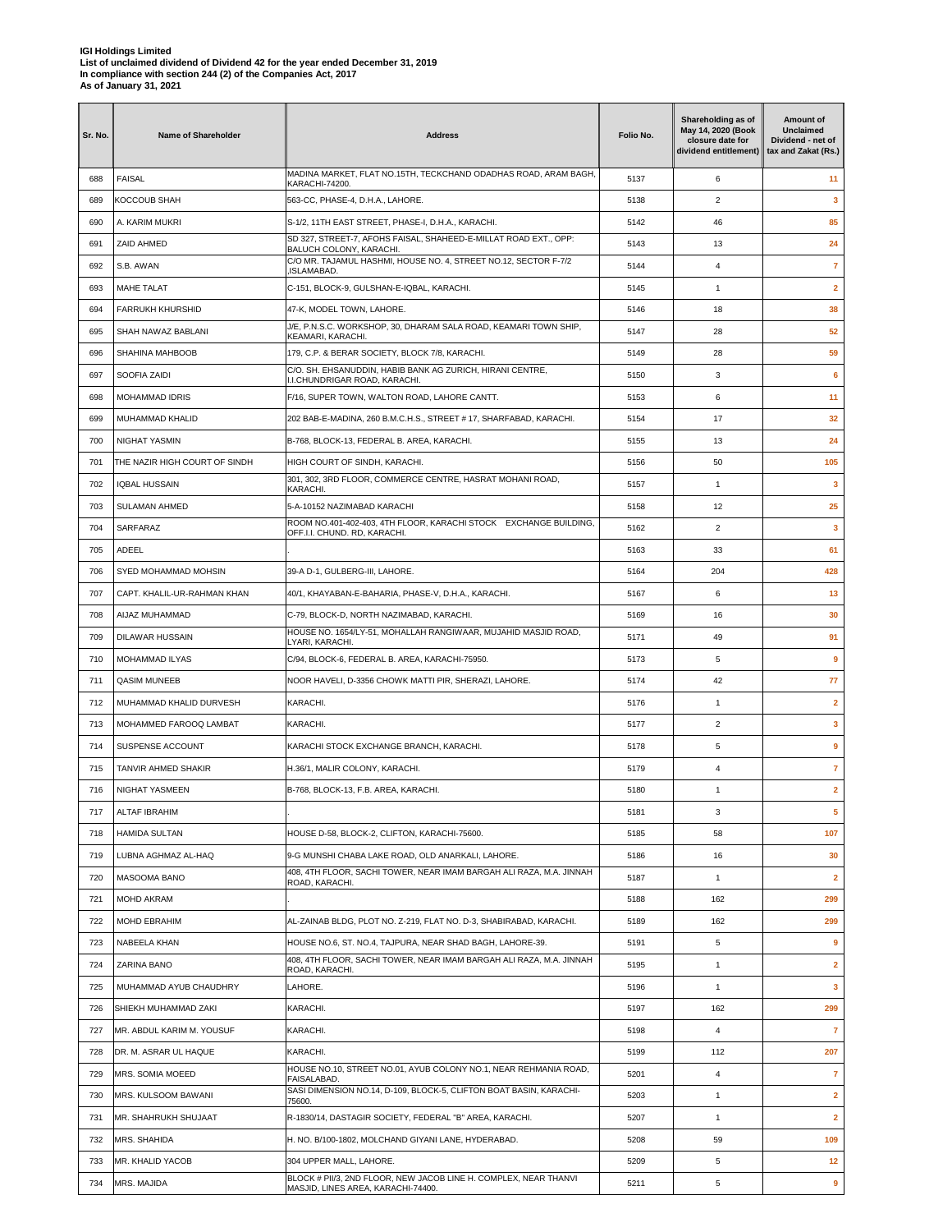**IGI Holdings Limited**
**List of unclaimed dividend of Dividend 42 for the year ended December 31, 2019**
**In compliance with section 244 (2) of the Companies Act, 2017**
**As of January 31, 2021**

| Sr. No. | Name of Shareholder | Address | Folio No. | Shareholding as of May 14, 2020 (Book closure date for dividend entitlement) | Amount of Unclaimed Dividend - net of tax and Zakat (Rs.) |
|---|---|---|---|---|---|
| 688 | FAISAL | MADINA MARKET, FLAT NO.15TH, TECKCHAND ODADHAS ROAD, ARAM BAGH, KARACHI-74200. | 5137 | 6 | 11 |
| 689 | KOCCOUB SHAH | 563-CC, PHASE-4, D.H.A., LAHORE. | 5138 | 2 | 3 |
| 690 | A. KARIM MUKRI | S-1/2, 11TH EAST STREET, PHASE-I, D.H.A., KARACHI. | 5142 | 46 | 85 |
| 691 | ZAID AHMED | SD 327, STREET-7, AFOHS FAISAL, SHAHEED-E-MILLAT ROAD EXT., OPP: BALUCH COLONY, KARACHI. | 5143 | 13 | 24 |
| 692 | S.B. AWAN | C/O MR. TAJAMUL HASHMI, HOUSE NO. 4, STREET NO.12, SECTOR F-7/2 ,ISLAMABAD. | 5144 | 4 | 7 |
| 693 | MAHE TALAT | C-151, BLOCK-9, GULSHAN-E-IQBAL, KARACHI. | 5145 | 1 | 2 |
| 694 | FARRUKH KHURSHID | 47-K, MODEL TOWN, LAHORE. | 5146 | 18 | 38 |
| 695 | SHAH NAWAZ BABLANI | J/E, P.N.S.C. WORKSHOP, 30, DHARAM SALA ROAD, KEAMARI TOWN SHIP, KEAMARI, KARACHI. | 5147 | 28 | 52 |
| 696 | SHAHINA MAHBOOB | 179, C.P. & BERAR SOCIETY, BLOCK 7/8, KARACHI. | 5149 | 28 | 59 |
| 697 | SOOFIA ZAIDI | C/O. SH. EHSANUDDIN, HABIB BANK AG ZURICH, HIRANI CENTRE, I.I.CHUNDRIGAR ROAD, KARACHI. | 5150 | 3 | 6 |
| 698 | MOHAMMAD IDRIS | F/16, SUPER TOWN, WALTON ROAD, LAHORE CANTT. | 5153 | 6 | 11 |
| 699 | MUHAMMAD KHALID | 202 BAB-E-MADINA, 260 B.M.C.H.S., STREET # 17, SHARFABAD, KARACHI. | 5154 | 17 | 32 |
| 700 | NIGHAT YASMIN | B-768, BLOCK-13, FEDERAL B. AREA, KARACHI. | 5155 | 13 | 24 |
| 701 | THE NAZIR HIGH COURT OF SINDH | HIGH COURT OF SINDH, KARACHI. | 5156 | 50 | 105 |
| 702 | IQBAL HUSSAIN | 301, 302, 3RD FLOOR, COMMERCE CENTRE, HASRAT MOHANI ROAD, KARACHI. | 5157 | 1 | 3 |
| 703 | SULAMAN AHMED | 5-A-10152 NAZIMABAD KARACHI | 5158 | 12 | 25 |
| 704 | SARFARAZ | ROOM NO.401-402-403, 4TH FLOOR, KARACHI STOCK EXCHANGE BUILDING, OFF.I.I. CHUND. RD, KARACHI. | 5162 | 2 | 3 |
| 705 | ADEEL | . | 5163 | 33 | 61 |
| 706 | SYED MOHAMMAD MOHSIN | 39-A D-1, GULBERG-III, LAHORE. | 5164 | 204 | 428 |
| 707 | CAPT. KHALIL-UR-RAHMAN KHAN | 40/1, KHAYABAN-E-BAHARIA, PHASE-V, D.H.A., KARACHI. | 5167 | 6 | 13 |
| 708 | AIJAZ MUHAMMAD | C-79, BLOCK-D, NORTH NAZIMABAD, KARACHI. | 5169 | 16 | 30 |
| 709 | DILAWAR HUSSAIN | HOUSE NO. 1654/LY-51, MOHALLAH RANGIWAAR, MUJAHID MASJID ROAD, LYARI, KARACHI. | 5171 | 49 | 91 |
| 710 | MOHAMMAD ILYAS | C/94, BLOCK-6, FEDERAL B. AREA, KARACHI-75950. | 5173 | 5 | 9 |
| 711 | QASIM MUNEEB | NOOR HAVELI, D-3356 CHOWK MATTI PIR, SHERAZI, LAHORE. | 5174 | 42 | 77 |
| 712 | MUHAMMAD KHALID DURVESH | KARACHI. | 5176 | 1 | 2 |
| 713 | MOHAMMED FAROOQ LAMBAT | KARACHI. | 5177 | 2 | 3 |
| 714 | SUSPENSE ACCOUNT | KARACHI STOCK EXCHANGE BRANCH, KARACHI. | 5178 | 5 | 9 |
| 715 | TANVIR AHMED SHAKIR | H.36/1, MALIR COLONY, KARACHI. | 5179 | 4 | 7 |
| 716 | NIGHAT YASMEEN | B-768, BLOCK-13, F.B. AREA, KARACHI. | 5180 | 1 | 2 |
| 717 | ALTAF IBRAHIM | . | 5181 | 3 | 5 |
| 718 | HAMIDA SULTAN | HOUSE D-58, BLOCK-2, CLIFTON, KARACHI-75600. | 5185 | 58 | 107 |
| 719 | LUBNA AGHMAZ AL-HAQ | 9-G MUNSHI CHABA LAKE ROAD, OLD ANARKALI, LAHORE. | 5186 | 16 | 30 |
| 720 | MASOOMA BANO | 408, 4TH FLOOR, SACHI TOWER, NEAR IMAM BARGAH ALI RAZA, M.A. JINNAH ROAD, KARACHI. | 5187 | 1 | 2 |
| 721 | MOHD AKRAM | . | 5188 | 162 | 299 |
| 722 | MOHD EBRAHIM | AL-ZAINAB BLDG, PLOT NO. Z-219, FLAT NO. D-3, SHABIRABAD, KARACHI. | 5189 | 162 | 299 |
| 723 | NABEELA KHAN | HOUSE NO.6, ST. NO.4, TAJPURA, NEAR SHAD BAGH, LAHORE-39. | 5191 | 5 | 9 |
| 724 | ZARINA BANO | 408, 4TH FLOOR, SACHI TOWER, NEAR IMAM BARGAH ALI RAZA, M.A. JINNAH ROAD, KARACHI. | 5195 | 1 | 2 |
| 725 | MUHAMMAD AYUB CHAUDHRY | LAHORE. | 5196 | 1 | 3 |
| 726 | SHIEKH MUHAMMAD ZAKI | KARACHI. | 5197 | 162 | 299 |
| 727 | MR. ABDUL KARIM M. YOUSUF | KARACHI. | 5198 | 4 | 7 |
| 728 | DR. M. ASRAR UL HAQUE | KARACHI. | 5199 | 112 | 207 |
| 729 | MRS. SOMIA MOEED | HOUSE NO.10, STREET NO.01, AYUB COLONY NO.1, NEAR REHMANIA ROAD, FAISALABAD. | 5201 | 4 | 7 |
| 730 | MRS. KULSOOM BAWANI | SASI DIMENSION NO.14, D-109, BLOCK-5, CLIFTON BOAT BASIN, KARACHI-75600. | 5203 | 1 | 2 |
| 731 | MR. SHAHRUKH SHUJAAT | R-1830/14, DASTAGIR SOCIETY, FEDERAL "B" AREA, KARACHI. | 5207 | 1 | 2 |
| 732 | MRS. SHAHIDA | H. NO. B/100-1802, MOLCHAND GIYANI LANE, HYDERABAD. | 5208 | 59 | 109 |
| 733 | MR. KHALID YACOB | 304 UPPER MALL, LAHORE. | 5209 | 5 | 12 |
| 734 | MRS. MAJIDA | BLOCK # PII/3, 2ND FLOOR, NEW JACOB LINE H. COMPLEX, NEAR THANVI MASJID, LINES AREA, KARACHI-74400. | 5211 | 5 | 9 |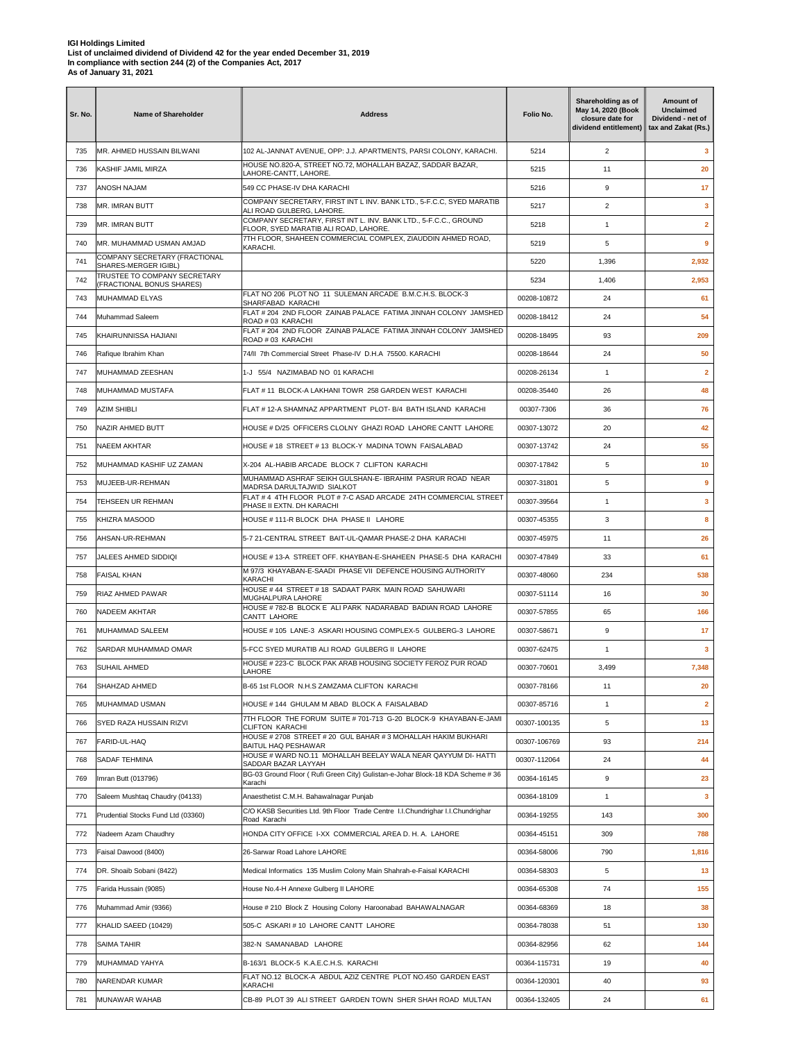**IGI Holdings Limited**
**List of unclaimed dividend of Dividend 42 for the year ended December 31, 2019**
**In compliance with section 244 (2) of the Companies Act, 2017**
**As of January 31, 2021**

| Sr. No. | Name of Shareholder | Address | Folio No. | Shareholding as of May 14, 2020 (Book closure date for dividend entitlement) | Amount of Unclaimed Dividend - net of tax and Zakat (Rs.) |
|---|---|---|---|---|---|
| 735 | MR. AHMED HUSSAIN BILWANI | 102 AL-JANNAT AVENUE, OPP: J.J. APARTMENTS, PARSI COLONY, KARACHI. | 5214 | 2 | 3 |
| 736 | KASHIF JAMIL MIRZA | HOUSE NO.820-A, STREET NO.72, MOHALLAH BAZAZ, SADDAR BAZAR, LAHORE-CANTT, LAHORE. | 5215 | 11 | 20 |
| 737 | ANOSH NAJAM | 549 CC PHASE-IV DHA KARACHI | 5216 | 9 | 17 |
| 738 | MR. IMRAN BUTT | COMPANY SECRETARY, FIRST INT L INV. BANK LTD., 5-F.C.C, SYED MARATIB ALI ROAD GULBERG, LAHORE. | 5217 | 2 | 3 |
| 739 | MR. IMRAN BUTT | COMPANY SECRETARY, FIRST INT L. INV. BANK LTD., 5-F.C.C., GROUND FLOOR, SYED MARATIB ALI ROAD, LAHORE. | 5218 | 1 | 2 |
| 740 | MR. MUHAMMAD USMAN AMJAD | 7TH FLOOR, SHAHEEN COMMERCIAL COMPLEX, ZIAUDDIN AHMED ROAD, KARACHI. | 5219 | 5 | 9 |
| 741 | COMPANY SECRETARY (FRACTIONAL SHARES-MERGER IGIBL) | | 5220 | 1,396 | 2,932 |
| 742 | TRUSTEE TO COMPANY SECRETARY (FRACTIONAL BONUS SHARES) | | 5234 | 1,406 | 2,953 |
| 743 | MUHAMMAD ELYAS | FLAT NO 206 PLOT NO 11 SULEMAN ARCADE B.M.C.H.S. BLOCK-3 SHARFABAD KARACHI | 00208-10872 | 24 | 61 |
| 744 | Muhammad Saleem | FLAT # 204 2ND FLOOR ZAINAB PALACE FATIMA JINNAH COLONY JAMSHED ROAD # 03 KARACHI | 00208-18412 | 24 | 54 |
| 745 | KHAIRUNNISSA HAJIANI | FLAT # 204 2ND FLOOR ZAINAB PALACE FATIMA JINNAH COLONY JAMSHED ROAD # 03 KARACHI | 00208-18495 | 93 | 209 |
| 746 | Rafique Ibrahim Khan | 74/II 7th Commercial Street Phase-IV D.H.A 75500. KARACHI | 00208-18644 | 24 | 50 |
| 747 | MUHAMMAD ZEESHAN | 1-J 55/4 NAZIMABAD NO 01 KARACHI | 00208-26134 | 1 | 2 |
| 748 | MUHAMMAD MUSTAFA | FLAT # 11 BLOCK-A LAKHANI TOWR 258 GARDEN WEST KARACHI | 00208-35440 | 26 | 48 |
| 749 | AZIM SHIBLI | FLAT # 12-A SHAMNAZ APPARTMENT PLOT- B/4 BATH ISLAND KARACHI | 00307-7306 | 36 | 76 |
| 750 | NAZIR AHMED BUTT | HOUSE # D/25 OFFICERS CLOLNY GHAZI ROAD LAHORE CANTT LAHORE | 00307-13072 | 20 | 42 |
| 751 | NAEEM AKHTAR | HOUSE # 18 STREET # 13 BLOCK-Y MADINA TOWN FAISALABAD | 00307-13742 | 24 | 55 |
| 752 | MUHAMMAD KASHIF UZ ZAMAN | X-204 AL-HABIB ARCADE BLOCK 7 CLIFTON KARACHI | 00307-17842 | 5 | 10 |
| 753 | MUJEEB-UR-REHMAN | MUHAMMAD ASHRAF SEIKH GULSHAN-E- IBRAHIM PASRUR ROAD NEAR MADRSA DARULTAJWID SIALKOT | 00307-31801 | 5 | 9 |
| 754 | TEHSEEN UR REHMAN | FLAT # 4 4TH FLOOR PLOT # 7-C ASAD ARCADE 24TH COMMERCIAL STREET PHASE II EXTN. DH KARACHI | 00307-39564 | 1 | 3 |
| 755 | KHIZRA MASOOD | HOUSE # 111-R BLOCK DHA PHASE II LAHORE | 00307-45355 | 3 | 8 |
| 756 | AHSAN-UR-REHMAN | 5-7 21-CENTRAL STREET BAIT-UL-QAMAR PHASE-2 DHA KARACHI | 00307-45975 | 11 | 26 |
| 757 | JALEES AHMED SIDDIQI | HOUSE # 13-A STREET OFF. KHAYBAN-E-SHAHEEN PHASE-5 DHA KARACHI | 00307-47849 | 33 | 61 |
| 758 | FAISAL KHAN | M 97/3 KHAYABAN-E-SAADI PHASE VII DEFENCE HOUSING AUTHORITY KARACHI | 00307-48060 | 234 | 538 |
| 759 | RIAZ AHMED PAWAR | HOUSE # 44 STREET # 18 SADAAT PARK MAIN ROAD SAHUWARI MUGHALPURA LAHORE | 00307-51114 | 16 | 30 |
| 760 | NADEEM AKHTAR | HOUSE # 782-B BLOCK E ALI PARK NADARABAD BADIAN ROAD LAHORE CANTT LAHORE | 00307-57855 | 65 | 166 |
| 761 | MUHAMMAD SALEEM | HOUSE # 105 LANE-3 ASKARI HOUSING COMPLEX-5 GULBERG-3 LAHORE | 00307-58671 | 9 | 17 |
| 762 | SARDAR MUHAMMAD OMAR | 5-FCC SYED MURATIB ALI ROAD GULBERG II LAHORE | 00307-62475 | 1 | 3 |
| 763 | SUHAIL AHMED | HOUSE # 223-C BLOCK PAK ARAB HOUSING SOCIETY FEROZ PUR ROAD LAHORE | 00307-70601 | 3,499 | 7,348 |
| 764 | SHAHZAD AHMED | B-65 1st FLOOR N.H.S ZAMZAMA CLIFTON KARACHI | 00307-78166 | 11 | 20 |
| 765 | MUHAMMAD USMAN | HOUSE # 144 GHULAM M ABAD BLOCK A FAISALABAD | 00307-85716 | 1 | 2 |
| 766 | SYED RAZA HUSSAIN RIZVI | 7TH FLOOR THE FORUM SUITE # 701-713 G-20 BLOCK-9 KHAYABAN-E-JAMI CLIFTON KARACHI | 00307-100135 | 5 | 13 |
| 767 | FARID-UL-HAQ | HOUSE # 2708 STREET # 20 GUL BAHAR # 3 MOHALLAH HAKIM BUKHARI BAITUL HAQ PESHAWAR | 00307-106769 | 93 | 214 |
| 768 | SADAF TEHMINA | HOUSE # WARD NO.11 MOHALLAH BEELAY WALA NEAR QAYYUM DI- HATTI SADDAR BAZAR LAYYAH | 00307-112064 | 24 | 44 |
| 769 | Imran Butt (013796) | BG-03 Ground Floor ( Rufi Green City) Gulistan-e-Johar Block-18 KDA Scheme # 36 Karachi | 00364-16145 | 9 | 23 |
| 770 | Saleem Mushtaq Chaudry (04133) | Anaesthetist C.M.H. Bahawalnagar Punjab | 00364-18109 | 1 | 3 |
| 771 | Prudential Stocks Fund Ltd (03360) | C/O KASB Securities Ltd. 9th Floor Trade Centre I.I.Chundrighar I.I.Chundrighar Road Karachi | 00364-19255 | 143 | 300 |
| 772 | Nadeem Azam Chaudhry | HONDA CITY OFFICE I-XX COMMERCIAL AREA D. H. A. LAHORE | 00364-45151 | 309 | 788 |
| 773 | Faisal Dawood (8400) | 26-Sarwar Road Lahore LAHORE | 00364-58006 | 790 | 1,816 |
| 774 | DR. Shoaib Sobani (8422) | Medical Informatics 135 Muslim Colony Main Shahrah-e-Faisal KARACHI | 00364-58303 | 5 | 13 |
| 775 | Farida Hussain (9085) | House No.4-H Annexe Gulberg II LAHORE | 00364-65308 | 74 | 155 |
| 776 | Muhammad Amir (9366) | House # 210 Block Z Housing Colony Haroonabad BAHAWALNAGAR | 00364-68369 | 18 | 38 |
| 777 | KHALID SAEED (10429) | 505-C ASKARI # 10 LAHORE CANTT LAHORE | 00364-78038 | 51 | 130 |
| 778 | SAIMA TAHIR | 382-N SAMANABAD LAHORE | 00364-82956 | 62 | 144 |
| 779 | MUHAMMAD YAHYA | B-163/1 BLOCK-5 K.A.E.C.H.S. KARACHI | 00364-115731 | 19 | 40 |
| 780 | NARENDAR KUMAR | FLAT NO.12 BLOCK-A ABDUL AZIZ CENTRE PLOT NO.450 GARDEN EAST KARACHI | 00364-120301 | 40 | 93 |
| 781 | MUNAWAR WAHAB | CB-89 PLOT 39 ALI STREET GARDEN TOWN SHER SHAH ROAD MULTAN | 00364-132405 | 24 | 61 |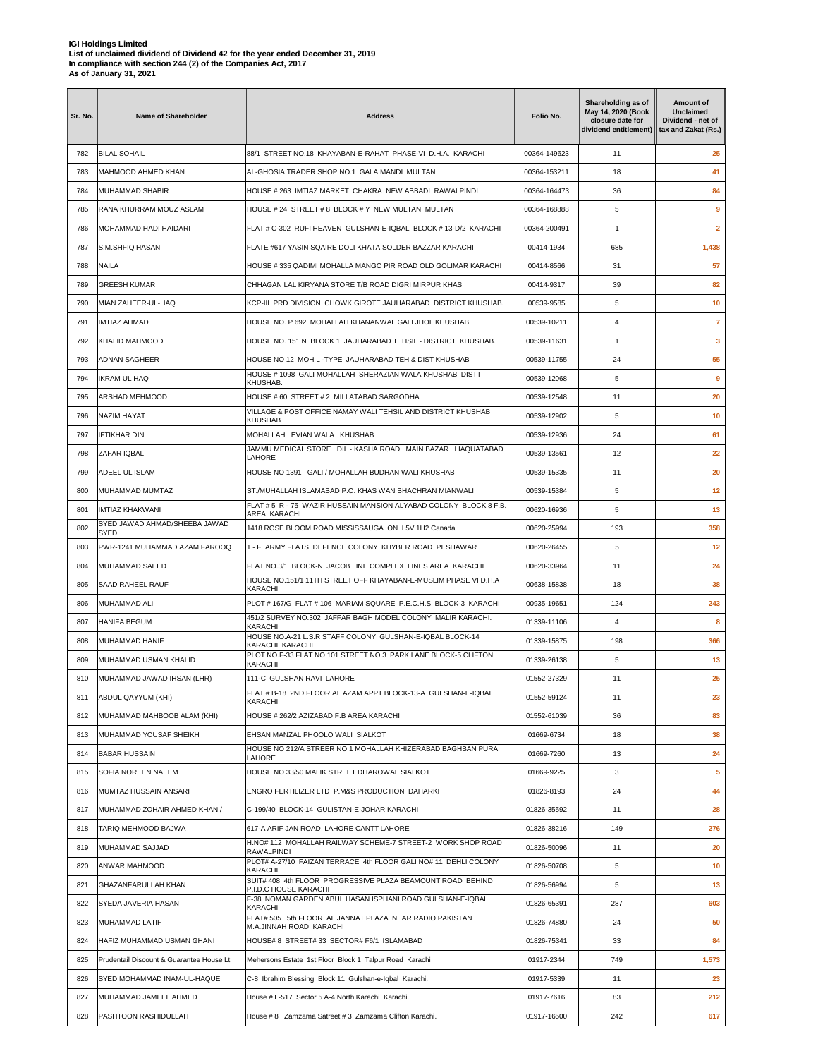**IGI Holdings Limited**
**List of unclaimed dividend of Dividend 42 for the year ended December 31, 2019**
**In compliance with section 244 (2) of the Companies Act, 2017**
**As of January 31, 2021**

| Sr. No. | Name of Shareholder | Address | Folio No. | Shareholding as of May 14, 2020 (Book closure date for dividend entitlement) | Amount of Unclaimed Dividend - net of tax and Zakat (Rs.) |
|---|---|---|---|---|---|
| 782 | BILAL SOHAIL | 88/1 STREET NO.18 KHAYABAN-E-RAHAT PHASE-VI D.H.A. KARACHI | 00364-149623 | 11 | 25 |
| 783 | MAHMOOD AHMED KHAN | AL-GHOSIA TRADER SHOP NO.1 GALA MANDI MULTAN | 00364-153211 | 18 | 41 |
| 784 | MUHAMMAD SHABIR | HOUSE # 263 IMTIAZ MARKET CHAKRA NEW ABBADI RAWALPINDI | 00364-164473 | 36 | 84 |
| 785 | RANA KHURRAM MOUZ ASLAM | HOUSE # 24 STREET # 8 BLOCK # Y NEW MULTAN MULTAN | 00364-168888 | 5 | 9 |
| 786 | MOHAMMAD HADI HAIDARI | FLAT # C-302 RUFI HEAVEN GULSHAN-E-IQBAL BLOCK # 13-D/2 KARACHI | 00364-200491 | 1 | 2 |
| 787 | S.M.SHFIQ HASAN | FLATE #617 YASIN SQAIRE DOLI KHATA SOLDER BAZZAR KARACHI | 00414-1934 | 685 | 1,438 |
| 788 | NAILA | HOUSE # 335 QADIMI MOHALLA MANGO PIR ROAD OLD GOLIMAR KARACHI | 00414-8566 | 31 | 57 |
| 789 | GREESH KUMAR | CHHAGAN LAL KIRYANA STORE T/B ROAD DIGRI MIRPUR KHAS | 00414-9317 | 39 | 82 |
| 790 | MIAN ZAHEER-UL-HAQ | KCP-III PRD DIVISION CHOWK GIROTE JAUHARABAD DISTRICT KHUSHAB. | 00539-9585 | 5 | 10 |
| 791 | IMTIAZ AHMAD | HOUSE NO. P 692 MOHALLAH KHANANWAL GALI JHOI KHUSHAB. | 00539-10211 | 4 | 7 |
| 792 | KHALID MAHMOOD | HOUSE NO. 151 N BLOCK 1 JAUHARABAD TEHSIL - DISTRICT KHUSHAB. | 00539-11631 | 1 | 3 |
| 793 | ADNAN SAGHEER | HOUSE NO 12 MOH L -TYPE JAUHARABAD TEH & DIST KHUSHAB | 00539-11755 | 24 | 55 |
| 794 | IKRAM UL HAQ | HOUSE # 1098 GALI MOHALLAH SHERAZIAN WALA KHUSHAB DISTT KHUSHAB. | 00539-12068 | 5 | 9 |
| 795 | ARSHAD MEHMOOD | HOUSE # 60 STREET # 2 MILLATABAD SARGODHA | 00539-12548 | 11 | 20 |
| 796 | NAZIM HAYAT | VILLAGE & POST OFFICE NAMAY WALI TEHSIL AND DISTRICT KHUSHAB KHUSHAB | 00539-12902 | 5 | 10 |
| 797 | IFTIKHAR DIN | MOHALLAH LEVIAN WALA KHUSHAB | 00539-12936 | 24 | 61 |
| 798 | ZAFAR IQBAL | JAMMU MEDICAL STORE DIL - KASHA ROAD MAIN BAZAR LIAQUATABAD LAHORE | 00539-13561 | 12 | 22 |
| 799 | ADEEL UL ISLAM | HOUSE NO 1391 GALI / MOHALLAH BUDHAN WALI KHUSHAB | 00539-15335 | 11 | 20 |
| 800 | MUHAMMAD MUMTAZ | ST./MUHALLAH ISLAMABAD P.O. KHAS WAN BHACHRAN MIANWALI | 00539-15384 | 5 | 12 |
| 801 | IMTIAZ KHAKWANI | FLAT # 5 R - 75 WAZIR HUSSAIN MANSION ALYABAD COLONY BLOCK 8 F.B. AREA KARACHI | 00620-16936 | 5 | 13 |
| 802 | SYED JAWAD AHMAD/SHEEBA JAWAD SYED | 1418 ROSE BLOOM ROAD MISSISSAUGA ON L5V 1H2 Canada | 00620-25994 | 193 | 358 |
| 803 | PWR-1241 MUHAMMAD AZAM FAROOQ | 1 - F ARMY FLATS DEFENCE COLONY KHYBER ROAD PESHAWAR | 00620-26455 | 5 | 12 |
| 804 | MUHAMMAD SAEED | FLAT NO.3/1 BLOCK-N JACOB LINE COMPLEX LINES AREA KARACHI | 00620-33964 | 11 | 24 |
| 805 | SAAD RAHEEL RAUF | HOUSE NO.151/1 11TH STREET OFF KHAYABAN-E-MUSLIM PHASE VI D.H.A KARACHI | 00638-15838 | 18 | 38 |
| 806 | MUHAMMAD ALI | PLOT # 167/G FLAT # 106 MARIAM SQUARE P.E.C.H.S BLOCK-3 KARACHI | 00935-19651 | 124 | 243 |
| 807 | HANIFA BEGUM | 451/2 SURVEY NO.302 JAFFAR BAGH MODEL COLONY MALIR KARACHI. KARACHI | 01339-11106 | 4 | 8 |
| 808 | MUHAMMAD HANIF | HOUSE NO.A-21 L.S.R STAFF COLONY GULSHAN-E-IQBAL BLOCK-14 KARACHI. KARACHI | 01339-15875 | 198 | 366 |
| 809 | MUHAMMAD USMAN KHALID | PLOT NO.F-33 FLAT NO.101 STREET NO.3 PARK LANE BLOCK-5 CLIFTON KARACHI | 01339-26138 | 5 | 13 |
| 810 | MUHAMMAD JAWAD IHSAN (LHR) | 111-C GULSHAN RAVI LAHORE | 01552-27329 | 11 | 25 |
| 811 | ABDUL QAYYUM (KHI) | FLAT # B-18 2ND FLOOR AL AZAM APPT BLOCK-13-A GULSHAN-E-IQBAL KARACHI | 01552-59124 | 11 | 23 |
| 812 | MUHAMMAD MAHBOOB ALAM (KHI) | HOUSE # 262/2 AZIZABAD F.B AREA KARACHI | 01552-61039 | 36 | 83 |
| 813 | MUHAMMAD YOUSAF SHEIKH | EHSAN MANZAL PHOOLO WALI SIALKOT | 01669-6734 | 18 | 38 |
| 814 | BABAR HUSSAIN | HOUSE NO 212/A STREER NO 1 MOHALLAH KHIZERABAD BAGHBAN PURA LAHORE | 01669-7260 | 13 | 24 |
| 815 | SOFIA NOREEN NAEEM | HOUSE NO 33/50 MALIK STREET DHAROWAL SIALKOT | 01669-9225 | 3 | 5 |
| 816 | MUMTAZ HUSSAIN ANSARI | ENGRO FERTILIZER LTD P.M&S PRODUCTION DAHARKI | 01826-8193 | 24 | 44 |
| 817 | MUHAMMAD ZOHAIR AHMED KHAN / | C-199/40 BLOCK-14 GULISTAN-E-JOHAR KARACHI | 01826-35592 | 11 | 28 |
| 818 | TARIQ MEHMOOD BAJWA | 617-A ARIF JAN ROAD LAHORE CANTT LAHORE | 01826-38216 | 149 | 276 |
| 819 | MUHAMMAD SAJJAD | H.NO# 112 MOHALLAH RAILWAY SCHEME-7 STREET-2 WORK SHOP ROAD RAWALPINDI | 01826-50096 | 11 | 20 |
| 820 | ANWAR MAHMOOD | PLOT# A-27/10 FAIZAN TERRACE 4th FLOOR GALI NO# 11 DEHLI COLONY KARACHI | 01826-50708 | 5 | 10 |
| 821 | GHAZANFARULLAH KHAN | SUIT# 408 4th FLOOR PROGRESSIVE PLAZA BEAMOUNT ROAD BEHIND P.I.D.C HOUSE KARACHI | 01826-56994 | 5 | 13 |
| 822 | SYEDA JAVERIA HASAN | F-38 NOMAN GARDEN ABUL HASAN ISPHANI ROAD GULSHAN-E-IQBAL KARACHI | 01826-65391 | 287 | 603 |
| 823 | MUHAMMAD LATIF | FLAT# 505 5th FLOOR AL JANNAT PLAZA NEAR RADIO PAKISTAN M.A.JINNAH ROAD KARACHI | 01826-74880 | 24 | 50 |
| 824 | HAFIZ MUHAMMAD USMAN GHANI | HOUSE# 8 STREET# 33 SECTOR# F6/1 ISLAMABAD | 01826-75341 | 33 | 84 |
| 825 | Prudentail Discount & Guarantee House Lt | Mehersons Estate 1st Floor Block 1 Talpur Road Karachi | 01917-2344 | 749 | 1,573 |
| 826 | SYED MOHAMMAD INAM-UL-HAQUE | C-8 Ibrahim Blessing Block 11 Gulshan-e-Iqbal Karachi. | 01917-5339 | 11 | 23 |
| 827 | MUHAMMAD JAMEEL AHMED | House # L-517 Sector 5 A-4 North Karachi Karachi. | 01917-7616 | 83 | 212 |
| 828 | PASHTOON RASHIDULLAH | House # 8 Zamzama Satreet # 3 Zamzama Clifton Karachi. | 01917-16500 | 242 | 617 |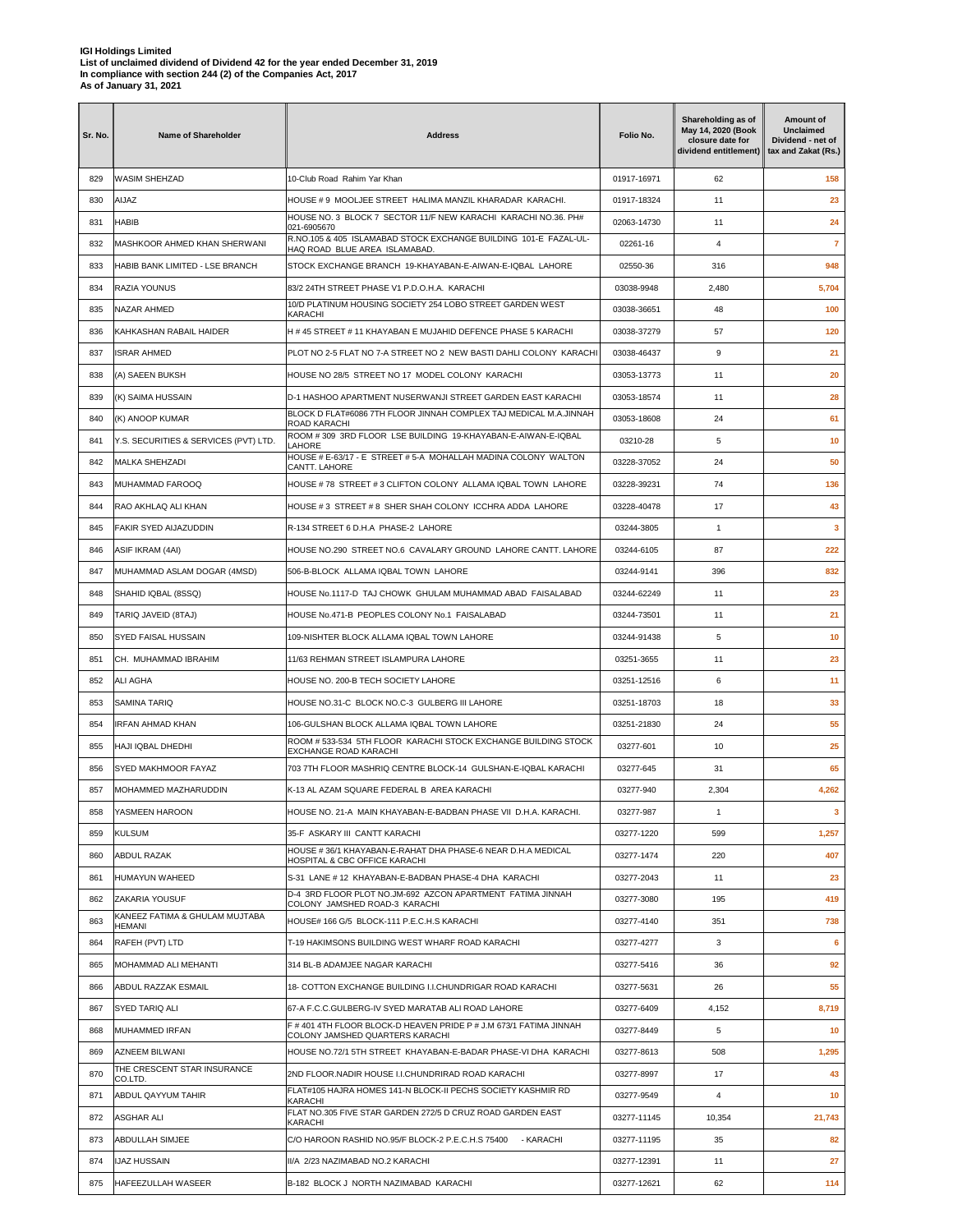**IGI Holdings Limited**
**List of unclaimed dividend of Dividend 42 for the year ended December 31, 2019**
**In compliance with section 244 (2) of the Companies Act, 2017**
**As of January 31, 2021**

| Sr. No. | Name of Shareholder | Address | Folio No. | Shareholding as of May 14, 2020 (Book closure date for dividend entitlement) | Amount of Unclaimed Dividend - net of tax and Zakat (Rs.) |
|---|---|---|---|---|---|
| 829 | WASIM SHEHZAD | 10-Club Road Rahim Yar Khan | 01917-16971 | 62 | 158 |
| 830 | AIJAZ | HOUSE # 9 MOOLJEE STREET HALIMA MANZIL KHARADAR KARACHI. | 01917-18324 | 11 | 23 |
| 831 | HABIB | HOUSE NO. 3 BLOCK 7 SECTOR 11/F NEW KARACHI KARACHI NO.36. PH# 021-6905670 | 02063-14730 | 11 | 24 |
| 832 | MASHKOOR AHMED KHAN SHERWANI | R.NO.105 & 405 ISLAMABAD STOCK EXCHANGE BUILDING 101-E FAZAL-UL-HAQ ROAD BLUE AREA ISLAMABAD. | 02261-16 | 4 | 7 |
| 833 | HABIB BANK LIMITED - LSE BRANCH | STOCK EXCHANGE BRANCH 19-KHAYABAN-E-AIWAN-E-IQBAL LAHORE | 02550-36 | 316 | 948 |
| 834 | RAZIA YOUNUS | 83/2 24TH STREET PHASE V1 P.D.O.H.A. KARACHI | 03038-9948 | 2,480 | 5,704 |
| 835 | NAZAR AHMED | 10/D PLATINUM HOUSING SOCIETY 254 LOBO STREET GARDEN WEST KARACHI | 03038-36651 | 48 | 100 |
| 836 | KAHKASHAN RABAIL HAIDER | H # 45 STREET # 11 KHAYABAN E MUJAHID DEFENCE PHASE 5 KARACHI | 03038-37279 | 57 | 120 |
| 837 | ISRAR AHMED | PLOT NO 2-5 FLAT NO 7-A STREET NO 2 NEW BASTI DAHLI COLONY KARACHI | 03038-46437 | 9 | 21 |
| 838 | (A) SAEEN BUKSH | HOUSE NO 28/5 STREET NO 17 MODEL COLONY KARACHI | 03053-13773 | 11 | 20 |
| 839 | (K) SAIMA HUSSAIN | D-1 HASHOO APARTMENT NUSERWANJI STREET GARDEN EAST KARACHI | 03053-18574 | 11 | 28 |
| 840 | (K) ANOOP KUMAR | BLOCK D FLAT#6086 7TH FLOOR JINNAH COMPLEX TAJ MEDICAL M.A.JINNAH ROAD KARACHI | 03053-18608 | 24 | 61 |
| 841 | Y.S. SECURITIES & SERVICES (PVT) LTD. | ROOM # 309 3RD FLOOR LSE BUILDING 19-KHAYABAN-E-AIWAN-E-IQBAL LAHORE | 03210-28 | 5 | 10 |
| 842 | MALKA SHEHZADI | HOUSE # E-63/17 - E STREET # 5-A MOHALLAH MADINA COLONY WALTON CANTT. LAHORE | 03228-37052 | 24 | 50 |
| 843 | MUHAMMAD FAROOQ | HOUSE # 78 STREET # 3 CLIFTON COLONY ALLAMA IQBAL TOWN LAHORE | 03228-39231 | 74 | 136 |
| 844 | RAO AKHLAQ ALI KHAN | HOUSE # 3 STREET # 8 SHER SHAH COLONY ICCHRA ADDA LAHORE | 03228-40478 | 17 | 43 |
| 845 | FAKIR SYED AIJAZUDDIN | R-134 STREET 6 D.H.A PHASE-2 LAHORE | 03244-3805 | 1 | 3 |
| 846 | ASIF IKRAM (4AI) | HOUSE NO.290 STREET NO.6 CAVALARY GROUND LAHORE CANTT. LAHORE | 03244-6105 | 87 | 222 |
| 847 | MUHAMMAD ASLAM DOGAR (4MSD) | 506-B-BLOCK ALLAMA IQBAL TOWN LAHORE | 03244-9141 | 396 | 832 |
| 848 | SHAHID IQBAL (8SSQ) | HOUSE No.1117-D TAJ CHOWK GHULAM MUHAMMAD ABAD FAISALABAD | 03244-62249 | 11 | 23 |
| 849 | TARIQ JAVEID (8TAJ) | HOUSE No.471-B PEOPLES COLONY No.1 FAISALABAD | 03244-73501 | 11 | 21 |
| 850 | SYED FAISAL HUSSAIN | 109-NISHTER BLOCK ALLAMA IQBAL TOWN LAHORE | 03244-91438 | 5 | 10 |
| 851 | CH. MUHAMMAD IBRAHIM | 11/63 REHMAN STREET ISLAMPURA LAHORE | 03251-3655 | 11 | 23 |
| 852 | ALI AGHA | HOUSE NO. 200-B TECH SOCIETY LAHORE | 03251-12516 | 6 | 11 |
| 853 | SAMINA TARIQ | HOUSE NO.31-C BLOCK NO.C-3 GULBERG III LAHORE | 03251-18703 | 18 | 33 |
| 854 | IRFAN AHMAD KHAN | 106-GULSHAN BLOCK ALLAMA IQBAL TOWN LAHORE | 03251-21830 | 24 | 55 |
| 855 | HAJI IQBAL DHEDHI | ROOM # 533-534 5TH FLOOR KARACHI STOCK EXCHANGE BUILDING STOCK EXCHANGE ROAD KARACHI | 03277-601 | 10 | 25 |
| 856 | SYED MAKHMOOR FAYAZ | 703 7TH FLOOR MASHRIQ CENTRE BLOCK-14 GULSHAN-E-IQBAL KARACHI | 03277-645 | 31 | 65 |
| 857 | MOHAMMED MAZHARUDDIN | K-13 AL AZAM SQUARE FEDERAL B AREA KARACHI | 03277-940 | 2,304 | 4,262 |
| 858 | YASMEEN HAROON | HOUSE NO. 21-A MAIN KHAYABAN-E-BADBAN PHASE VII D.H.A. KARACHI. | 03277-987 | 1 | 3 |
| 859 | KULSUM | 35-F ASKARY III CANTT KARACHI | 03277-1220 | 599 | 1,257 |
| 860 | ABDUL RAZAK | HOUSE # 36/1 KHAYABAN-E-RAHAT DHA PHASE-6 NEAR D.H.A MEDICAL HOSPITAL & CBC OFFICE KARACHI | 03277-1474 | 220 | 407 |
| 861 | HUMAYUN WAHEED | S-31 LANE # 12 KHAYABAN-E-BADBAN PHASE-4 DHA KARACHI | 03277-2043 | 11 | 23 |
| 862 | ZAKARIA YOUSUF | D-4 3RD FLOOR PLOT NO.JM-692 AZCON APARTMENT FATIMA JINNAH COLONY JAMSHED ROAD-3 KARACHI | 03277-3080 | 195 | 419 |
| 863 | KANEEZ FATIMA & GHULAM MUJTABA HEMANI | HOUSE# 166 G/5 BLOCK-111 P.E.C.H.S KARACHI | 03277-4140 | 351 | 738 |
| 864 | RAFEH (PVT) LTD | T-19 HAKIMSONS BUILDING WEST WHARF ROAD KARACHI | 03277-4277 | 3 | 6 |
| 865 | MOHAMMAD ALI MEHANTI | 314 BL-B ADAMJEE NAGAR KARACHI | 03277-5416 | 36 | 92 |
| 866 | ABDUL RAZZAK ESMAIL | 18- COTTON EXCHANGE BUILDING I.I.CHUNDRIGAR ROAD KARACHI | 03277-5631 | 26 | 55 |
| 867 | SYED TARIQ ALI | 67-A F.C.C.GULBERG-IV SYED MARATAB ALI ROAD LAHORE | 03277-6409 | 4,152 | 8,719 |
| 868 | MUHAMMED IRFAN | F # 401 4TH FLOOR BLOCK-D HEAVEN PRIDE P # J.M 673/1 FATIMA JINNAH COLONY JAMSHED QUARTERS KARACHI | 03277-8449 | 5 | 10 |
| 869 | AZNEEM BILWANI | HOUSE NO.72/1 5TH STREET KHAYABAN-E-BADAR PHASE-VI DHA KARACHI | 03277-8613 | 508 | 1,295 |
| 870 | THE CRESCENT STAR INSURANCE CO.LTD. | 2ND FLOOR.NADIR HOUSE I.I.CHUNDRIRAD ROAD KARACHI | 03277-8997 | 17 | 43 |
| 871 | ABDUL QAYYUM TAHIR | FLAT#105 HAJRA HOMES 141-N BLOCK-II PECHS SOCIETY KASHMIR RD KARACHI | 03277-9549 | 4 | 10 |
| 872 | ASGHAR ALI | FLAT NO.305 FIVE STAR GARDEN 272/5 D CRUZ ROAD GARDEN EAST KARACHI | 03277-11145 | 10,354 | 21,743 |
| 873 | ABDULLAH SIMJEE | C/O HAROON RASHID NO.95/F BLOCK-2 P.E.C.H.S 75400 - KARACHI | 03277-11195 | 35 | 82 |
| 874 | IJAZ HUSSAIN | III/A 2/23 NAZIMABAD NO.2 KARACHI | 03277-12391 | 11 | 27 |
| 875 | HAFEEZULLAH WASEER | B-182 BLOCK J NORTH NAZIMABAD KARACHI | 03277-12621 | 62 | 114 |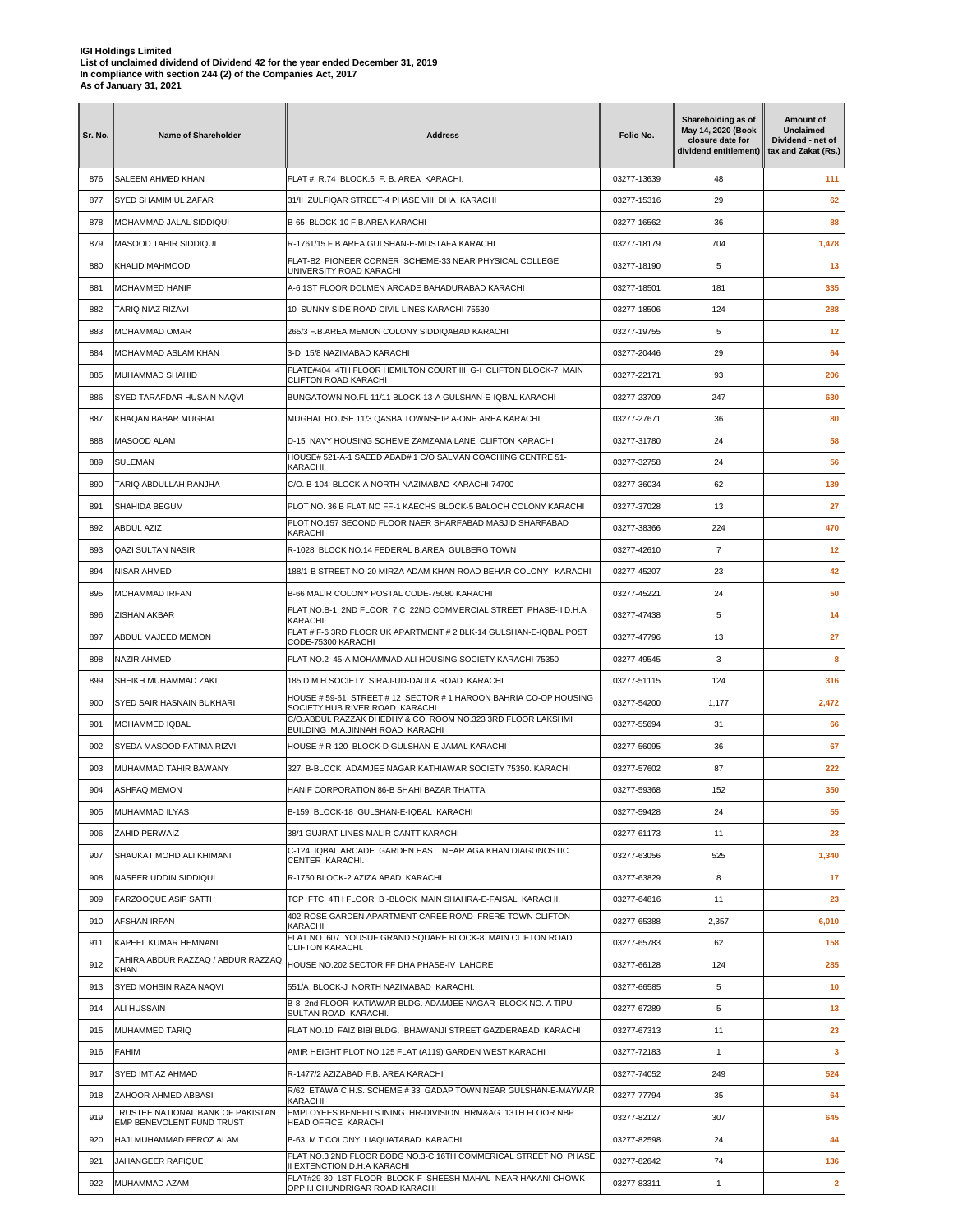**IGI Holdings Limited**
**List of unclaimed dividend of Dividend 42 for the year ended December 31, 2019**
**In compliance with section 244 (2) of the Companies Act, 2017**
**As of January 31, 2021**

| Sr. No. | Name of Shareholder | Address | Folio No. | Shareholding as of May 14, 2020 (Book closure date for dividend entitlement) | Amount of Unclaimed Dividend - net of tax and Zakat (Rs.) |
|---|---|---|---|---|---|
| 876 | SALEEM AHMED KHAN | FLAT #. R.74 BLOCK.5 F. B. AREA KARACHI. | 03277-13639 | 48 | 111 |
| 877 | SYED SHAMIM UL ZAFAR | 31/II ZULFIQAR STREET-4 PHASE VIII DHA KARACHI | 03277-15316 | 29 | 62 |
| 878 | MOHAMMAD JALAL SIDDIQUI | B-65 BLOCK-10 F.B.AREA KARACHI | 03277-16562 | 36 | 88 |
| 879 | MASOOD TAHIR SIDDIQUI | R-1761/15 F.B.AREA GULSHAN-E-MUSTAFA KARACHI | 03277-18179 | 704 | 1,478 |
| 880 | KHALID MAHMOOD | FLAT-B2 PIONEER CORNER SCHEME-33 NEAR PHYSICAL COLLEGE UNIVERSITY ROAD KARACHI | 03277-18190 | 5 | 13 |
| 881 | MOHAMMED HANIF | A-6 1ST FLOOR DOLMEN ARCADE BAHADURABAD KARACHI | 03277-18501 | 181 | 335 |
| 882 | TARIQ NIAZ RIZAVI | 10 SUNNY SIDE ROAD CIVIL LINES KARACHI-75530 | 03277-18506 | 124 | 288 |
| 883 | MOHAMMAD OMAR | 265/3 F.B.AREA MEMON COLONY SIDDIQABAD KARACHI | 03277-19755 | 5 | 12 |
| 884 | MOHAMMAD ASLAM KHAN | 3-D 15/8 NAZIMABAD KARACHI | 03277-20446 | 29 | 64 |
| 885 | MUHAMMAD SHAHID | FLATE#404 4TH FLOOR HEMILTON COURT III G-I CLIFTON BLOCK-7 MAIN CLIFTON ROAD KARACHI | 03277-22171 | 93 | 206 |
| 886 | SYED TARAFDAR HUSAIN NAQVI | BUNGATOWN NO.FL 11/11 BLOCK-13-A GULSHAN-E-IQBAL KARACHI | 03277-23709 | 247 | 630 |
| 887 | KHAQAN BABAR MUGHAL | MUGHAL HOUSE 11/3 QASBA TOWNSHIP A-ONE AREA KARACHI | 03277-27671 | 36 | 80 |
| 888 | MASOOD ALAM | D-15 NAVY HOUSING SCHEME ZAMZAMA LANE CLIFTON KARACHI | 03277-31780 | 24 | 58 |
| 889 | SULEMAN | HOUSE# 521-A-1 SAEED ABAD# 1 C/O SALMAN COACHING CENTRE 51-KARACHI | 03277-32758 | 24 | 56 |
| 890 | TARIQ ABDULLAH RANJHA | C/O. B-104 BLOCK-A NORTH NAZIMABAD KARACHI-74700 | 03277-36034 | 62 | 139 |
| 891 | SHAHIDA BEGUM | PLOT NO. 36 B FLAT NO FF-1 KAECHS BLOCK-5 BALOCH COLONY KARACHI | 03277-37028 | 13 | 27 |
| 892 | ABDUL AZIZ | PLOT NO.157 SECOND FLOOR NAER SHARFABAD MASJID SHARFABAD KARACHI | 03277-38366 | 224 | 470 |
| 893 | QAZI SULTAN NASIR | R-1028 BLOCK NO.14 FEDERAL B.AREA GULBERG TOWN | 03277-42610 | 7 | 12 |
| 894 | NISAR AHMED | 188/1-B STREET NO-20 MIRZA ADAM KHAN ROAD BEHAR COLONY KARACHI | 03277-45207 | 23 | 42 |
| 895 | MOHAMMAD IRFAN | B-66 MALIR COLONY POSTAL CODE-75080 KARACHI | 03277-45221 | 24 | 50 |
| 896 | ZISHAN AKBAR | FLAT NO.B-1 2ND FLOOR 7.C 22ND COMMERCIAL STREET PHASE-II D.H.A KARACHI | 03277-47438 | 5 | 14 |
| 897 | ABDUL MAJEED MEMON | FLAT # F-6 3RD FLOOR UK APARTMENT # 2 BLK-14 GULSHAN-E-IQBAL POST CODE-75300 KARACHI | 03277-47796 | 13 | 27 |
| 898 | NAZIR AHMED | FLAT NO.2 45-A MOHAMMAD ALI HOUSING SOCIETY KARACHI-75350 | 03277-49545 | 3 | 8 |
| 899 | SHEIKH MUHAMMAD ZAKI | 185 D.M.H SOCIETY SIRAJ-UD-DAULA ROAD KARACHI | 03277-51115 | 124 | 316 |
| 900 | SYED SAIR HASNAIN BUKHARI | HOUSE # 59-61 STREET # 12 SECTOR # 1 HAROON BAHRIA CO-OP HOUSING SOCIETY HUB RIVER ROAD KARACHI | 03277-54200 | 1,177 | 2,472 |
| 901 | MOHAMMED IQBAL | C/O.ABDUL RAZZAK DHEDHY & CO. ROOM NO.323 3RD FLOOR LAKSHMI BUILDING M.A.JINNAH ROAD KARACHI | 03277-55694 | 31 | 66 |
| 902 | SYEDA MASOOD FATIMA RIZVI | HOUSE # R-120 BLOCK-D GULSHAN-E-JAMAL KARACHI | 03277-56095 | 36 | 67 |
| 903 | MUHAMMAD TAHIR BAWANY | 327 B-BLOCK ADAMJEE NAGAR KATHIAWAR SOCIETY 75350. KARACHI | 03277-57602 | 87 | 222 |
| 904 | ASHFAQ MEMON | HANIF CORPORATION 86-B SHAHI BAZAR THATTA | 03277-59368 | 152 | 350 |
| 905 | MUHAMMAD ILYAS | B-159 BLOCK-18 GULSHAN-E-IQBAL KARACHI | 03277-59428 | 24 | 55 |
| 906 | ZAHID PERWAIZ | 38/1 GUJRAT LINES MALIR CANTT KARACHI | 03277-61173 | 11 | 23 |
| 907 | SHAUKAT MOHD ALI KHIMANI | C-124 IQBAL ARCADE GARDEN EAST NEAR AGA KHAN DIAGONOSTIC CENTER KARACHI. | 03277-63056 | 525 | 1,340 |
| 908 | NASEER UDDIN SIDDIQUI | R-1750 BLOCK-2 AZIZA ABAD KARACHI. | 03277-63829 | 8 | 17 |
| 909 | FARZOOQUE ASIF SATTI | TCP FTC 4TH FLOOR B -BLOCK MAIN SHAHRA-E-FAISAL KARACHI. | 03277-64816 | 11 | 23 |
| 910 | AFSHAN IRFAN | 402-ROSE GARDEN APARTMENT CAREE ROAD FRERE TOWN CLIFTON KARACHI | 03277-65388 | 2,357 | 6,010 |
| 911 | KAPEEL KUMAR HEMNANI | FLAT NO. 607 YOUSUF GRAND SQUARE BLOCK-8 MAIN CLIFTON ROAD CLIFTON KARACHI. | 03277-65783 | 62 | 158 |
| 912 | TAHIRA ABDUR RAZZAQ / ABDUR RAZZAQ KHAN | HOUSE NO.202 SECTOR FF DHA PHASE-IV LAHORE | 03277-66128 | 124 | 285 |
| 913 | SYED MOHSIN RAZA NAQVI | 551/A BLOCK-J NORTH NAZIMABAD KARACHI. | 03277-66585 | 5 | 10 |
| 914 | ALI HUSSAIN | B-8 2nd FLOOR KATIAWAR BLDG. ADAMJEE NAGAR BLOCK NO. A TIPU SULTAN ROAD KARACHI. | 03277-67289 | 5 | 13 |
| 915 | MUHAMMED TARIQ | FLAT NO.10 FAIZ BIBI BLDG. BHAWANJI STREET GAZDERABAD KARACHI | 03277-67313 | 11 | 23 |
| 916 | FAHIM | AMIR HEIGHT PLOT NO.125 FLAT (A119) GARDEN WEST KARACHI | 03277-72183 | 1 | 3 |
| 917 | SYED IMTIAZ AHMAD | R-1477/2 AZIZABAD F.B. AREA KARACHI | 03277-74052 | 249 | 524 |
| 918 | ZAHOOR AHMED ABBASI | R/62 ETAWA C.H.S. SCHEME # 33 GADAP TOWN NEAR GULSHAN-E-MAYMAR KARACHI | 03277-77794 | 35 | 64 |
| 919 | TRUSTEE NATIONAL BANK OF PAKISTAN EMP BENEVOLENT FUND TRUST | EMPLOYEES BENEFITS INING HR-DIVISION HRM&AG 13TH FLOOR NBP HEAD OFFICE KARACHI | 03277-82127 | 307 | 645 |
| 920 | HAJI MUHAMMAD FEROZ ALAM | B-63 M.T.COLONY LIAQUATABAD KARACHI | 03277-82598 | 24 | 44 |
| 921 | JAHANGEER RAFIQUE | FLAT NO.3 2ND FLOOR BODG NO.3-C 16TH COMMERICAL STREET NO. PHASE II EXTENCTION D.H.A KARACHI | 03277-82642 | 74 | 136 |
| 922 | MUHAMMAD AZAM | FLAT#29-30 1ST FLOOR BLOCK-F SHEESH MAHAL NEAR HAKANI CHOWK OPP I.I CHUNDRIGAR ROAD KARACHI | 03277-83311 | 1 | 2 |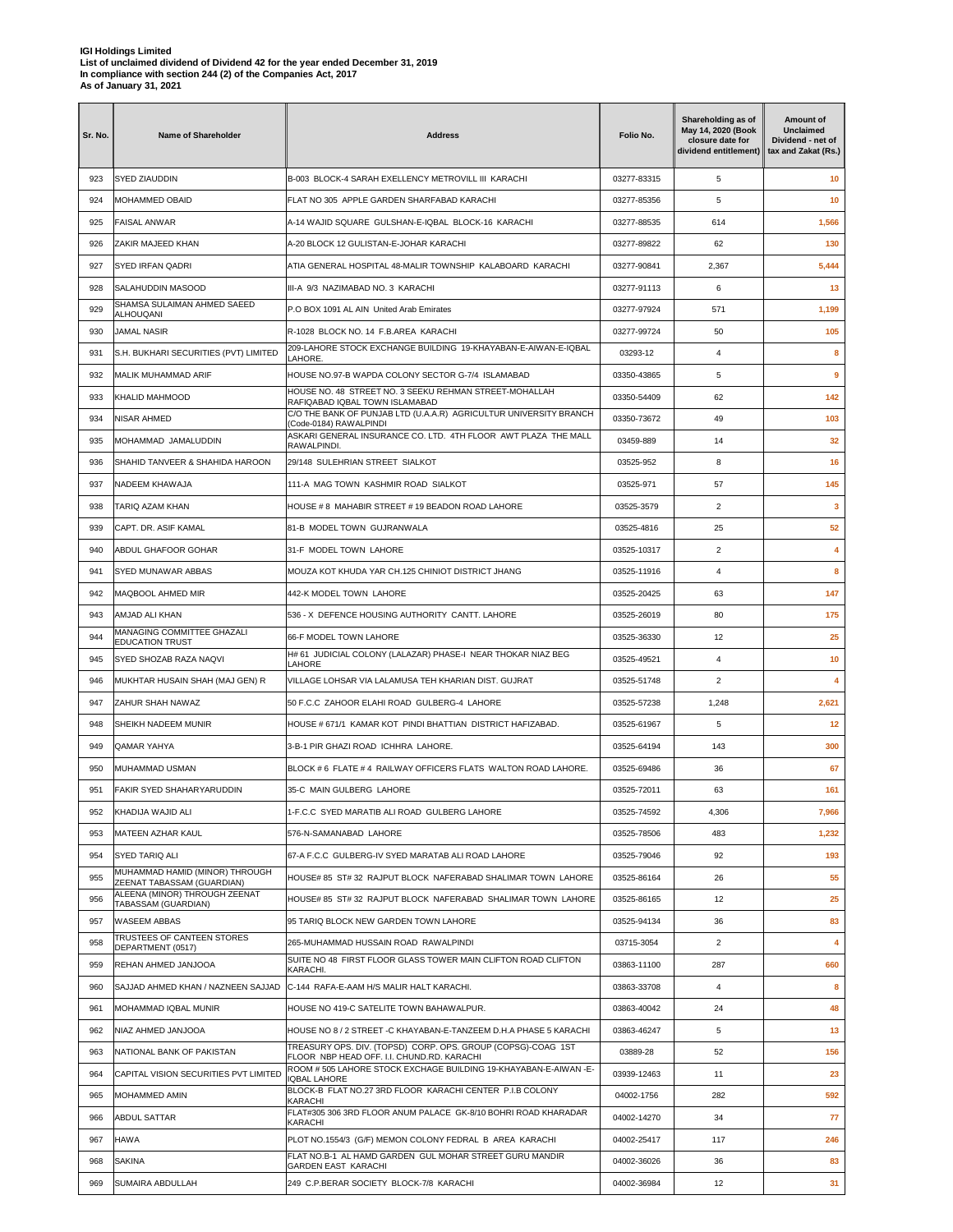**IGI Holdings Limited**
**List of unclaimed dividend of Dividend 42 for the year ended December 31, 2019**
**In compliance with section 244 (2) of the Companies Act, 2017**
**As of January 31, 2021**

| Sr. No. | Name of Shareholder | Address | Folio No. | Shareholding as of May 14, 2020 (Book closure date for dividend entitlement) | Amount of Unclaimed Dividend - net of tax and Zakat (Rs.) |
|---|---|---|---|---|---|
| 923 | SYED ZIAUDDIN | B-003 BLOCK-4 SARAH EXELLENCY METROVILL III KARACHI | 03277-83315 | 5 | 10 |
| 924 | MOHAMMED OBAID | FLAT NO 305 APPLE GARDEN SHARFABAD KARACHI | 03277-85356 | 5 | 10 |
| 925 | FAISAL ANWAR | A-14 WAJID SQUARE GULSHAN-E-IQBAL BLOCK-16 KARACHI | 03277-88535 | 614 | 1,566 |
| 926 | ZAKIR MAJEED KHAN | A-20 BLOCK 12 GULISTAN-E-JOHAR KARACHI | 03277-89822 | 62 | 130 |
| 927 | SYED IRFAN QADRI | ATIA GENERAL HOSPITAL 48-MALIR TOWNSHIP KALABOARD KARACHI | 03277-90841 | 2,367 | 5,444 |
| 928 | SALAHUDDIN MASOOD | III-A 9/3 NAZIMABAD NO. 3 KARACHI | 03277-91113 | 6 | 13 |
| 929 | SHAMSA SULAIMAN AHMED SAEED ALHOUQANI | P.O BOX 1091 AL AIN United Arab Emirates | 03277-97924 | 571 | 1,199 |
| 930 | JAMAL NASIR | R-1028 BLOCK NO. 14 F.B.AREA KARACHI | 03277-99724 | 50 | 105 |
| 931 | S.H. BUKHARI SECURITIES (PVT) LIMITED | 209-LAHORE STOCK EXCHANGE BUILDING 19-KHAYABAN-E-AIWAN-E-IQBAL LAHORE. | 03293-12 | 4 | 8 |
| 932 | MALIK MUHAMMAD ARIF | HOUSE NO.97-B WAPDA COLONY SECTOR G-7/4 ISLAMABAD | 03350-43865 | 5 | 9 |
| 933 | KHALID MAHMOOD | HOUSE NO. 48 STREET NO. 3 SEEKU REHMAN STREET-MOHALLAH RAFIQABAD IQBAL TOWN ISLAMABAD | 03350-54409 | 62 | 142 |
| 934 | NISAR AHMED | C/O THE BANK OF PUNJAB LTD (U.A.A.R) AGRICULTUR UNIVERSITY BRANCH (Code-0184) RAWALPINDI | 03350-73672 | 49 | 103 |
| 935 | MOHAMMAD JAMALUDDIN | ASKARI GENERAL INSURANCE CO. LTD. 4TH FLOOR AWT PLAZA THE MALL RAWALPINDI. | 03459-889 | 14 | 32 |
| 936 | SHAHID TANVEER & SHAHIDA HAROON | 29/148 SULEHRIAN STREET SIALKOT | 03525-952 | 8 | 16 |
| 937 | NADEEM KHAWAJA | 111-A MAG TOWN KASHMIR ROAD SIALKOT | 03525-971 | 57 | 145 |
| 938 | TARIQ AZAM KHAN | HOUSE # 8 MAHABIR STREET # 19 BEADON ROAD LAHORE | 03525-3579 | 2 | 3 |
| 939 | CAPT. DR. ASIF KAMAL | 81-B MODEL TOWN GUJRANWALA | 03525-4816 | 25 | 52 |
| 940 | ABDUL GHAFOOR GOHAR | 31-F MODEL TOWN LAHORE | 03525-10317 | 2 | 4 |
| 941 | SYED MUNAWAR ABBAS | MOUZA KOT KHUDA YAR CH.125 CHINIOT DISTRICT JHANG | 03525-11916 | 4 | 8 |
| 942 | MAQBOOL AHMED MIR | 442-K MODEL TOWN LAHORE | 03525-20425 | 63 | 147 |
| 943 | AMJAD ALI KHAN | 536 - X DEFENCE HOUSING AUTHORITY CANTT. LAHORE | 03525-26019 | 80 | 175 |
| 944 | MANAGING COMMITTEE GHAZALI EDUCATION TRUST | 66-F MODEL TOWN LAHORE | 03525-36330 | 12 | 25 |
| 945 | SYED SHOZAB RAZA NAQVI | H# 61 JUDICIAL COLONY (LALAZAR) PHASE-I NEAR THOKAR NIAZ BEG LAHORE | 03525-49521 | 4 | 10 |
| 946 | MUKHTAR HUSAIN SHAH (MAJ GEN) R | VILLAGE LOHSAR VIA LALAMUSA TEH KHARIAN DIST. GUJRAT | 03525-51748 | 2 | 4 |
| 947 | ZAHUR SHAH NAWAZ | 50 F.C.C ZAHOOR ELAHI ROAD GULBERG-4 LAHORE | 03525-57238 | 1,248 | 2,621 |
| 948 | SHEIKH NADEEM MUNIR | HOUSE # 671/1 KAMAR KOT PINDI BHATTIAN DISTRICT HAFIZABAD. | 03525-61967 | 5 | 12 |
| 949 | QAMAR YAHYA | 3-B-1 PIR GHAZI ROAD ICHHRA LAHORE. | 03525-64194 | 143 | 300 |
| 950 | MUHAMMAD USMAN | BLOCK # 6 FLATE # 4 RAILWAY OFFICERS FLATS WALTON ROAD LAHORE. | 03525-69486 | 36 | 67 |
| 951 | FAKIR SYED SHAHARYARUDDIN | 35-C MAIN GULBERG LAHORE | 03525-72011 | 63 | 161 |
| 952 | KHADIJA WAJID ALI | 1-F.C.C SYED MARATIB ALI ROAD GULBERG LAHORE | 03525-74592 | 4,306 | 7,966 |
| 953 | MATEEN AZHAR KAUL | 576-N-SAMANABAD LAHORE | 03525-78506 | 483 | 1,232 |
| 954 | SYED TARIQ ALI | 67-A F.C.C GULBERG-IV SYED MARATAB ALI ROAD LAHORE | 03525-79046 | 92 | 193 |
| 955 | MUHAMMAD HAMID (MINOR) THROUGH ZEENAT TABASSAM (GUARDIAN) | HOUSE# 85 ST# 32 RAJPUT BLOCK NAFERABAD SHALIMAR TOWN LAHORE | 03525-86164 | 26 | 55 |
| 956 | ALEENA (MINOR) THROUGH ZEENAT TABASSAM (GUARDIAN) | HOUSE# 85 ST# 32 RAJPUT BLOCK NAFERABAD SHALIMAR TOWN LAHORE | 03525-86165 | 12 | 25 |
| 957 | WASEEM ABBAS | 95 TARIQ BLOCK NEW GARDEN TOWN LAHORE | 03525-94134 | 36 | 83 |
| 958 | TRUSTEES OF CANTEEN STORES DEPARTMENT (0517) | 265-MUHAMMAD HUSSAIN ROAD RAWALPINDI | 03715-3054 | 2 | 4 |
| 959 | REHAN AHMED JANJOOA | SUITE NO 48 FIRST FLOOR GLASS TOWER MAIN CLIFTON ROAD CLIFTON KARACHI. | 03863-11100 | 287 | 660 |
| 960 | SAJJAD AHMED KHAN / NAZNEEN SAJJAD | C-144 RAFA-E-AAM H/S MALIR HALT KARACHI. | 03863-33708 | 4 | 8 |
| 961 | MOHAMMAD IQBAL MUNIR | HOUSE NO 419-C SATELITE TOWN BAHAWALPUR. | 03863-40042 | 24 | 48 |
| 962 | NIAZ AHMED JANJOOA | HOUSE NO 8 / 2 STREET -C KHAYABAN-E-TANZEEM D.H.A PHASE 5 KARACHI | 03863-46247 | 5 | 13 |
| 963 | NATIONAL BANK OF PAKISTAN | TREASURY OPS. DIV. (TOPSD) CORP. OPS. GROUP (COPSG)-COAG 1ST FLOOR NBP HEAD OFF. I.I. CHUND.RD. KARACHI | 03889-28 | 52 | 156 |
| 964 | CAPITAL VISION SECURITIES PVT LIMITED | ROOM # 505 LAHORE STOCK EXCHAGE BUILDING 19-KHAYABAN-E-AIWAN -E-IQBAL LAHORE | 03939-12463 | 11 | 23 |
| 965 | MOHAMMED AMIN | BLOCK-B FLAT NO.27 3RD FLOOR KARACHI CENTER P.I.B COLONY KARACHI | 04002-1756 | 282 | 592 |
| 966 | ABDUL SATTAR | FLAT#305 306 3RD FLOOR ANUM PALACE GK-8/10 BOHRI ROAD KHARADAR KARACHI | 04002-14270 | 34 | 77 |
| 967 | HAWA | PLOT NO.1554/3 (G/F) MEMON COLONY FEDRAL B AREA KARACHI | 04002-25417 | 117 | 246 |
| 968 | SAKINA | FLAT NO.B-1 AL HAMD GARDEN GUL MOHAR STREET GURU MANDIR GARDEN EAST KARACHI | 04002-36026 | 36 | 83 |
| 969 | SUMAIRA ABDULLAH | 249 C.P.BERAR SOCIETY BLOCK-7/8 KARACHI | 04002-36984 | 12 | 31 |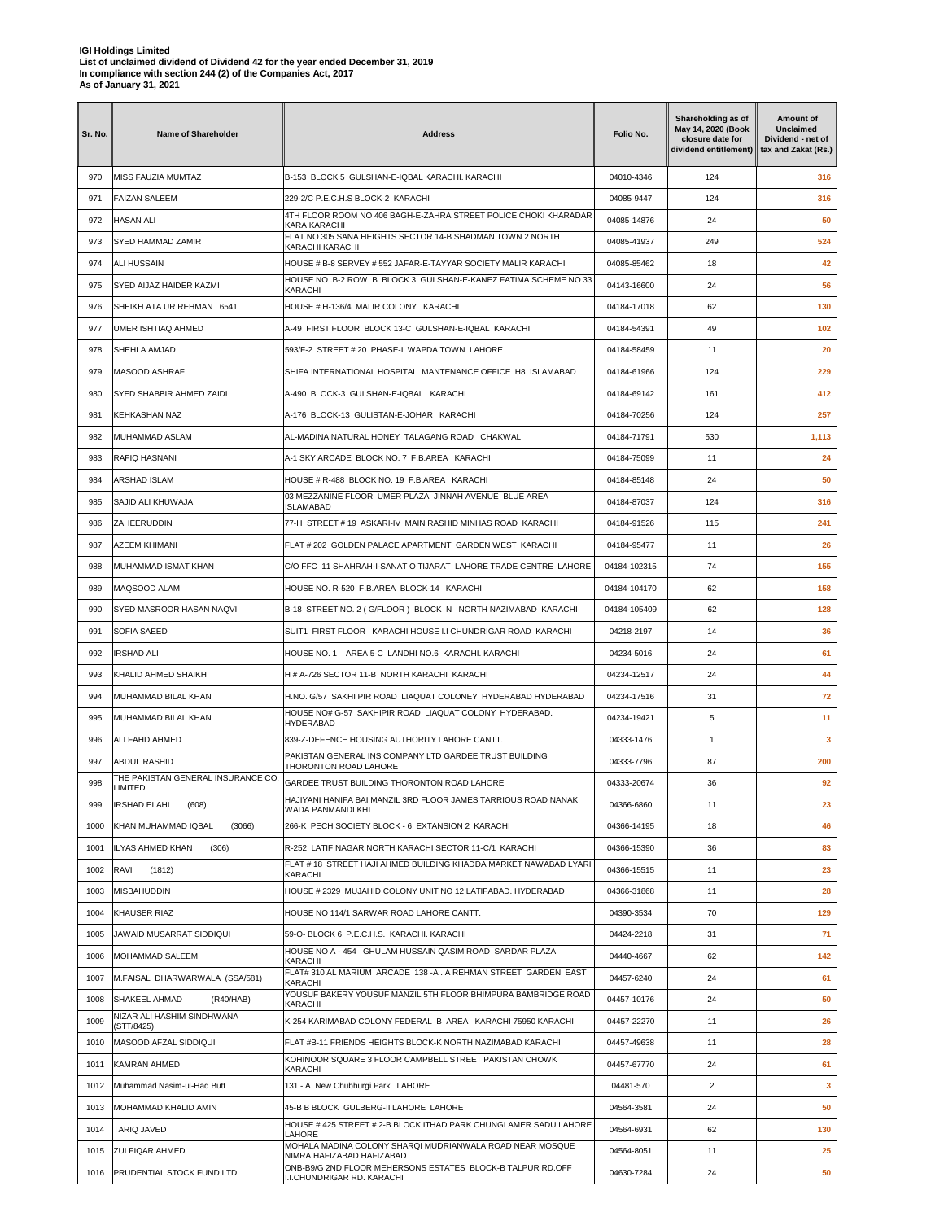**IGI Holdings Limited**
**List of unclaimed dividend of Dividend 42 for the year ended December 31, 2019**
**In compliance with section 244 (2) of the Companies Act, 2017**
**As of January 31, 2021**

| Sr. No. | Name of Shareholder | Address | Folio No. | Shareholding as of May 14, 2020 (Book closure date for dividend entitlement) | Amount of Unclaimed Dividend - net of tax and Zakat (Rs.) |
|---|---|---|---|---|---|
| 970 | MISS FAUZIA MUMTAZ | B-153 BLOCK 5 GULSHAN-E-IQBAL KARACHI. KARACHI | 04010-4346 | 124 | 316 |
| 971 | FAIZAN SALEEM | 229-2/C P.E.C.H.S BLOCK-2 KARACHI | 04085-9447 | 124 | 316 |
| 972 | HASAN ALI | 4TH FLOOR ROOM NO 406 BAGH-E-ZAHRA STREET POLICE CHOKI KHARADAR KARA KARACHI | 04085-14876 | 24 | 50 |
| 973 | SYED HAMMAD ZAMIR | FLAT NO 305 SANA HEIGHTS SECTOR 14-B SHADMAN TOWN 2 NORTH KARACHI KARACHI | 04085-41937 | 249 | 524 |
| 974 | ALI HUSSAIN | HOUSE # B-8 SERVEY # 552 JAFAR-E-TAYYAR SOCIETY MALIR KARACHI | 04085-85462 | 18 | 42 |
| 975 | SYED AIJAZ HAIDER KAZMI | HOUSE NO .B-2 ROW B BLOCK 3 GULSHAN-E-KANEZ FATIMA SCHEME NO 33 KARACHI | 04143-16600 | 24 | 56 |
| 976 | SHEIKH ATA UR REHMAN 6541 | HOUSE # H-136/4 MALIR COLONY KARACHI | 04184-17018 | 62 | 130 |
| 977 | UMER ISHTIAQ AHMED | A-49 FIRST FLOOR BLOCK 13-C GULSHAN-E-IQBAL KARACHI | 04184-54391 | 49 | 102 |
| 978 | SHEHLA AMJAD | 593/F-2 STREET # 20 PHASE-I WAPDA TOWN LAHORE | 04184-58459 | 11 | 20 |
| 979 | MASOOD ASHRAF | SHIFA INTERNATIONAL HOSPITAL MANTENANCE OFFICE H8 ISLAMABAD | 04184-61966 | 124 | 229 |
| 980 | SYED SHABBIR AHMED ZAIDI | A-490 BLOCK-3 GULSHAN-E-IQBAL KARACHI | 04184-69142 | 161 | 412 |
| 981 | KEHKASHAN NAZ | A-176 BLOCK-13 GULISTAN-E-JOHAR KARACHI | 04184-70256 | 124 | 257 |
| 982 | MUHAMMAD ASLAM | AL-MADINA NATURAL HONEY TALAGANG ROAD CHAKWAL | 04184-71791 | 530 | 1,113 |
| 983 | RAFIQ HASNANI | A-1 SKY ARCADE BLOCK NO. 7 F.B.AREA KARACHI | 04184-75099 | 11 | 24 |
| 984 | ARSHAD ISLAM | HOUSE # R-488 BLOCK NO. 19 F.B.AREA KARACHI | 04184-85148 | 24 | 50 |
| 985 | SAJID ALI KHUWAJA | 03 MEZZANINE FLOOR UMER PLAZA JINNAH AVENUE BLUE AREA ISLAMABAD | 04184-87037 | 124 | 316 |
| 986 | ZAHEERUDDIN | 77-H STREET # 19 ASKARI-IV MAIN RASHID MINHAS ROAD KARACHI | 04184-91526 | 115 | 241 |
| 987 | AZEEM KHIMANI | FLAT # 202 GOLDEN PALACE APARTMENT GARDEN WEST KARACHI | 04184-95477 | 11 | 26 |
| 988 | MUHAMMAD ISMAT KHAN | C/O FFC 11 SHAHRAH-I-SANAT O TIJARAT LAHORE TRADE CENTRE LAHORE | 04184-102315 | 74 | 155 |
| 989 | MAQSOOD ALAM | HOUSE NO. R-520 F.B.AREA BLOCK-14 KARACHI | 04184-104170 | 62 | 158 |
| 990 | SYED MASROOR HASAN NAQVI | B-18 STREET NO. 2 ( G/FLOOR ) BLOCK N NORTH NAZIMABAD KARACHI | 04184-105409 | 62 | 128 |
| 991 | SOFIA SAEED | SUIT1 FIRST FLOOR KARACHI HOUSE I.I CHUNDRIGAR ROAD KARACHI | 04218-2197 | 14 | 36 |
| 992 | IRSHAD ALI | HOUSE NO. 1 AREA 5-C LANDHI NO.6 KARACHI. KARACHI | 04234-5016 | 24 | 61 |
| 993 | KHALID AHMED SHAIKH | H # A-726 SECTOR 11-B NORTH KARACHI KARACHI | 04234-12517 | 24 | 44 |
| 994 | MUHAMMAD BILAL KHAN | H.NO. G/57 SAKHI PIR ROAD LIAQUAT COLONEY HYDERABAD HYDERABAD | 04234-17516 | 31 | 72 |
| 995 | MUHAMMAD BILAL KHAN | HOUSE NO# G-57 SAKHIPIR ROAD LIAQUAT COLONY HYDERABAD. HYDERABAD | 04234-19421 | 5 | 11 |
| 996 | ALI FAHD AHMED | 839-Z-DEFENCE HOUSING AUTHORITY LAHORE CANTT. | 04333-1476 | 1 | 3 |
| 997 | ABDUL RASHID | PAKISTAN GENERAL INS COMPANY LTD GARDEE TRUST BUILDING THORONTON ROAD LAHORE | 04333-7796 | 87 | 200 |
| 998 | THE PAKISTAN GENERAL INSURANCE CO. LIMITED | GARDEE TRUST BUILDING THORONTON ROAD LAHORE | 04333-20674 | 36 | 92 |
| 999 | IRSHAD ELAHI (608) | HAJIYANI HANIFA BAI MANZIL 3RD FLOOR JAMES TARRIOUS ROAD NANAK WADA PANMANDI KHI | 04366-6860 | 11 | 23 |
| 1000 | KHAN MUHAMMAD IQBAL (3066) | 266-K PECH SOCIETY BLOCK - 6 EXTANSION 2 KARACHI | 04366-14195 | 18 | 46 |
| 1001 | ILYAS AHMED KHAN (306) | R-252 LATIF NAGAR NORTH KARACHI SECTOR 11-C/1 KARACHI | 04366-15390 | 36 | 83 |
| 1002 | RAVI (1812) | FLAT # 18 STREET HAJI AHMED BUILDING KHADDA MARKET NAWABAD LYARI KARACHI | 04366-15515 | 11 | 23 |
| 1003 | MISBAHUDDIN | HOUSE # 2329 MUJAHID COLONY UNIT NO 12 LATIFABAD. HYDERABAD | 04366-31868 | 11 | 28 |
| 1004 | KHAUSER RIAZ | HOUSE NO 114/1 SARWAR ROAD LAHORE CANTT. | 04390-3534 | 70 | 129 |
| 1005 | JAWAID MUSARRAT SIDDIQUI | 59-O- BLOCK 6 P.E.C.H.S. KARACHI. KARACHI | 04424-2218 | 31 | 71 |
| 1006 | MOHAMMAD SALEEM | HOUSE NO A - 454 GHULAM HUSSAIN QASIM ROAD SARDAR PLAZA KARACHI | 04440-4667 | 62 | 142 |
| 1007 | M.FAISAL DHARWARWALA (SSA/581) | FLAT# 310 AL MARIUM ARCADE 138 -A . A REHMAN STREET GARDEN EAST KARACHI | 04457-6240 | 24 | 61 |
| 1008 | SHAKEEL AHMAD (R40/HAB) | YOUSUF BAKERY YOUSUF MANZIL 5TH FLOOR BHIMPURA BAMBRIDGE ROAD KARACHI | 04457-10176 | 24 | 50 |
| 1009 | NIZAR ALI HASHIM SINDHWANA (STT/8425) | K-254 KARIMABAD COLONY FEDERAL B AREA KARACHI 75950 KARACHI | 04457-22270 | 11 | 26 |
| 1010 | MASOOD AFZAL SIDDIQUI | FLAT #B-11 FRIENDS HEIGHTS BLOCK-K NORTH NAZIMABAD KARACHI | 04457-49638 | 11 | 28 |
| 1011 | KAMRAN AHMED | KOHINOOR SQUARE 3 FLOOR CAMPBELL STREET PAKISTAN CHOWK KARACHI | 04457-67770 | 24 | 61 |
| 1012 | Muhammad Nasim-ul-Haq Butt | 131 - A New Chubhurgi Park LAHORE | 04481-570 | 2 | 3 |
| 1013 | MOHAMMAD KHALID AMIN | 45-B B BLOCK GULBERG-II LAHORE LAHORE | 04564-3581 | 24 | 50 |
| 1014 | TARIQ JAVED | HOUSE # 425 STREET # 2-B.BLOCK ITHAD PARK CHUNGI AMER SADU LAHORE LAHORE | 04564-6931 | 62 | 130 |
| 1015 | ZULFIQAR AHMED | MOHALA MADINA COLONY SHARQI MUDRIANWALA ROAD NEAR MOSQUE NIMRA HAFIZABAD HAFIZABAD | 04564-8051 | 11 | 25 |
| 1016 | PRUDENTIAL STOCK FUND LTD. | ONB-B9/G 2ND FLOOR MEHERSONS ESTATES BLOCK-B TALPUR RD.OFF I.I.CHUNDRIGAR RD. KARACHI | 04630-7284 | 24 | 50 |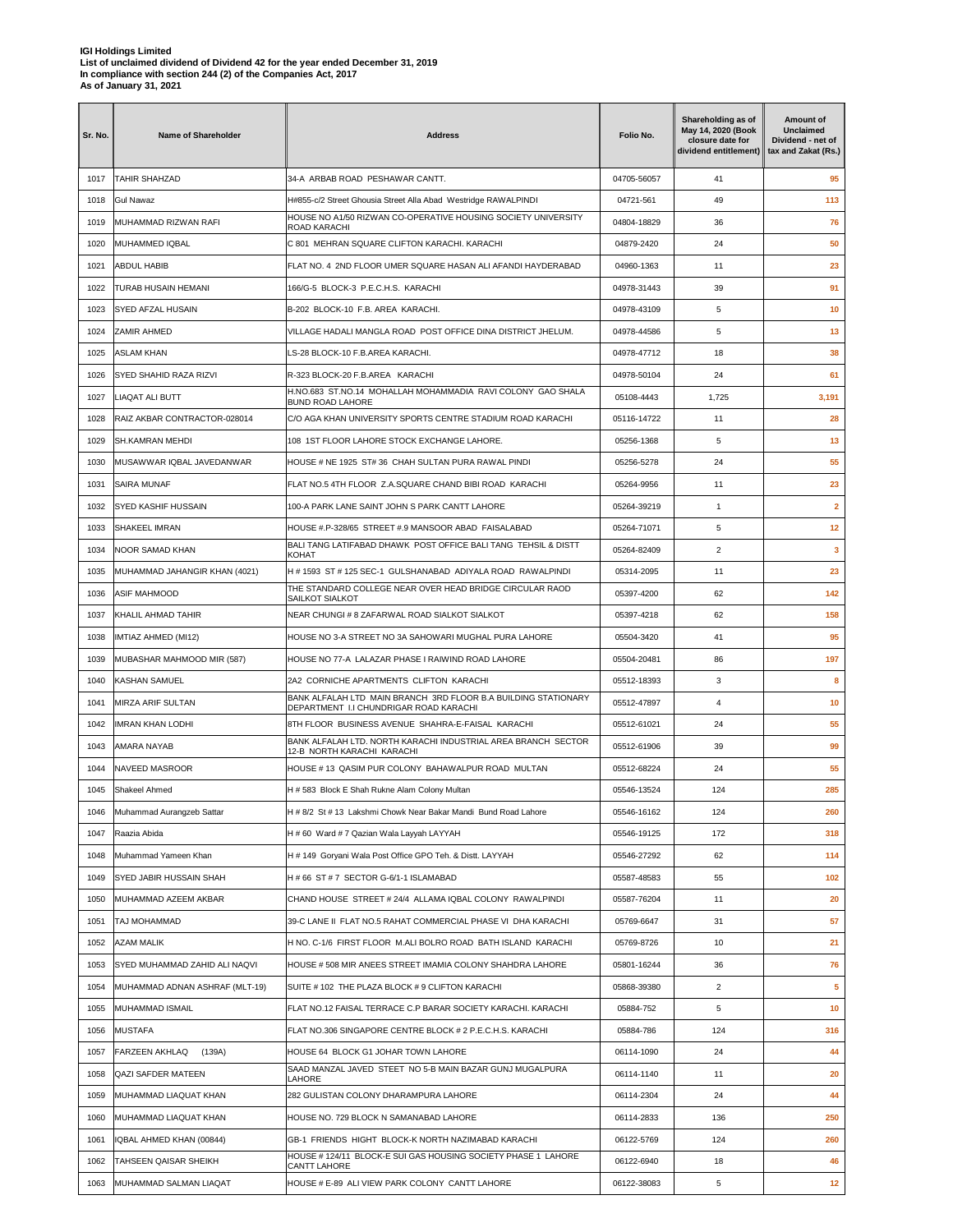**IGI Holdings Limited**
**List of unclaimed dividend of Dividend 42 for the year ended December 31, 2019**
**In compliance with section 244 (2) of the Companies Act, 2017**
**As of January 31, 2021**

| Sr. No. | Name of Shareholder | Address | Folio No. | Shareholding as of May 14, 2020 (Book closure date for dividend entitlement) | Amount of Unclaimed Dividend - net of tax and Zakat (Rs.) |
|---|---|---|---|---|---|
| 1017 | TAHIR SHAHZAD | 34-A ARBAB ROAD PESHAWAR CANTT. | 04705-56057 | 41 | 95 |
| 1018 | Gul Nawaz | H#855-c/2 Street Ghousia Street Alla Abad Westridge RAWALPINDI | 04721-561 | 49 | 113 |
| 1019 | MUHAMMAD RIZWAN RAFI | HOUSE NO A1/50 RIZWAN CO-OPERATIVE HOUSING SOCIETY UNIVERSITY ROAD KARACHI | 04804-18829 | 36 | 76 |
| 1020 | MUHAMMED IQBAL | C 801 MEHRAN SQUARE CLIFTON KARACHI. KARACHI | 04879-2420 | 24 | 50 |
| 1021 | ABDUL HABIB | FLAT NO. 4 2ND FLOOR UMER SQUARE HASAN ALI AFANDI HAYDERABAD | 04960-1363 | 11 | 23 |
| 1022 | TURAB HUSAIN HEMANI | 166/G-5 BLOCK-3 P.E.C.H.S. KARACHI | 04978-31443 | 39 | 91 |
| 1023 | SYED AFZAL HUSAIN | B-202 BLOCK-10 F.B. AREA KARACHI. | 04978-43109 | 5 | 10 |
| 1024 | ZAMIR AHMED | VILLAGE HADALI MANGLA ROAD POST OFFICE DINA DISTRICT JHELUM. | 04978-44586 | 5 | 13 |
| 1025 | ASLAM KHAN | LS-28 BLOCK-10 F.B.AREA KARACHI. | 04978-47712 | 18 | 38 |
| 1026 | SYED SHAHID RAZA RIZVI | R-323 BLOCK-20 F.B.AREA KARACHI | 04978-50104 | 24 | 61 |
| 1027 | LIAQAT ALI BUTT | H.NO.683 ST.NO.14 MOHALLAH MOHAMMADIA RAVI COLONY GAO SHALA BUND ROAD LAHORE | 05108-4443 | 1,725 | 3,191 |
| 1028 | RAIZ AKBAR CONTRACTOR-028014 | C/O AGA KHAN UNIVERSITY SPORTS CENTRE STADIUM ROAD KARACHI | 05116-14722 | 11 | 28 |
| 1029 | SH.KAMRAN MEHDI | 108 1ST FLOOR LAHORE STOCK EXCHANGE LAHORE. | 05256-1368 | 5 | 13 |
| 1030 | MUSAWWAR IQBAL JAVEDANWAR | HOUSE # NE 1925 ST# 36 CHAH SULTAN PURA RAWAL PINDI | 05256-5278 | 24 | 55 |
| 1031 | SAIRA MUNAF | FLAT NO.5 4TH FLOOR Z.A.SQUARE CHAND BIBI ROAD KARACHI | 05264-9956 | 11 | 23 |
| 1032 | SYED KASHIF HUSSAIN | 100-A PARK LANE SAINT JOHN S PARK CANTT LAHORE | 05264-39219 | 1 | 2 |
| 1033 | SHAKEEL IMRAN | HOUSE #.P-328/65 STREET #.9 MANSOOR ABAD FAISALABAD | 05264-71071 | 5 | 12 |
| 1034 | NOOR SAMAD KHAN | BALI TANG LATIFABAD DHAWK POST OFFICE BALI TANG TEHSIL & DISTT KOHAT | 05264-82409 | 2 | 3 |
| 1035 | MUHAMMAD JAHANGIR KHAN (4021) | H # 1593 ST # 125 SEC-1 GULSHANABAD ADIYALA ROAD RAWALPINDI | 05314-2095 | 11 | 23 |
| 1036 | ASIF MAHMOOD | THE STANDARD COLLEGE NEAR OVER HEAD BRIDGE CIRCULAR RAOD SAILKOT SIALKOT | 05397-4200 | 62 | 142 |
| 1037 | KHALIL AHMAD TAHIR | NEAR CHUNGI # 8 ZAFARWAL ROAD SIALKOT SIALKOT | 05397-4218 | 62 | 158 |
| 1038 | IMTIAZ AHMED (MI12) | HOUSE NO 3-A STREET NO 3A SAHOWARI MUGHAL PURA LAHORE | 05504-3420 | 41 | 95 |
| 1039 | MUBASHAR MAHMOOD MIR (587) | HOUSE NO 77-A LALAZAR PHASE I RAIWIND ROAD LAHORE | 05504-20481 | 86 | 197 |
| 1040 | KASHAN SAMUEL | 2A2 CORNICHE APARTMENTS CLIFTON KARACHI | 05512-18393 | 3 | 8 |
| 1041 | MIRZA ARIF SULTAN | BANK ALFALAH LTD MAIN BRANCH 3RD FLOOR B.A BUILDING STATIONARY DEPARTMENT I.I CHUNDRIGAR ROAD KARACHI | 05512-47897 | 4 | 10 |
| 1042 | IMRAN KHAN LODHI | 8TH FLOOR BUSINESS AVENUE SHAHRA-E-FAISAL KARACHI | 05512-61021 | 24 | 55 |
| 1043 | AMARA NAYAB | BANK ALFALAH LTD. NORTH KARACHI INDUSTRIAL AREA BRANCH SECTOR 12-B NORTH KARACHI KARACHI | 05512-61906 | 39 | 99 |
| 1044 | NAVEED MASROOR | HOUSE # 13 QASIM PUR COLONY BAHAWALPUR ROAD MULTAN | 05512-68224 | 24 | 55 |
| 1045 | Shakeel Ahmed | H # 583 Block E Shah Rukne Alam Colony Multan | 05546-13524 | 124 | 285 |
| 1046 | Muhammad Aurangzeb Sattar | H # 8/2 St # 13 Lakshmi Chowk Near Bakar Mandi Bund Road Lahore | 05546-16162 | 124 | 260 |
| 1047 | Raazia Abida | H # 60 Ward # 7 Qazian Wala Layyah LAYYAH | 05546-19125 | 172 | 318 |
| 1048 | Muhammad Yameen Khan | H # 149 Goryani Wala Post Office GPO Teh. & Distt. LAYYAH | 05546-27292 | 62 | 114 |
| 1049 | SYED JABIR HUSSAIN SHAH | H # 66 ST # 7 SECTOR G-6/1-1 ISLAMABAD | 05587-48583 | 55 | 102 |
| 1050 | MUHAMMAD AZEEM AKBAR | CHAND HOUSE STREET # 24/4 ALLAMA IQBAL COLONY RAWALPINDI | 05587-76204 | 11 | 20 |
| 1051 | TAJ MOHAMMAD | 39-C LANE II FLAT NO.5 RAHAT COMMERCIAL PHASE VI DHA KARACHI | 05769-6647 | 31 | 57 |
| 1052 | AZAM MALIK | H NO. C-1/6 FIRST FLOOR M.ALI BOLRO ROAD BATH ISLAND KARACHI | 05769-8726 | 10 | 21 |
| 1053 | SYED MUHAMMAD ZAHID ALI NAQVI | HOUSE # 508 MIR ANEES STREET IMAMIA COLONY SHAHDRA LAHORE | 05801-16244 | 36 | 76 |
| 1054 | MUHAMMAD ADNAN ASHRAF (MLT-19) | SUITE # 102 THE PLAZA BLOCK # 9 CLIFTON KARACHI | 05868-39380 | 2 | 5 |
| 1055 | MUHAMMAD ISMAIL | FLAT NO.12 FAISAL TERRACE C.P BARAR SOCIETY KARACHI. KARACHI | 05884-752 | 5 | 10 |
| 1056 | MUSTAFA | FLAT NO.306 SINGAPORE CENTRE BLOCK # 2 P.E.C.H.S. KARACHI | 05884-786 | 124 | 316 |
| 1057 | FARZEEN AKHLAQ (139A) | HOUSE 64 BLOCK G1 JOHAR TOWN LAHORE | 06114-1090 | 24 | 44 |
| 1058 | QAZI SAFDER MATEEN | SAAD MANZAL JAVED STEET NO 5-B MAIN BAZAR GUNJ MUGALPURA LAHORE | 06114-1140 | 11 | 20 |
| 1059 | MUHAMMAD LIAQUAT KHAN | 282 GULISTAN COLONY DHARAMPURA LAHORE | 06114-2304 | 24 | 44 |
| 1060 | MUHAMMAD LIAQUAT KHAN | HOUSE NO. 729 BLOCK N SAMANABAD LAHORE | 06114-2833 | 136 | 250 |
| 1061 | IQBAL AHMED KHAN (00844) | GB-1 FRIENDS HIGHT BLOCK-K NORTH NAZIMABAD KARACHI | 06122-5769 | 124 | 260 |
| 1062 | TAHSEEN QAISAR SHEIKH | HOUSE # 124/11 BLOCK-E SUI GAS HOUSING SOCIETY PHASE 1 LAHORE CANTT LAHORE | 06122-6940 | 18 | 46 |
| 1063 | MUHAMMAD SALMAN LIAQAT | HOUSE # E-89 ALI VIEW PARK COLONY CANTT LAHORE | 06122-38083 | 5 | 12 |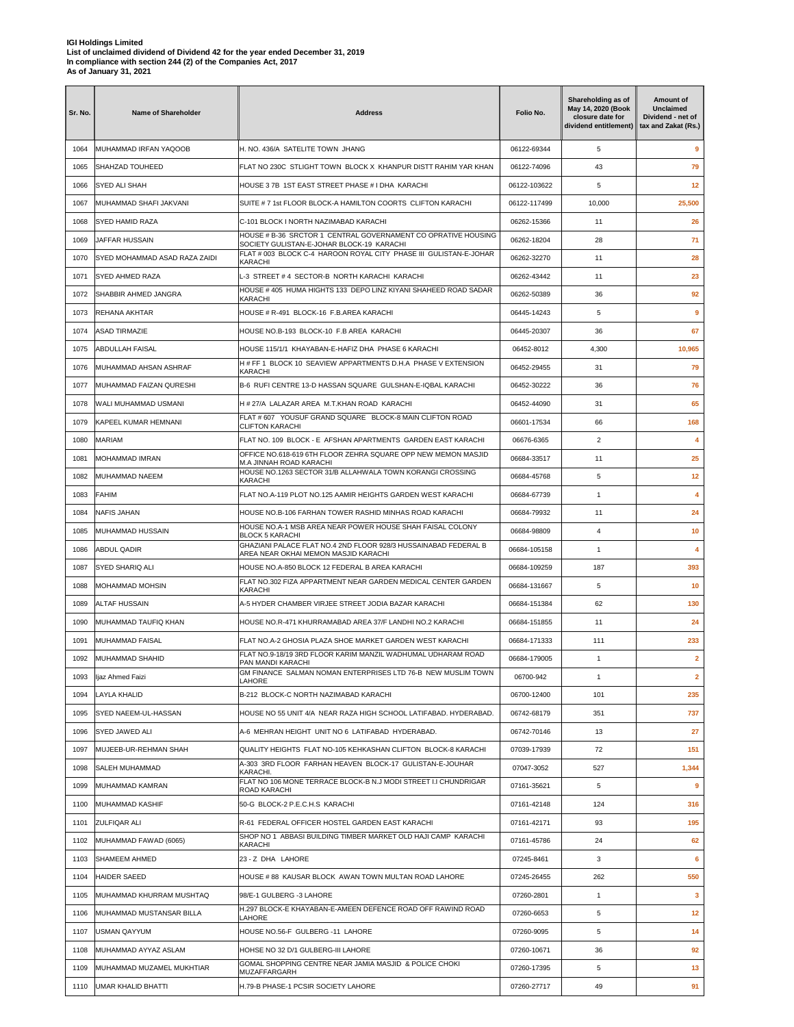**IGI Holdings Limited**
**List of unclaimed dividend of Dividend 42 for the year ended December 31, 2019**
**In compliance with section 244 (2) of the Companies Act, 2017**
**As of January 31, 2021**

| Sr. No. | Name of Shareholder | Address | Folio No. | Shareholding as of May 14, 2020 (Book closure date for dividend entitlement) | Amount of Unclaimed Dividend - net of tax and Zakat (Rs.) |
|---|---|---|---|---|---|
| 1064 | MUHAMMAD IRFAN YAQOOB | H. NO. 436/A SATELITE TOWN JHANG | 06122-69344 | 5 | 9 |
| 1065 | SHAHZAD TOUHEED | FLAT NO 230C STLIGHT TOWN BLOCK X KHANPUR DISTT RAHIM YAR KHAN | 06122-74096 | 43 | 79 |
| 1066 | SYED ALI SHAH | HOUSE 3 7B 1ST EAST STREET PHASE # I DHA KARACHI | 06122-103622 | 5 | 12 |
| 1067 | MUHAMMAD SHAFI JAKVANI | SUITE # 7 1st FLOOR BLOCK-A HAMILTON COORTS CLIFTON KARACHI | 06122-117499 | 10,000 | 25,500 |
| 1068 | SYED HAMID RAZA | C-101 BLOCK I NORTH NAZIMABAD KARACHI | 06262-15366 | 11 | 26 |
| 1069 | JAFFAR HUSSAIN | HOUSE # B-36 SRCTOR 1 CENTRAL GOVERNAMENT CO OPRATIVE HOUSING SOCIETY GULISTAN-E-JOHAR BLOCK-19 KARACHI | 06262-18204 | 28 | 71 |
| 1070 | SYED MOHAMMAD ASAD RAZA ZAIDI | FLAT # 003 BLOCK C-4 HAROON ROYAL CITY PHASE III GULISTAN-E-JOHAR KARACHI | 06262-32270 | 11 | 28 |
| 1071 | SYED AHMED RAZA | L-3 STREET # 4 SECTOR-B NORTH KARACHI KARACHI | 06262-43442 | 11 | 23 |
| 1072 | SHABBIR AHMED JANGRA | HOUSE # 405 HUMA HIGHTS 133 DEPO LINZ KIYANI SHAHEED ROAD SADAR KARACHI | 06262-50389 | 36 | 92 |
| 1073 | REHANA AKHTAR | HOUSE # R-491 BLOCK-16 F.B.AREA KARACHI | 06445-14243 | 5 | 9 |
| 1074 | ASAD TIRMAZIE | HOUSE NO.B-193 BLOCK-10 F.B AREA KARACHI | 06445-20307 | 36 | 67 |
| 1075 | ABDULLAH FAISAL | HOUSE 115/1/1 KHAYABAN-E-HAFIZ DHA PHASE 6 KARACHI | 06452-8012 | 4,300 | 10,965 |
| 1076 | MUHAMMAD AHSAN ASHRAF | H # FF 1 BLOCK 10 SEAVIEW APPARTMENTS D.H.A PHASE V EXTENSION KARACHI | 06452-29455 | 31 | 79 |
| 1077 | MUHAMMAD FAIZAN QURESHI | B-6 RUFI CENTRE 13-D HASSAN SQUARE GULSHAN-E-IQBAL KARACHI | 06452-30222 | 36 | 76 |
| 1078 | WALI MUHAMMAD USMANI | H # 27/A LALAZAR AREA M.T.KHAN ROAD KARACHI | 06452-44090 | 31 | 65 |
| 1079 | KAPEEL KUMAR HEMNANI | FLAT # 607 YOUSUF GRAND SQUARE BLOCK-8 MAIN CLIFTON ROAD CLIFTON KARACHI | 06601-17534 | 66 | 168 |
| 1080 | MARIAM | FLAT NO. 109 BLOCK - E AFSHAN APARTMENTS GARDEN EAST KARACHI | 06676-6365 | 2 | 4 |
| 1081 | MOHAMMAD IMRAN | OFFICE NO.618-619 6TH FLOOR ZEHRA SQUARE OPP NEW MEMON MASJID M.A JINNAH ROAD KARACHI | 06684-33517 | 11 | 25 |
| 1082 | MUHAMMAD NAEEM | HOUSE NO.1263 SECTOR 31/B ALLAHWALA TOWN KORANGI CROSSING KARACHI | 06684-45768 | 5 | 12 |
| 1083 | FAHIM | FLAT NO.A-119 PLOT NO.125 AAMIR HEIGHTS GARDEN WEST KARACHI | 06684-67739 | 1 | 4 |
| 1084 | NAFIS JAHAN | HOUSE NO.B-106 FARHAN TOWER RASHID MINHAS ROAD KARACHI | 06684-79932 | 11 | 24 |
| 1085 | MUHAMMAD HUSSAIN | HOUSE NO.A-1 MSB AREA NEAR POWER HOUSE SHAH FAISAL COLONY BLOCK 5 KARACHI | 06684-98809 | 4 | 10 |
| 1086 | ABDUL QADIR | GHAZIANI PALACE FLAT NO.4 2ND FLOOR 928/3 HUSSAINABAD FEDERAL B AREA NEAR OKHAI MEMON MASJID KARACHI | 06684-105158 | 1 | 4 |
| 1087 | SYED SHARIQ ALI | HOUSE NO.A-850 BLOCK 12 FEDERAL B AREA KARACHI | 06684-109259 | 187 | 393 |
| 1088 | MOHAMMAD MOHSIN | FLAT NO.302 FIZA APPARTMENT NEAR GARDEN MEDICAL CENTER GARDEN KARACHI | 06684-131667 | 5 | 10 |
| 1089 | ALTAF HUSSAIN | A-5 HYDER CHAMBER VIRJEE STREET JODIA BAZAR KARACHI | 06684-151384 | 62 | 130 |
| 1090 | MUHAMMAD TAUFIQ KHAN | HOUSE NO.R-471 KHURRAMABAD AREA 37/F LANDHI NO.2 KARACHI | 06684-151855 | 11 | 24 |
| 1091 | MUHAMMAD FAISAL | FLAT NO.A-2 GHOSIA PLAZA SHOE MARKET GARDEN WEST KARACHI | 06684-171333 | 111 | 233 |
| 1092 | MUHAMMAD SHAHID | FLAT NO.9-18/19 3RD FLOOR KARIM MANZIL WADHUMAL UDHARAM ROAD PAN MANDI KARACHI | 06684-179005 | 1 | 2 |
| 1093 | Ijaz Ahmed Faizi | GM FINANCE SALMAN NOMAN ENTERPRISES LTD 76-B NEW MUSLIM TOWN LAHORE | 06700-942 | 1 | 2 |
| 1094 | LAYLA KHALID | B-212 BLOCK-C NORTH NAZIMABAD KARACHI | 06700-12400 | 101 | 235 |
| 1095 | SYED NAEEM-UL-HASSAN | HOUSE NO 55 UNIT 4/A NEAR RAZA HIGH SCHOOL LATIFABAD. HYDERABAD. | 06742-68179 | 351 | 737 |
| 1096 | SYED JAWED ALI | A-6 MEHRAN HEIGHT UNIT NO 6 LATIFABAD HYDERABAD. | 06742-70146 | 13 | 27 |
| 1097 | MUJEEB-UR-REHMAN SHAH | QUALITY HEIGHTS FLAT NO-105 KEHKASHAN CLIFTON BLOCK-8 KARACHI | 07039-17939 | 72 | 151 |
| 1098 | SALEH MUHAMMAD | A-303 3RD FLOOR FARHAN HEAVEN BLOCK-17 GULISTAN-E-JOUHAR KARACHI. | 07047-3052 | 527 | 1,344 |
| 1099 | MUHAMMAD KAMRAN | FLAT NO 106 MONE TERRACE BLOCK-B N.J MODI STREET I.I CHUNDRIGAR ROAD KARACHI | 07161-35621 | 5 | 9 |
| 1100 | MUHAMMAD KASHIF | 50-G BLOCK-2 P.E.C.H.S KARACHI | 07161-42148 | 124 | 316 |
| 1101 | ZULFIQAR ALI | R-61 FEDERAL OFFICER HOSTEL GARDEN EAST KARACHI | 07161-42171 | 93 | 195 |
| 1102 | MUHAMMAD FAWAD (6065) | SHOP NO 1 ABBASI BUILDING TIMBER MARKET OLD HAJI CAMP KARACHI KARACHI | 07161-45786 | 24 | 62 |
| 1103 | SHAMEEM AHMED | 23 - Z DHA LAHORE | 07245-8461 | 3 | 6 |
| 1104 | HAIDER SAEED | HOUSE # 88 KAUSAR BLOCK AWAN TOWN MULTAN ROAD LAHORE | 07245-26455 | 262 | 550 |
| 1105 | MUHAMMAD KHURRAM MUSHTAQ | 98/E-1 GULBERG -3 LAHORE | 07260-2801 | 1 | 3 |
| 1106 | MUHAMMAD MUSTANSAR BILLA | H.297 BLOCK-E KHAYABAN-E-AMEEN DEFENCE ROAD OFF RAWIND ROAD LAHORE | 07260-6653 | 5 | 12 |
| 1107 | USMAN QAYYUM | HOUSE NO.56-F GULBERG -11 LAHORE | 07260-9095 | 5 | 14 |
| 1108 | MUHAMMAD AYYAZ ASLAM | HOHSE NO 32 D/1 GULBERG-III LAHORE | 07260-10671 | 36 | 92 |
| 1109 | MUHAMMAD MUZAMEL MUKHTIAR | GOMAL SHOPPING CENTRE NEAR JAMIA MASJID & POLICE CHOKI MUZAFFARGARH | 07260-17395 | 5 | 13 |
| 1110 | UMAR KHALID BHATTI | H.79-B PHASE-1 PCSIR SOCIETY LAHORE | 07260-27717 | 49 | 91 |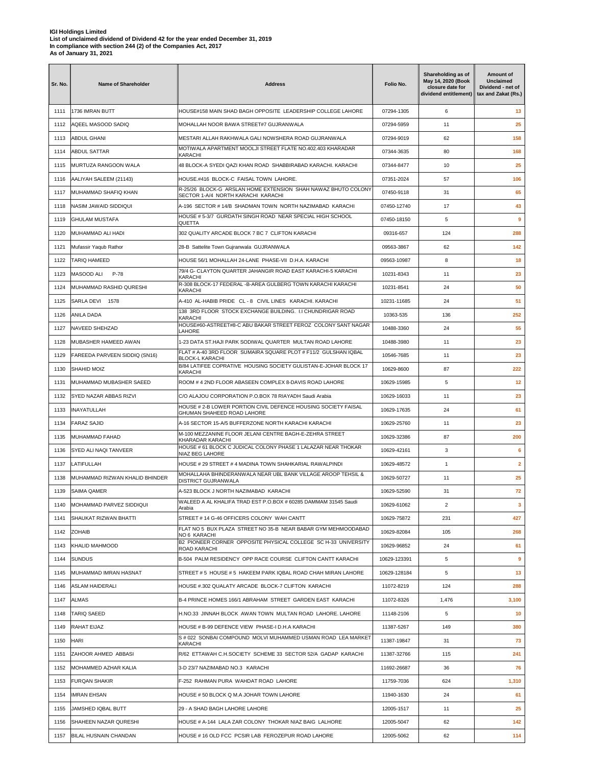**IGI Holdings Limited**
**List of unclaimed dividend of Dividend 42 for the year ended December 31, 2019**
**In compliance with section 244 (2) of the Companies Act, 2017**
**As of January 31, 2021**

| Sr. No. | Name of Shareholder | Address | Folio No. | Shareholding as of May 14, 2020 (Book closure date for dividend entitlement) | Amount of Unclaimed Dividend - net of tax and Zakat (Rs.) |
|---|---|---|---|---|---|
| 1111 | 1736 IMRAN BUTT | HOUSE#158 MAIN SHAD BAGH OPPOSITE LEADERSHIP COLLEGE LAHORE | 07294-1305 | 6 | 13 |
| 1112 | AQEEL MASOOD SADIQ | MOHALLAH NOOR BAWA STREET#7 GUJRANWALA | 07294-5959 | 11 | 25 |
| 1113 | ABDUL GHANI | MESTARI ALLAH RAKHWALA GALI NOWSHERA ROAD GUJRANWALA | 07294-9019 | 62 | 158 |
| 1114 | ABDUL SATTAR | MOTIWALA APARTMENT MOOLJI STREET FLATE NO.402.403 KHARADAR KARACHI | 07344-3635 | 80 | 168 |
| 1115 | MURTUZA RANGOON WALA | 48 BLOCK-A SYEDI QAZI KHAN ROAD SHABBIRABAD KARACHI. KARACHI | 07344-8477 | 10 | 25 |
| 1116 | AALIYAH SALEEM (21143) | HOUSE.#416 BLOCK-C FAISAL TOWN LAHORE. | 07351-2024 | 57 | 106 |
| 1117 | MUHAMMAD SHAFIQ KHAN | R-25/26 BLOCK-G ARSLAN HOME EXTENSION SHAH NAWAZ BHUTO COLONY SECTOR 1-A/4 NORTH KARACHI KARACHI | 07450-9118 | 31 | 65 |
| 1118 | NASIM JAWAID SIDDIQUI | A-196 SECTOR # 14/B SHADMAN TOWN NORTH NAZIMABAD KARACHI | 07450-12740 | 17 | 43 |
| 1119 | GHULAM MUSTAFA | HOUSE # 5-3/7 GURDATH SINGH ROAD NEAR SPECIAL HIGH SCHOOL QUETTA | 07450-18150 | 5 | 9 |
| 1120 | MUHAMMAD ALI HADI | 302 QUALITY ARCADE BLOCK 7 BC 7 CLIFTON KARACHI | 09316-657 | 124 | 288 |
| 1121 | Mufassir Yaqub Rathor | 28-B Sattelite Town Gujranwala GUJRANWALA | 09563-3867 | 62 | 142 |
| 1122 | TARIQ HAMEED | HOUSE 56/1 MOHALLAH 24-LANE PHASE-VII D.H.A. KARACHI | 09563-10987 | 8 | 18 |
| 1123 | MASOOD ALI P-78 | 79/4 G- CLAYTON QUARTER JAHANGIR ROAD EAST KARACHI-5 KARACHI KARACHI | 10231-8343 | 11 | 23 |
| 1124 | MUHAMMAD RASHID QURESHI | R-308 BLOCK-17 FEDERAL -B-AREA GULBERG TOWN KARACHI KARACHI KARACHI | 10231-8541 | 24 | 50 |
| 1125 | SARLA DEVI 1578 | A-410 AL-HABIB PRIDE CL - 8 CIVIL LINES KARACHI. KARACHI | 10231-11685 | 24 | 51 |
| 1126 | ANILA DADA | 138 3RD FLOOR STOCK EXCHANGE BUILDING. I.I CHUNDRIGAR ROAD KARACHI | 10363-535 | 136 | 252 |
| 1127 | NAVEED SHEHZAD | HOUSE#60-ASTREET#8-C ABU BAKAR STREET FEROZ COLONY SANT NAGAR LAHORE | 10488-3360 | 24 | 55 |
| 1128 | MUBASHER HAMEED AWAN | 1-23 DATA ST.HAJI PARK SODIWAL QUARTER MULTAN ROAD LAHORE | 10488-3980 | 11 | 23 |
| 1129 | FAREEDA PARVEEN SIDDIQ (SN16) | FLAT # A-40 3RD FLOOR SUMAIRA SQUARE PLOT # F11/2 GULSHAN IQBAL BLOCK-L KARACHI | 10546-7685 | 11 | 23 |
| 1130 | SHAHID MOIZ | B/84 LATIFEE COPRATIVE HOUSING SOCIETY GULISTAN-E-JOHAR BLOCK 17 KARACHI | 10629-8600 | 87 | 222 |
| 1131 | MUHAMMAD MUBASHER SAEED | ROOM # 4 2ND FLOOR ABASEEN COMPLEX 8-DAVIS ROAD LAHORE | 10629-15985 | 5 | 12 |
| 1132 | SYED NAZAR ABBAS RIZVI | C/O ALAJOU CORPORATION P.O.BOX 78 RIAYADH Saudi Arabia | 10629-16033 | 11 | 23 |
| 1133 | INAYATULLAH | HOUSE # 2-B LOWER PORTION CIVIL DEFENCE HOUSING SOCIETY FAISAL GHUMAN SHAHEED ROAD LAHORE | 10629-17635 | 24 | 61 |
| 1134 | FARAZ SAJID | A-16 SECTOR 15-A/5 BUFFERZONE NORTH KARACHI KARACHI | 10629-25760 | 11 | 23 |
| 1135 | MUHAMMAD FAHAD | M-100 MEZZANINE FLOOR JELANI CENTRE BAGH-E-ZEHRA STREET KHARADAR KARACHI | 10629-32386 | 87 | 200 |
| 1136 | SYED ALI NAQI TANVEER | HOUSE # 61 BLOCK C JUDICAL COLONY PHASE 1 LALAZAR NEAR THOKAR NIAZ BEG LAHORE | 10629-42161 | 3 | 6 |
| 1137 | LATIFULLAH | HOUSE # 29 STREET # 4 MADINA TOWN SHAHKARIAL RAWALPINDI | 10629-48572 | 1 | 2 |
| 1138 | MUHAMMAD RIZWAN KHALID BHINDER | MOHALLAHA BHINDERANWALA NEAR UBL BANK VILLAGE AROOP TEHSIL & DISTRICT GUJRANWALA | 10629-50727 | 11 | 25 |
| 1139 | SAIMA QAMER | A-523 BLOCK J NORTH NAZIMABAD KARACHI | 10629-52590 | 31 | 72 |
| 1140 | MOHAMMAD PARVEZ SIDDIQUI | WALEED A AL KHALIFA TRAD EST P.O.BOX # 60285 DAMMAM 31545 Saudi Arabia | 10629-61062 | 2 | 3 |
| 1141 | SHAUKAT RIZWAN BHATTI | STREET # 14 G-46 OFFICERS COLONY WAH CANTT | 10629-75872 | 231 | 427 |
| 1142 | ZOHAIB | FLAT NO 5 BUX PLAZA STREET NO 35-B NEAR BABAR GYM MEHMOODABAD NO 6 KARACHI | 10629-82084 | 105 | 268 |
| 1143 | KHALID MAHMOOD | B2 PIONEER CORNER OPPOSITE PHYSICAL COLLEGE SC H-33 UNIVERSITY ROAD KARACHI | 10629-96852 | 24 | 61 |
| 1144 | SUNDUS | B-504 PALM RESIDENCY OPP RACE COURSE CLIFTON CANTT KARACHI | 10629-123391 | 5 | 9 |
| 1145 | MUHAMMAD IMRAN HASNAT | STREET # 5 HOUSE # 5 HAKEEM PARK IQBAL ROAD CHAH MIRAN LAHORE | 10629-128184 | 5 | 13 |
| 1146 | ASLAM HAIDERALI | HOUSE #.302 QUALATY ARCADE BLOCK-7 CLIFTON KARACHI | 11072-8219 | 124 | 288 |
| 1147 | ALMAS | B-4 PRINCE HOMES 166/1 ABRAHAM STREET GARDEN EAST KARACHI | 11072-8326 | 1,476 | 3,100 |
| 1148 | TARIQ SAEED | H.NO.33 JINNAH BLOCK AWAN TOWN MULTAN ROAD LAHORE. LAHORE | 11148-2106 | 5 | 10 |
| 1149 | RAHAT EIJAZ | HOUSE # B-99 DEFENCE VIEW PHASE-I D.H.A KARACHI | 11387-5267 | 149 | 380 |
| 1150 | HARI | S # 022 SONBAI COMPOUND MOLVI MUHAMMED USMAN ROAD LEA MARKET KARACHI | 11387-19847 | 31 | 73 |
| 1151 | ZAHOOR AHMED ABBASI | R/62 ETTAWAH C.H.SOCIETY SCHEME 33 SECTOR 52/A GADAP KARACHI | 11387-32766 | 115 | 241 |
| 1152 | MOHAMMED AZHAR KALIA | 3-D 23/7 NAZIMABAD NO.3 KARACHI | 11692-26687 | 36 | 76 |
| 1153 | FURQAN SHAKIR | F-252 RAHMAN PURA WAHDAT ROAD LAHORE | 11759-7036 | 624 | 1,310 |
| 1154 | IMRAN EHSAN | HOUSE # 50 BLOCK Q M.A JOHAR TOWN LAHORE | 11940-1630 | 24 | 61 |
| 1155 | JAMSHED IQBAL BUTT | 29 - A SHAD BAGH LAHORE LAHORE | 12005-1517 | 11 | 25 |
| 1156 | SHAHEEN NAZAR QURESHI | HOUSE # A-144 LALA ZAR COLONY THOKAR NIAZ BAIG LALHORE | 12005-5047 | 62 | 142 |
| 1157 | BILAL HUSNAIN CHANDAN | HOUSE # 16 OLD FCC PCSIR LAB FEROZEPUR ROAD LAHORE | 12005-5062 | 62 | 114 |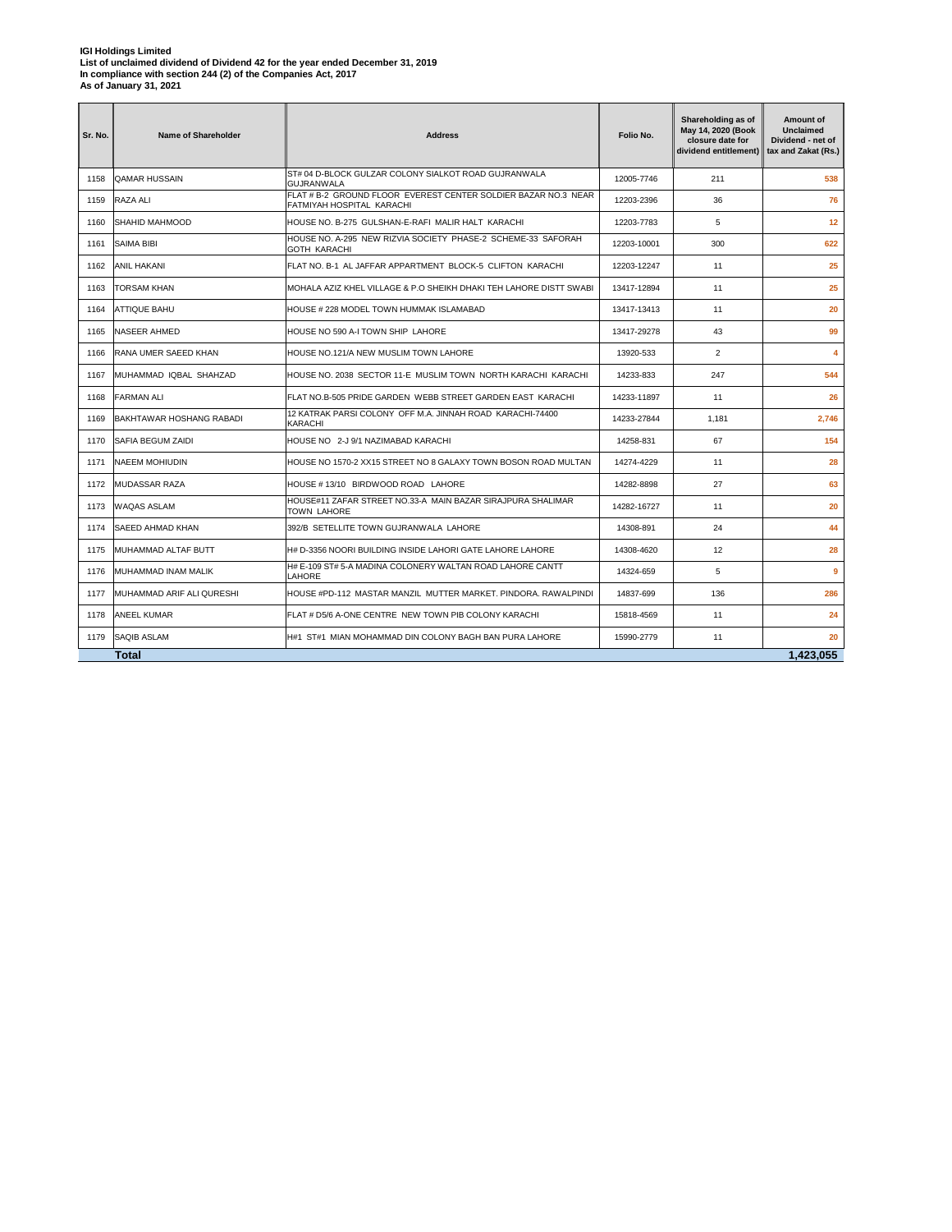**IGI Holdings Limited**
**List of unclaimed dividend of Dividend 42 for the year ended December 31, 2019**
**In compliance with section 244 (2) of the Companies Act, 2017**
**As of January 31, 2021**

| Sr. No. | Name of Shareholder | Address | Folio No. | Shareholding as of May 14, 2020 (Book closure date for dividend entitlement) | Amount of Unclaimed Dividend - net of tax and Zakat (Rs.) |
|---|---|---|---|---|---|
| 1158 | QAMAR HUSSAIN | ST# 04 D-BLOCK GULZAR COLONY SIALKOT ROAD GUJRANWALA GUJRANWALA | 12005-7746 | 211 | 538 |
| 1159 | RAZA ALI | FLAT # B-2 GROUND FLOOR EVEREST CENTER SOLDIER BAZAR NO.3 NEAR FATMIYAH HOSPITAL KARACHI | 12203-2396 | 36 | 76 |
| 1160 | SHAHID MAHMOOD | HOUSE NO. B-275 GULSHAN-E-RAFI MALIR HALT KARACHI | 12203-7783 | 5 | 12 |
| 1161 | SAIMA BIBI | HOUSE NO. A-295 NEW RIZVIA SOCIETY PHASE-2 SCHEME-33 SAFORAH GOTH KARACHI | 12203-10001 | 300 | 622 |
| 1162 | ANIL HAKANI | FLAT NO. B-1 AL JAFFAR APPARTMENT BLOCK-5 CLIFTON KARACHI | 12203-12247 | 11 | 25 |
| 1163 | TORSAM KHAN | MOHALA AZIZ KHEL VILLAGE & P.O SHEIKH DHAKI TEH LAHORE DISTT SWABI | 13417-12894 | 11 | 25 |
| 1164 | ATTIQUE BAHU | HOUSE # 228 MODEL TOWN HUMMAK ISLAMABAD | 13417-13413 | 11 | 20 |
| 1165 | NASEER AHMED | HOUSE NO 590 A-I TOWN SHIP LAHORE | 13417-29278 | 43 | 99 |
| 1166 | RANA UMER SAEED KHAN | HOUSE NO.121/A NEW MUSLIM TOWN LAHORE | 13920-533 | 2 | 4 |
| 1167 | MUHAMMAD IQBAL SHAHZAD | HOUSE NO. 2038 SECTOR 11-E MUSLIM TOWN NORTH KARACHI KARACHI | 14233-833 | 247 | 544 |
| 1168 | FARMAN ALI | FLAT NO.B-505 PRIDE GARDEN WEBB STREET GARDEN EAST KARACHI | 14233-11897 | 11 | 26 |
| 1169 | BAKHTAWAR HOSHANG RABADI | 12 KATRAK PARSI COLONY OFF M.A. JINNAH ROAD KARACHI-74400 KARACHI | 14233-27844 | 1,181 | 2,746 |
| 1170 | SAFIA BEGUM ZAIDI | HOUSE NO 2-J 9/1 NAZIMABAD KARACHI | 14258-831 | 67 | 154 |
| 1171 | NAEEM MOHIUDIN | HOUSE NO 1570-2 XX15 STREET NO 8 GALAXY TOWN BOSON ROAD MULTAN | 14274-4229 | 11 | 28 |
| 1172 | MUDASSAR RAZA | HOUSE # 13/10 BIRDWOOD ROAD LAHORE | 14282-8898 | 27 | 63 |
| 1173 | WAQAS ASLAM | HOUSE#11 ZAFAR STREET NO.33-A MAIN BAZAR SIRAJPURA SHALIMAR TOWN LAHORE | 14282-16727 | 11 | 20 |
| 1174 | SAEED AHMAD KHAN | 392/B SETELLITE TOWN GUJRANWALA LAHORE | 14308-891 | 24 | 44 |
| 1175 | MUHAMMAD ALTAF BUTT | H# D-3356 NOORI BUILDING INSIDE LAHORI GATE LAHORE LAHORE | 14308-4620 | 12 | 28 |
| 1176 | MUHAMMAD INAM MALIK | H# E-109 ST# 5-A MADINA COLONERY WALTAN ROAD LAHORE CANTT LAHORE | 14324-659 | 5 | 9 |
| 1177 | MUHAMMAD ARIF ALI QURESHI | HOUSE #PD-112 MASTAR MANZIL MUTTER MARKET. PINDORA. RAWALPINDI | 14837-699 | 136 | 286 |
| 1178 | ANEEL KUMAR | FLAT # D5/6 A-ONE CENTRE NEW TOWN PIB COLONY KARACHI | 15818-4569 | 11 | 24 |
| 1179 | SAQIB ASLAM | H#1 ST#1 MIAN MOHAMMAD DIN COLONY BAGH BAN PURA LAHORE | 15990-2779 | 11 | 20 |
| | **Total** | | | | **1,423,055** |